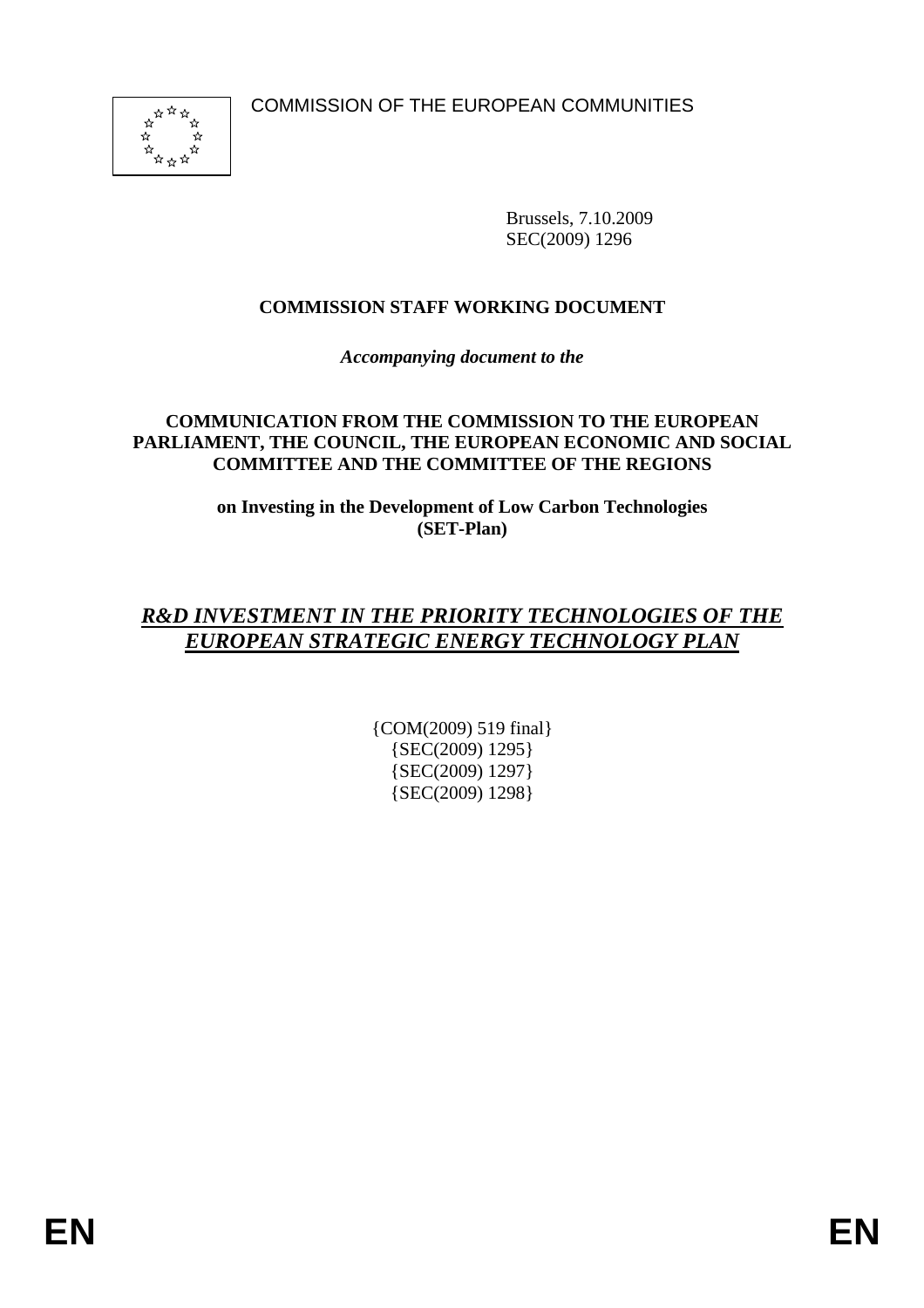COMMISSION OF THE EUROPEAN COMMUNITIES

Brussels, 7.10.2009
SEC(2009) 1296

**COMMISSION STAFF WORKING DOCUMENT**

***Accompanying document to the***

**COMMUNICATION FROM THE COMMISSION TO THE EUROPEAN PARLIAMENT, THE COUNCIL, THE EUROPEAN ECONOMIC AND SOCIAL COMMITTEE AND THE COMMITTEE OF THE REGIONS**

**on Investing in the Development of Low Carbon Technologies (SET-Plan)**

# *R&D INVESTMENT IN THE PRIORITY TECHNOLOGIES OF THE EUROPEAN STRATEGIC ENERGY TECHNOLOGY PLAN*

{COM(2009) 519 final}
{SEC(2009) 1295}
{SEC(2009) 1297}
{SEC(2009) 1298}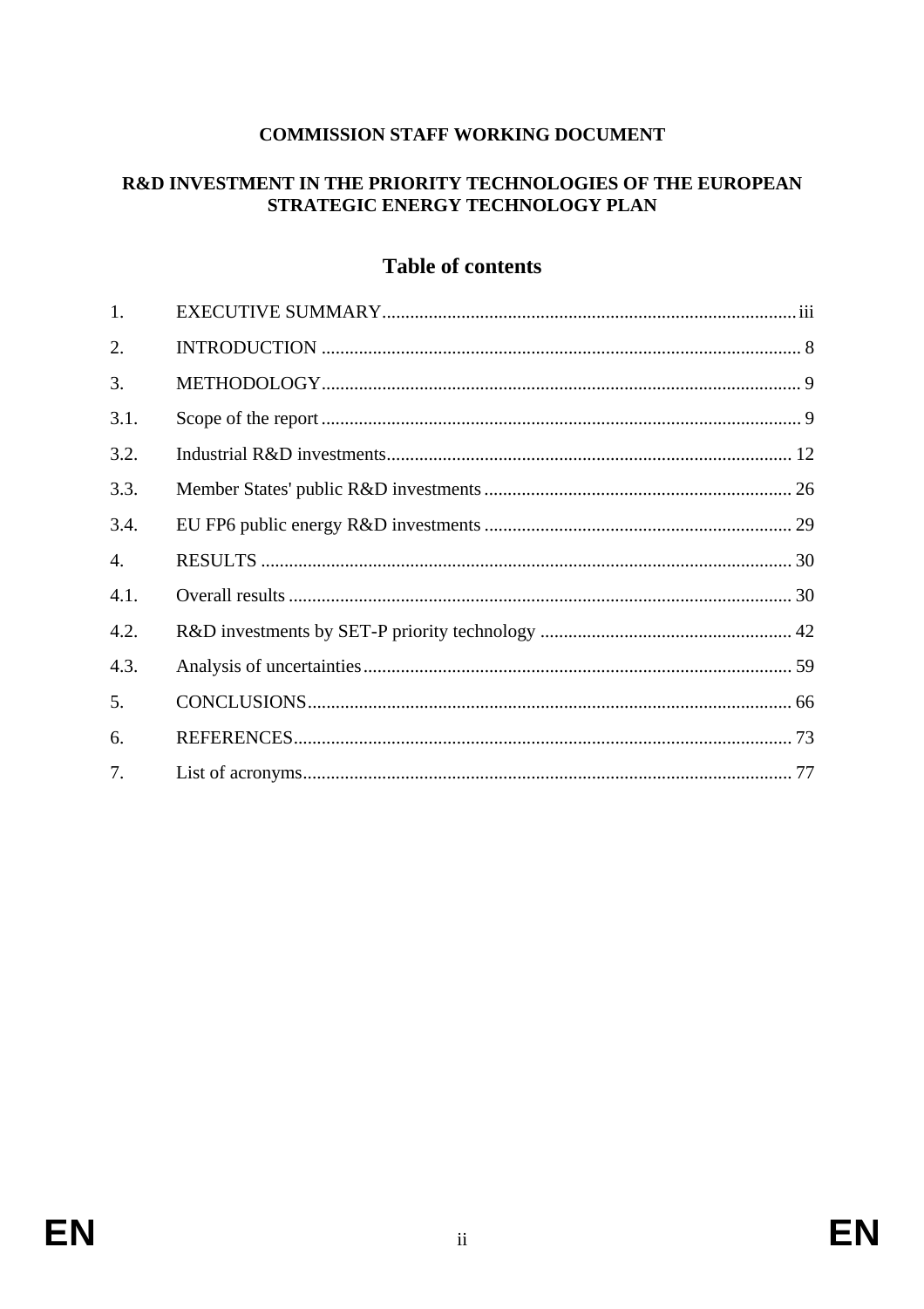**COMMISSION STAFF WORKING DOCUMENT**

**R&D INVESTMENT IN THE PRIORITY TECHNOLOGIES OF THE EUROPEAN STRATEGIC ENERGY TECHNOLOGY PLAN**

## Table of contents

| | | |
|---|---|---|
| 1. | EXECUTIVE SUMMARY | iii |
| 2. | INTRODUCTION | 8 |
| 3. | METHODOLOGY | 9 |
| 3.1. | Scope of the report | 9 |
| 3.2. | Industrial R&D investments | 12 |
| 3.3. | Member States' public R&D investments | 26 |
| 3.4. | EU FP6 public energy R&D investments | 29 |
| 4. | RESULTS | 30 |
| 4.1. | Overall results | 30 |
| 4.2. | R&D investments by SET-P priority technology | 42 |
| 4.3. | Analysis of uncertainties | 59 |
| 5. | CONCLUSIONS | 66 |
| 6. | REFERENCES | 73 |
| 7. | List of acronyms | 77 |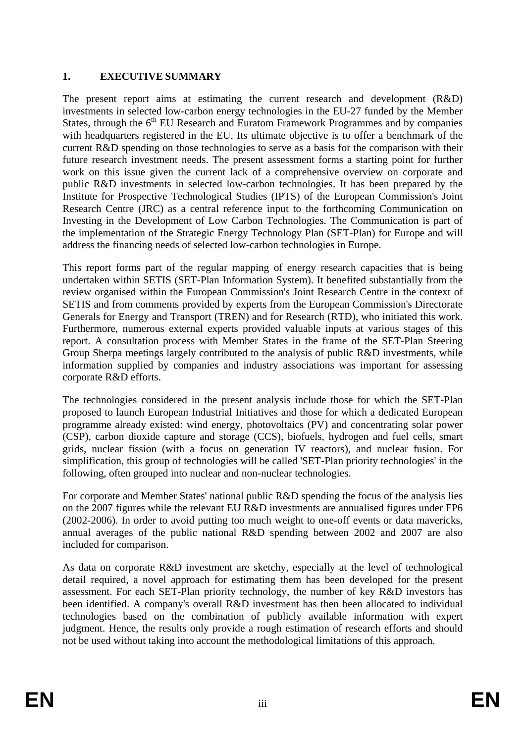# 1. EXECUTIVE SUMMARY

The present report aims at estimating the current research and development (R&D) investments in selected low-carbon energy technologies in the EU-27 funded by the Member States, through the 6th EU Research and Euratom Framework Programmes and by companies with headquarters registered in the EU. Its ultimate objective is to offer a benchmark of the current R&D spending on those technologies to serve as a basis for the comparison with their future research investment needs. The present assessment forms a starting point for further work on this issue given the current lack of a comprehensive overview on corporate and public R&D investments in selected low-carbon technologies. It has been prepared by the Institute for Prospective Technological Studies (IPTS) of the European Commission's Joint Research Centre (JRC) as a central reference input to the forthcoming Communication on Investing in the Development of Low Carbon Technologies. The Communication is part of the implementation of the Strategic Energy Technology Plan (SET-Plan) for Europe and will address the financing needs of selected low-carbon technologies in Europe.

This report forms part of the regular mapping of energy research capacities that is being undertaken within SETIS (SET-Plan Information System). It benefited substantially from the review organised within the European Commission's Joint Research Centre in the context of SETIS and from comments provided by experts from the European Commission's Directorate Generals for Energy and Transport (TREN) and for Research (RTD), who initiated this work. Furthermore, numerous external experts provided valuable inputs at various stages of this report. A consultation process with Member States in the frame of the SET-Plan Steering Group Sherpa meetings largely contributed to the analysis of public R&D investments, while information supplied by companies and industry associations was important for assessing corporate R&D efforts.

The technologies considered in the present analysis include those for which the SET-Plan proposed to launch European Industrial Initiatives and those for which a dedicated European programme already existed: wind energy, photovoltaics (PV) and concentrating solar power (CSP), carbon dioxide capture and storage (CCS), biofuels, hydrogen and fuel cells, smart grids, nuclear fission (with a focus on generation IV reactors), and nuclear fusion. For simplification, this group of technologies will be called 'SET-Plan priority technologies' in the following, often grouped into nuclear and non-nuclear technologies.

For corporate and Member States' national public R&D spending the focus of the analysis lies on the 2007 figures while the relevant EU R&D investments are annualised figures under FP6 (2002-2006). In order to avoid putting too much weight to one-off events or data mavericks, annual averages of the public national R&D spending between 2002 and 2007 are also included for comparison.

As data on corporate R&D investment are sketchy, especially at the level of technological detail required, a novel approach for estimating them has been developed for the present assessment. For each SET-Plan priority technology, the number of key R&D investors has been identified. A company's overall R&D investment has then been allocated to individual technologies based on the combination of publicly available information with expert judgment. Hence, the results only provide a rough estimation of research efforts and should not be used without taking into account the methodological limitations of this approach.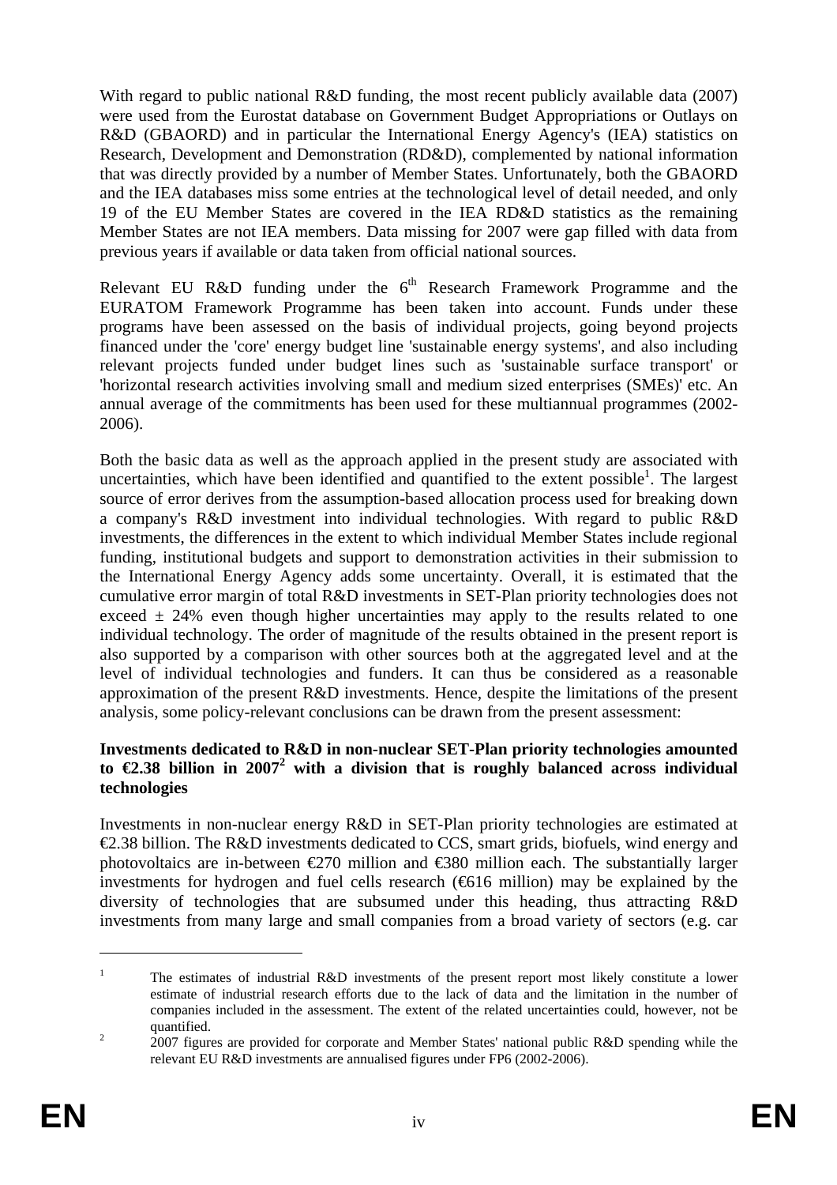With regard to public national R&D funding, the most recent publicly available data (2007) were used from the Eurostat database on Government Budget Appropriations or Outlays on R&D (GBAORD) and in particular the International Energy Agency's (IEA) statistics on Research, Development and Demonstration (RD&D), complemented by national information that was directly provided by a number of Member States. Unfortunately, both the GBAORD and the IEA databases miss some entries at the technological level of detail needed, and only 19 of the EU Member States are covered in the IEA RD&D statistics as the remaining Member States are not IEA members. Data missing for 2007 were gap filled with data from previous years if available or data taken from official national sources.

Relevant EU R&D funding under the 6th Research Framework Programme and the EURATOM Framework Programme has been taken into account. Funds under these programs have been assessed on the basis of individual projects, going beyond projects financed under the 'core' energy budget line 'sustainable energy systems', and also including relevant projects funded under budget lines such as 'sustainable surface transport' or 'horizontal research activities involving small and medium sized enterprises (SMEs)' etc. An annual average of the commitments has been used for these multiannual programmes (2002-2006).

Both the basic data as well as the approach applied in the present study are associated with uncertainties, which have been identified and quantified to the extent possible[1]. The largest source of error derives from the assumption-based allocation process used for breaking down a company's R&D investment into individual technologies. With regard to public R&D investments, the differences in the extent to which individual Member States include regional funding, institutional budgets and support to demonstration activities in their submission to the International Energy Agency adds some uncertainty. Overall, it is estimated that the cumulative error margin of total R&D investments in SET-Plan priority technologies does not exceed ± 24% even though higher uncertainties may apply to the results related to one individual technology. The order of magnitude of the results obtained in the present report is also supported by a comparison with other sources both at the aggregated level and at the level of individual technologies and funders. It can thus be considered as a reasonable approximation of the present R&D investments. Hence, despite the limitations of the present analysis, some policy-relevant conclusions can be drawn from the present assessment:

**Investments dedicated to R&D in non-nuclear SET-Plan priority technologies amounted to €2.38 billion in 2007[2] with a division that is roughly balanced across individual technologies**

Investments in non-nuclear energy R&D in SET-Plan priority technologies are estimated at €2.38 billion. The R&D investments dedicated to CCS, smart grids, biofuels, wind energy and photovoltaics are in-between €270 million and €380 million each. The substantially larger investments for hydrogen and fuel cells research (€616 million) may be explained by the diversity of technologies that are subsumed under this heading, thus attracting R&D investments from many large and small companies from a broad variety of sectors (e.g. car

---

[1] The estimates of industrial R&D investments of the present report most likely constitute a lower estimate of industrial research efforts due to the lack of data and the limitation in the number of companies included in the assessment. The extent of the related uncertainties could, however, not be quantified.

[2] 2007 figures are provided for corporate and Member States' national public R&D spending while the relevant EU R&D investments are annualised figures under FP6 (2002-2006).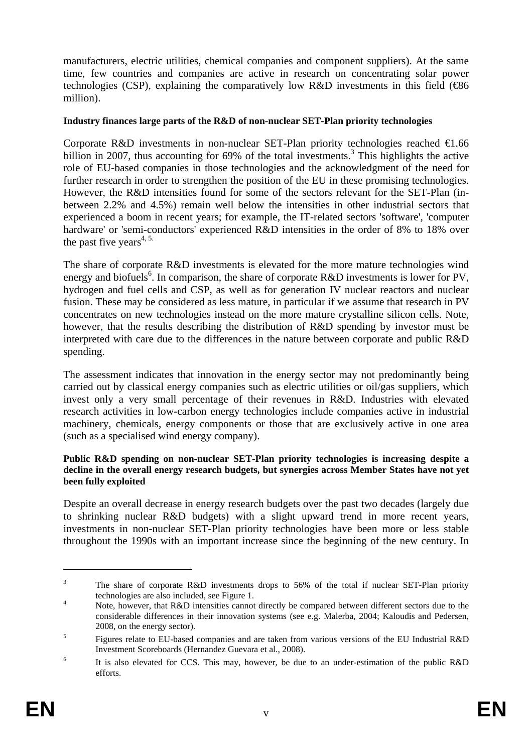manufacturers, electric utilities, chemical companies and component suppliers). At the same time, few countries and companies are active in research on concentrating solar power technologies (CSP), explaining the comparatively low R&D investments in this field (€86 million).

**Industry finances large parts of the R&D of non-nuclear SET-Plan priority technologies**

Corporate R&D investments in non-nuclear SET-Plan priority technologies reached €1.66 billion in 2007, thus accounting for 69% of the total investments.[3] This highlights the active role of EU-based companies in those technologies and the acknowledgment of the need for further research in order to strengthen the position of the EU in these promising technologies. However, the R&D intensities found for some of the sectors relevant for the SET-Plan (in-between 2.2% and 4.5%) remain well below the intensities in other industrial sectors that experienced a boom in recent years; for example, the IT-related sectors 'software', 'computer hardware' or 'semi-conductors' experienced R&D intensities in the order of 8% to 18% over the past five years[4, 5].

The share of corporate R&D investments is elevated for the more mature technologies wind energy and biofuels[6]. In comparison, the share of corporate R&D investments is lower for PV, hydrogen and fuel cells and CSP, as well as for generation IV nuclear reactors and nuclear fusion. These may be considered as less mature, in particular if we assume that research in PV concentrates on new technologies instead on the more mature crystalline silicon cells. Note, however, that the results describing the distribution of R&D spending by investor must be interpreted with care due to the differences in the nature between corporate and public R&D spending.

The assessment indicates that innovation in the energy sector may not predominantly being carried out by classical energy companies such as electric utilities or oil/gas suppliers, which invest only a very small percentage of their revenues in R&D. Industries with elevated research activities in low-carbon energy technologies include companies active in industrial machinery, chemicals, energy components or those that are exclusively active in one area (such as a specialised wind energy company).

**Public R&D spending on non-nuclear SET-Plan priority technologies is increasing despite a decline in the overall energy research budgets, but synergies across Member States have not yet been fully exploited**

Despite an overall decrease in energy research budgets over the past two decades (largely due to shrinking nuclear R&D budgets) with a slight upward trend in more recent years, investments in non-nuclear SET-Plan priority technologies have been more or less stable throughout the 1990s with an important increase since the beginning of the new century. In

---

[3] The share of corporate R&D investments drops to 56% of the total if nuclear SET-Plan priority technologies are also included, see Figure 1.

[4] Note, however, that R&D intensities cannot directly be compared between different sectors due to the considerable differences in their innovation systems (see e.g. Malerba, 2004; Kaloudis and Pedersen, 2008, on the energy sector).

[5] Figures relate to EU-based companies and are taken from various versions of the EU Industrial R&D Investment Scoreboards (Hernandez Guevara et al., 2008).

[6] It is also elevated for CCS. This may, however, be due to an under-estimation of the public R&D efforts.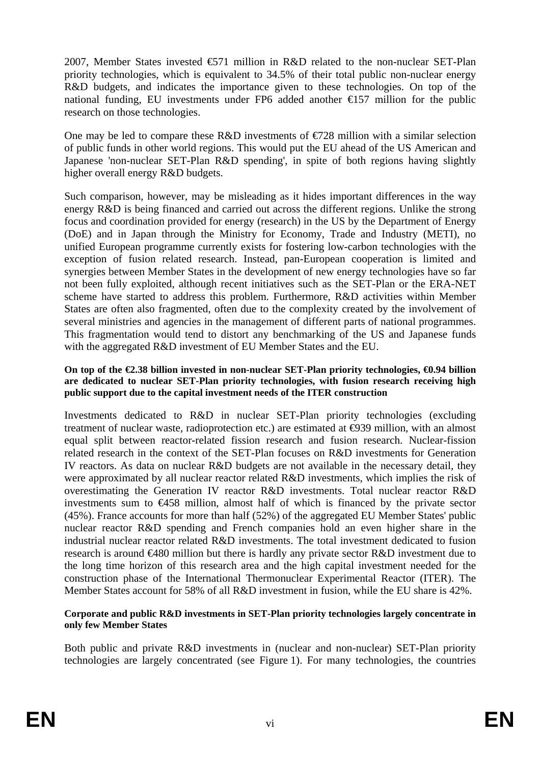2007, Member States invested €571 million in R&D related to the non-nuclear SET-Plan priority technologies, which is equivalent to 34.5% of their total public non-nuclear energy R&D budgets, and indicates the importance given to these technologies. On top of the national funding, EU investments under FP6 added another €157 million for the public research on those technologies.

One may be led to compare these R&D investments of €728 million with a similar selection of public funds in other world regions. This would put the EU ahead of the US American and Japanese 'non-nuclear SET-Plan R&D spending', in spite of both regions having slightly higher overall energy R&D budgets.

Such comparison, however, may be misleading as it hides important differences in the way energy R&D is being financed and carried out across the different regions. Unlike the strong focus and coordination provided for energy (research) in the US by the Department of Energy (DoE) and in Japan through the Ministry for Economy, Trade and Industry (METI), no unified European programme currently exists for fostering low-carbon technologies with the exception of fusion related research. Instead, pan-European cooperation is limited and synergies between Member States in the development of new energy technologies have so far not been fully exploited, although recent initiatives such as the SET-Plan or the ERA-NET scheme have started to address this problem. Furthermore, R&D activities within Member States are often also fragmented, often due to the complexity created by the involvement of several ministries and agencies in the management of different parts of national programmes. This fragmentation would tend to distort any benchmarking of the US and Japanese funds with the aggregated R&D investment of EU Member States and the EU.

**On top of the €2.38 billion invested in non-nuclear SET-Plan priority technologies, €0.94 billion are dedicated to nuclear SET-Plan priority technologies, with fusion research receiving high public support due to the capital investment needs of the ITER construction**

Investments dedicated to R&D in nuclear SET-Plan priority technologies (excluding treatment of nuclear waste, radioprotection etc.) are estimated at €939 million, with an almost equal split between reactor-related fission research and fusion research. Nuclear-fission related research in the context of the SET-Plan focuses on R&D investments for Generation IV reactors. As data on nuclear R&D budgets are not available in the necessary detail, they were approximated by all nuclear reactor related R&D investments, which implies the risk of overestimating the Generation IV reactor R&D investments. Total nuclear reactor R&D investments sum to €458 million, almost half of which is financed by the private sector (45%). France accounts for more than half (52%) of the aggregated EU Member States' public nuclear reactor R&D spending and French companies hold an even higher share in the industrial nuclear reactor related R&D investments. The total investment dedicated to fusion research is around €480 million but there is hardly any private sector R&D investment due to the long time horizon of this research area and the high capital investment needed for the construction phase of the International Thermonuclear Experimental Reactor (ITER). The Member States account for 58% of all R&D investment in fusion, while the EU share is 42%.

**Corporate and public R&D investments in SET-Plan priority technologies largely concentrate in only few Member States**

Both public and private R&D investments in (nuclear and non-nuclear) SET-Plan priority technologies are largely concentrated (see Figure 1). For many technologies, the countries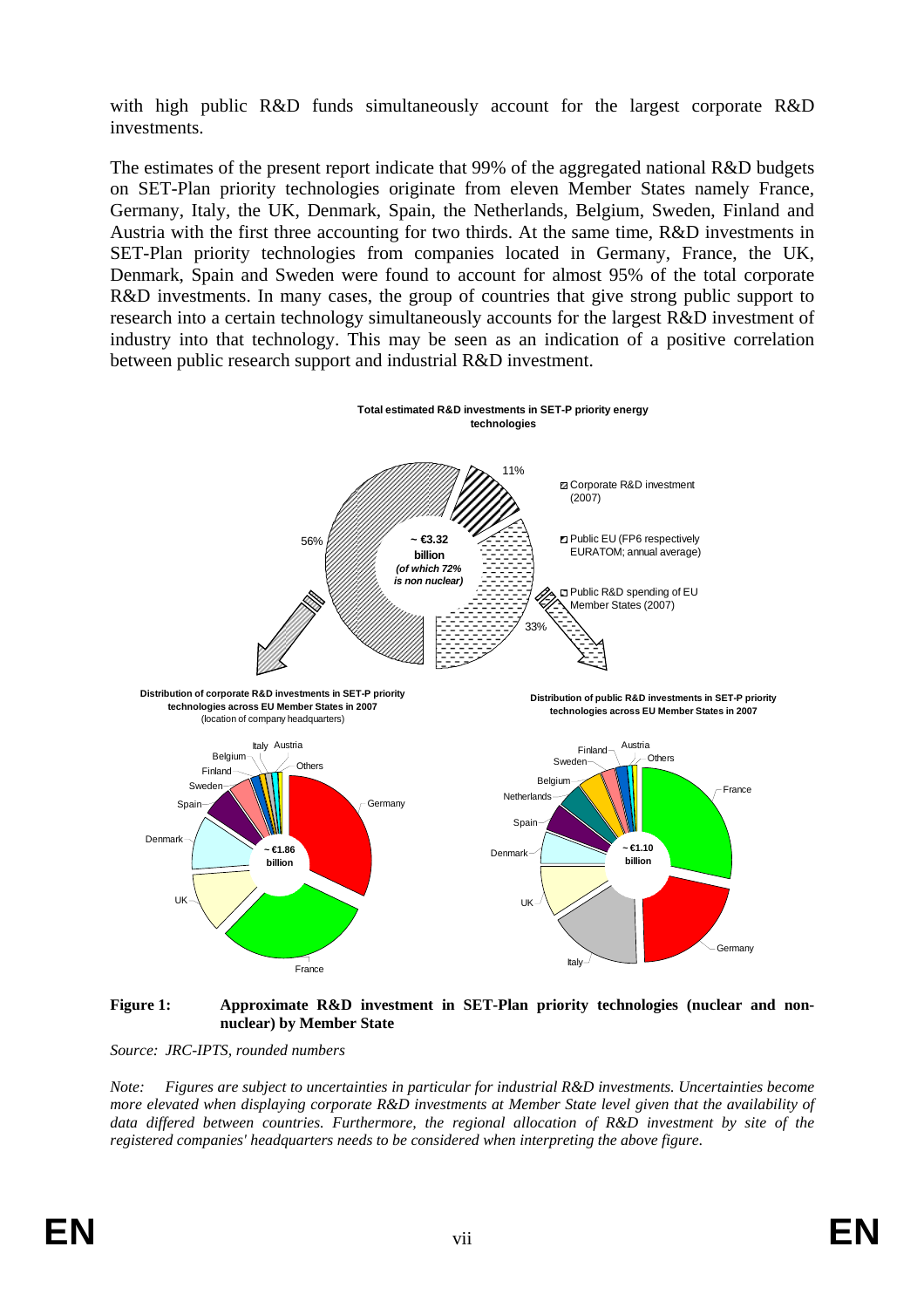with high public R&D funds simultaneously account for the largest corporate R&D investments.

The estimates of the present report indicate that 99% of the aggregated national R&D budgets on SET-Plan priority technologies originate from eleven Member States namely France, Germany, Italy, the UK, Denmark, Spain, the Netherlands, Belgium, Sweden, Finland and Austria with the first three accounting for two thirds. At the same time, R&D investments in SET-Plan priority technologies from companies located in Germany, France, the UK, Denmark, Spain and Sweden were found to account for almost 95% of the total corporate R&D investments. In many cases, the group of countries that give strong public support to research into a certain technology simultaneously accounts for the largest R&D investment of industry into that technology. This may be seen as an indication of a positive correlation between public research support and industrial R&D investment.

**Figure 1: Approximate R&D investment in SET-Plan priority technologies (nuclear and non-nuclear) by Member State**

*Source: JRC-IPTS, rounded numbers*

*Note: Figures are subject to uncertainties in particular for industrial R&D investments. Uncertainties become more elevated when displaying corporate R&D investments at Member State level given that the availability of data differed between countries. Furthermore, the regional allocation of R&D investment by site of the registered companies' headquarters needs to be considered when interpreting the above figure.*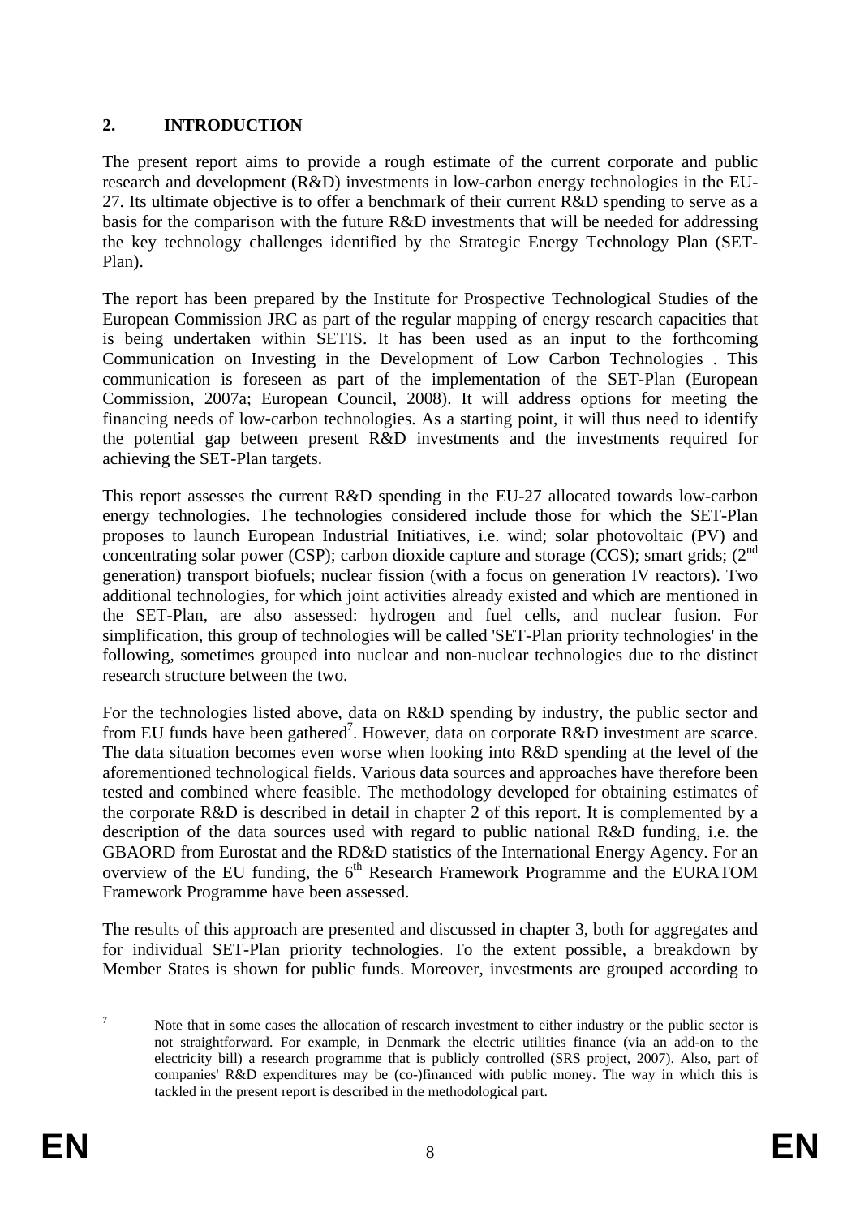## 2. INTRODUCTION

The present report aims to provide a rough estimate of the current corporate and public research and development (R&D) investments in low-carbon energy technologies in the EU-27. Its ultimate objective is to offer a benchmark of their current R&D spending to serve as a basis for the comparison with the future R&D investments that will be needed for addressing the key technology challenges identified by the Strategic Energy Technology Plan (SET-Plan).

The report has been prepared by the Institute for Prospective Technological Studies of the European Commission JRC as part of the regular mapping of energy research capacities that is being undertaken within SETIS. It has been used as an input to the forthcoming Communication on Investing in the Development of Low Carbon Technologies . This communication is foreseen as part of the implementation of the SET-Plan (European Commission, 2007a; European Council, 2008). It will address options for meeting the financing needs of low-carbon technologies. As a starting point, it will thus need to identify the potential gap between present R&D investments and the investments required for achieving the SET-Plan targets.

This report assesses the current R&D spending in the EU-27 allocated towards low-carbon energy technologies. The technologies considered include those for which the SET-Plan proposes to launch European Industrial Initiatives, i.e. wind; solar photovoltaic (PV) and concentrating solar power (CSP); carbon dioxide capture and storage (CCS); smart grids; (2nd generation) transport biofuels; nuclear fission (with a focus on generation IV reactors). Two additional technologies, for which joint activities already existed and which are mentioned in the SET-Plan, are also assessed: hydrogen and fuel cells, and nuclear fusion. For simplification, this group of technologies will be called 'SET-Plan priority technologies' in the following, sometimes grouped into nuclear and non-nuclear technologies due to the distinct research structure between the two.

For the technologies listed above, data on R&D spending by industry, the public sector and from EU funds have been gathered[7]. However, data on corporate R&D investment are scarce. The data situation becomes even worse when looking into R&D spending at the level of the aforementioned technological fields. Various data sources and approaches have therefore been tested and combined where feasible. The methodology developed for obtaining estimates of the corporate R&D is described in detail in chapter 2 of this report. It is complemented by a description of the data sources used with regard to public national R&D funding, i.e. the GBAORD from Eurostat and the RD&D statistics of the International Energy Agency. For an overview of the EU funding, the 6th Research Framework Programme and the EURATOM Framework Programme have been assessed.

The results of this approach are presented and discussed in chapter 3, both for aggregates and for individual SET-Plan priority technologies. To the extent possible, a breakdown by Member States is shown for public funds. Moreover, investments are grouped according to

[7] Note that in some cases the allocation of research investment to either industry or the public sector is not straightforward. For example, in Denmark the electric utilities finance (via an add-on to the electricity bill) a research programme that is publicly controlled (SRS project, 2007). Also, part of companies' R&D expenditures may be (co-)financed with public money. The way in which this is tackled in the present report is described in the methodological part.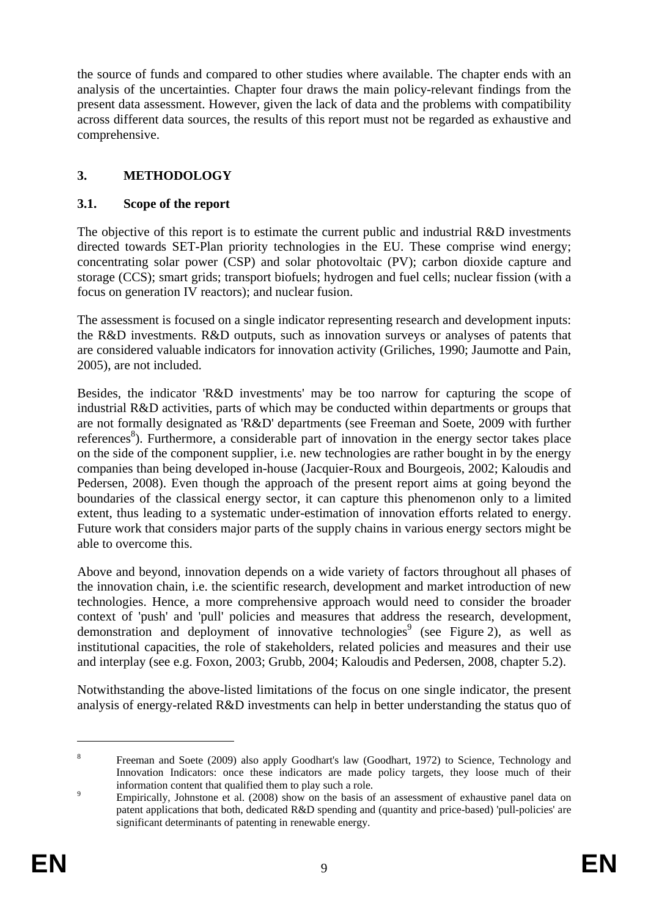the source of funds and compared to other studies where available. The chapter ends with an analysis of the uncertainties. Chapter four draws the main policy-relevant findings from the present data assessment. However, given the lack of data and the problems with compatibility across different data sources, the results of this report must not be regarded as exhaustive and comprehensive.

# 3. METHODOLOGY

## 3.1. Scope of the report

The objective of this report is to estimate the current public and industrial R&D investments directed towards SET-Plan priority technologies in the EU. These comprise wind energy; concentrating solar power (CSP) and solar photovoltaic (PV); carbon dioxide capture and storage (CCS); smart grids; transport biofuels; hydrogen and fuel cells; nuclear fission (with a focus on generation IV reactors); and nuclear fusion.

The assessment is focused on a single indicator representing research and development inputs: the R&D investments. R&D outputs, such as innovation surveys or analyses of patents that are considered valuable indicators for innovation activity (Griliches, 1990; Jaumotte and Pain, 2005), are not included.

Besides, the indicator 'R&D investments' may be too narrow for capturing the scope of industrial R&D activities, parts of which may be conducted within departments or groups that are not formally designated as 'R&D' departments (see Freeman and Soete, 2009 with further references[8]). Furthermore, a considerable part of innovation in the energy sector takes place on the side of the component supplier, i.e. new technologies are rather bought in by the energy companies than being developed in-house (Jacquier-Roux and Bourgeois, 2002; Kaloudis and Pedersen, 2008). Even though the approach of the present report aims at going beyond the boundaries of the classical energy sector, it can capture this phenomenon only to a limited extent, thus leading to a systematic under-estimation of innovation efforts related to energy. Future work that considers major parts of the supply chains in various energy sectors might be able to overcome this.

Above and beyond, innovation depends on a wide variety of factors throughout all phases of the innovation chain, i.e. the scientific research, development and market introduction of new technologies. Hence, a more comprehensive approach would need to consider the broader context of 'push' and 'pull' policies and measures that address the research, development, demonstration and deployment of innovative technologies[9] (see Figure 2), as well as institutional capacities, the role of stakeholders, related policies and measures and their use and interplay (see e.g. Foxon, 2003; Grubb, 2004; Kaloudis and Pedersen, 2008, chapter 5.2).

Notwithstanding the above-listed limitations of the focus on one single indicator, the present analysis of energy-related R&D investments can help in better understanding the status quo of

---

[8] Freeman and Soete (2009) also apply Goodhart's law (Goodhart, 1972) to Science, Technology and Innovation Indicators: once these indicators are made policy targets, they loose much of their information content that qualified them to play such a role.

[9] Empirically, Johnstone et al. (2008) show on the basis of an assessment of exhaustive panel data on patent applications that both, dedicated R&D spending and (quantity and price-based) 'pull-policies' are significant determinants of patenting in renewable energy.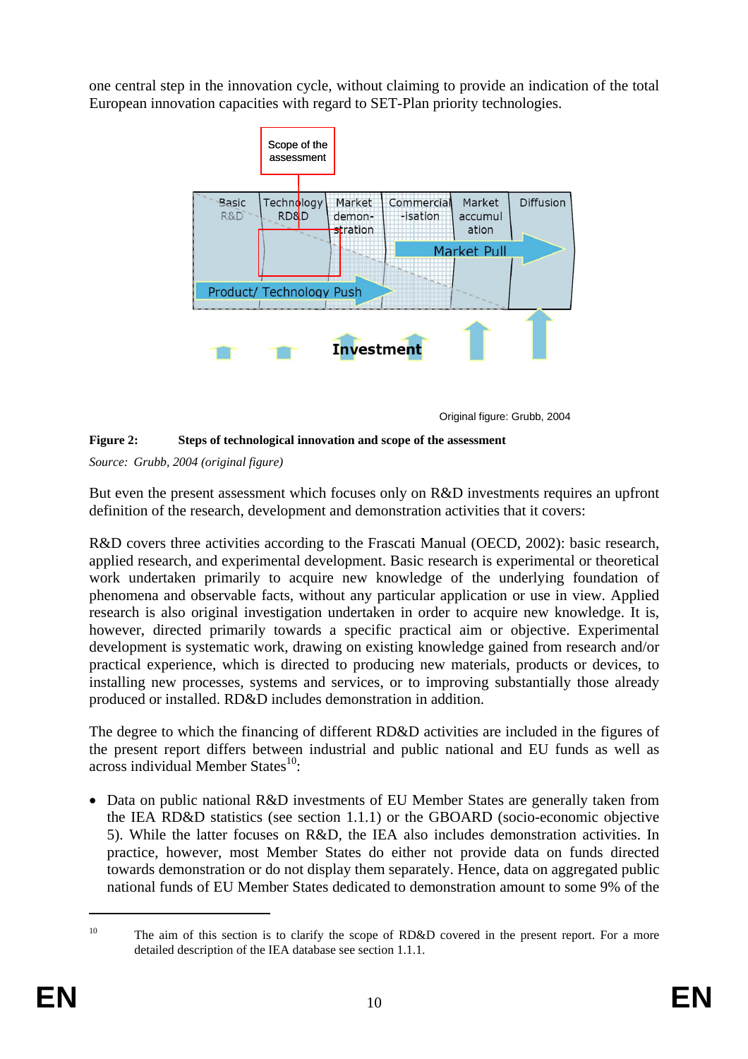one central step in the innovation cycle, without claiming to provide an indication of the total European innovation capacities with regard to SET-Plan priority technologies.

Scope of the assessment

Basic R&D | Technology RD&D | Market demon-stration | Commercial-isation | Market accumulation | Diffusion

Market Pull

Product/ Technology Push

Investment

Original figure: Grubb, 2004

**Figure 2: Steps of technological innovation and scope of the assessment**

*Source: Grubb, 2004 (original figure)*

But even the present assessment which focuses only on R&D investments requires an upfront definition of the research, development and demonstration activities that it covers:

R&D covers three activities according to the Frascati Manual (OECD, 2002): basic research, applied research, and experimental development. Basic research is experimental or theoretical work undertaken primarily to acquire new knowledge of the underlying foundation of phenomena and observable facts, without any particular application or use in view. Applied research is also original investigation undertaken in order to acquire new knowledge. It is, however, directed primarily towards a specific practical aim or objective. Experimental development is systematic work, drawing on existing knowledge gained from research and/or practical experience, which is directed to producing new materials, products or devices, to installing new processes, systems and services, or to improving substantially those already produced or installed. RD&D includes demonstration in addition.

The degree to which the financing of different RD&D activities are included in the figures of the present report differs between industrial and public national and EU funds as well as across individual Member States[10]:

- Data on public national R&D investments of EU Member States are generally taken from the IEA RD&D statistics (see section 1.1.1) or the GBOARD (socio-economic objective 5). While the latter focuses on R&D, the IEA also includes demonstration activities. In practice, however, most Member States do either not provide data on funds directed towards demonstration or do not display them separately. Hence, data on aggregated public national funds of EU Member States dedicated to demonstration amount to some 9% of the

---

[10] The aim of this section is to clarify the scope of RD&D covered in the present report. For a more detailed description of the IEA database see section 1.1.1.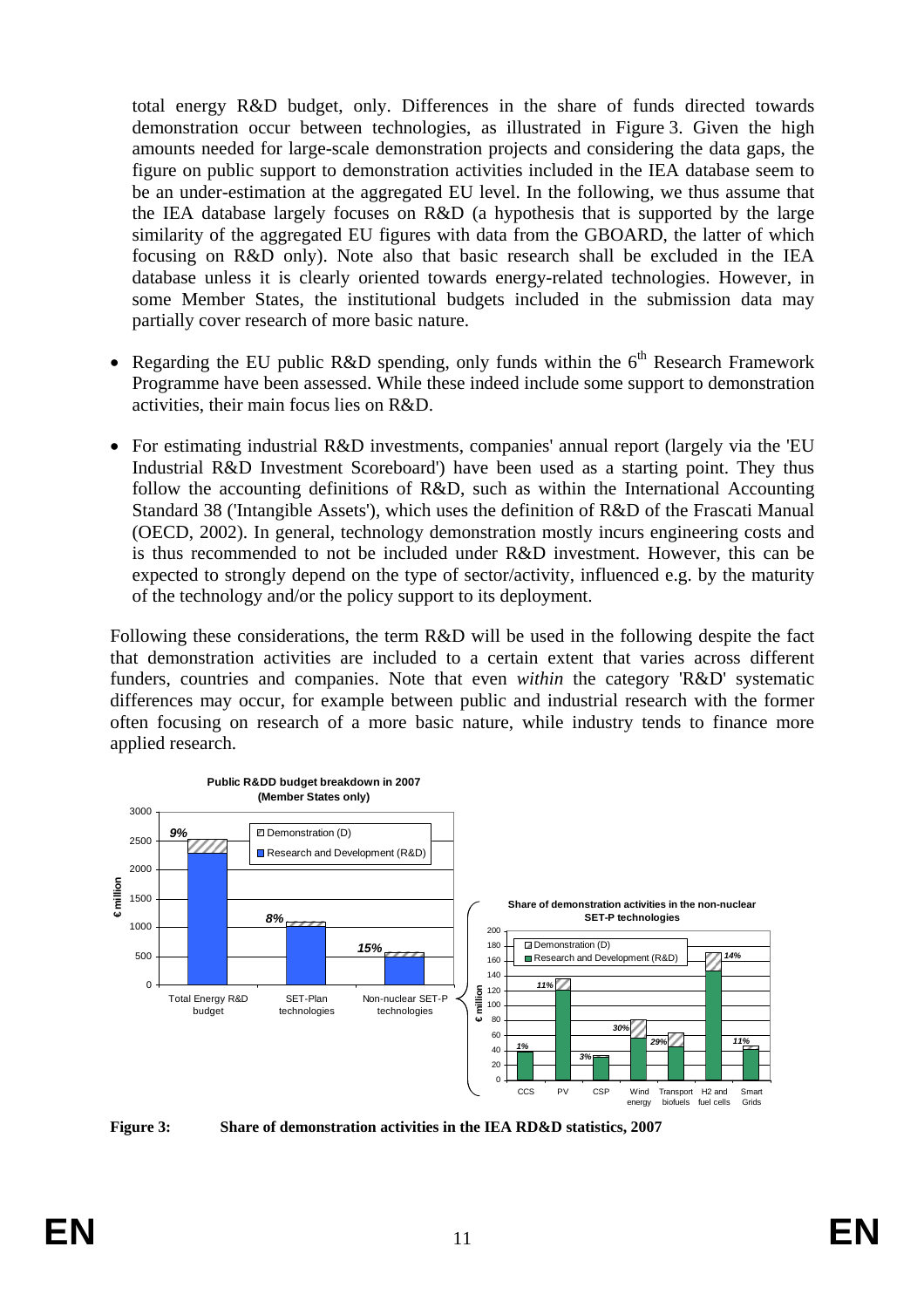total energy R&D budget, only. Differences in the share of funds directed towards demonstration occur between technologies, as illustrated in Figure 3. Given the high amounts needed for large-scale demonstration projects and considering the data gaps, the figure on public support to demonstration activities included in the IEA database seem to be an under-estimation at the aggregated EU level. In the following, we thus assume that the IEA database largely focuses on R&D (a hypothesis that is supported by the large similarity of the aggregated EU figures with data from the GBOARD, the latter of which focusing on R&D only). Note also that basic research shall be excluded in the IEA database unless it is clearly oriented towards energy-related technologies. However, in some Member States, the institutional budgets included in the submission data may partially cover research of more basic nature.

- Regarding the EU public R&D spending, only funds within the 6th Research Framework Programme have been assessed. While these indeed include some support to demonstration activities, their main focus lies on R&D.

- For estimating industrial R&D investments, companies' annual report (largely via the 'EU Industrial R&D Investment Scoreboard') have been used as a starting point. They thus follow the accounting definitions of R&D, such as within the International Accounting Standard 38 ('Intangible Assets'), which uses the definition of R&D of the Frascati Manual (OECD, 2002). In general, technology demonstration mostly incurs engineering costs and is thus recommended to not be included under R&D investment. However, this can be expected to strongly depend on the type of sector/activity, influenced e.g. by the maturity of the technology and/or the policy support to its deployment.

Following these considerations, the term R&D will be used in the following despite the fact that demonstration activities are included to a certain extent that varies across different funders, countries and companies. Note that even *within* the category 'R&D' systematic differences may occur, for example between public and industrial research with the former often focusing on research of a more basic nature, while industry tends to finance more applied research.

**Public R&DD budget breakdown in 2007 (Member States only)**

| € million | Total Energy R&D budget | SET-Plan technologies | Non-nuclear SET-P technologies |
|---|---|---|---|
| Share of Demonstration (D) | 9% | 8% | 15% |

**Share of demonstration activities in the non-nuclear SET-P technologies**

| € million | CCS | PV | CSP | Wind energy | Transport biofuels | H2 and fuel cells | Smart Grids |
|---|---|---|---|---|---|---|---|
| Share of Demonstration (D) | 1% | 11% | 3% | 30% | 29% | 14% | 11% |

**Figure 3: Share of demonstration activities in the IEA RD&D statistics, 2007**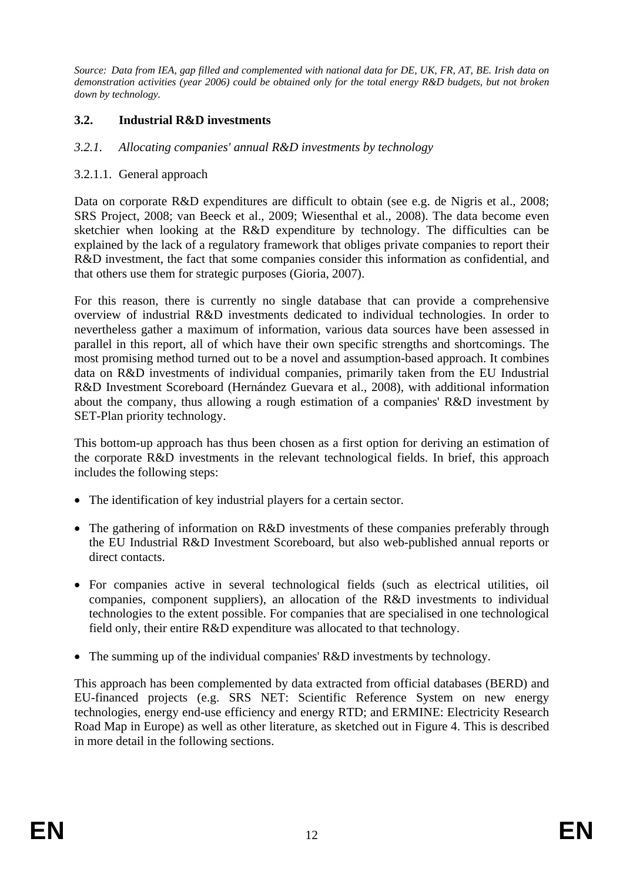*Source: Data from IEA, gap filled and complemented with national data for DE, UK, FR, AT, BE. Irish data on demonstration activities (year 2006) could be obtained only for the total energy R&D budgets, but not broken down by technology.*

## 3.2. Industrial R&D investments

### *3.2.1. Allocating companies' annual R&D investments by technology*

#### 3.2.1.1. General approach

Data on corporate R&D expenditures are difficult to obtain (see e.g. de Nigris et al., 2008; SRS Project, 2008; van Beeck et al., 2009; Wiesenthal et al., 2008). The data become even sketchier when looking at the R&D expenditure by technology. The difficulties can be explained by the lack of a regulatory framework that obliges private companies to report their R&D investment, the fact that some companies consider this information as confidential, and that others use them for strategic purposes (Gioria, 2007).

For this reason, there is currently no single database that can provide a comprehensive overview of industrial R&D investments dedicated to individual technologies. In order to nevertheless gather a maximum of information, various data sources have been assessed in parallel in this report, all of which have their own specific strengths and shortcomings. The most promising method turned out to be a novel and assumption-based approach. It combines data on R&D investments of individual companies, primarily taken from the EU Industrial R&D Investment Scoreboard (Hernández Guevara et al., 2008), with additional information about the company, thus allowing a rough estimation of a companies' R&D investment by SET-Plan priority technology.

This bottom-up approach has thus been chosen as a first option for deriving an estimation of the corporate R&D investments in the relevant technological fields. In brief, this approach includes the following steps:

- The identification of key industrial players for a certain sector.
- The gathering of information on R&D investments of these companies preferably through the EU Industrial R&D Investment Scoreboard, but also web-published annual reports or direct contacts.
- For companies active in several technological fields (such as electrical utilities, oil companies, component suppliers), an allocation of the R&D investments to individual technologies to the extent possible. For companies that are specialised in one technological field only, their entire R&D expenditure was allocated to that technology.
- The summing up of the individual companies' R&D investments by technology.

This approach has been complemented by data extracted from official databases (BERD) and EU-financed projects (e.g. SRS NET: Scientific Reference System on new energy technologies, energy end-use efficiency and energy RTD; and ERMINE: Electricity Research Road Map in Europe) as well as other literature, as sketched out in Figure 4. This is described in more detail in the following sections.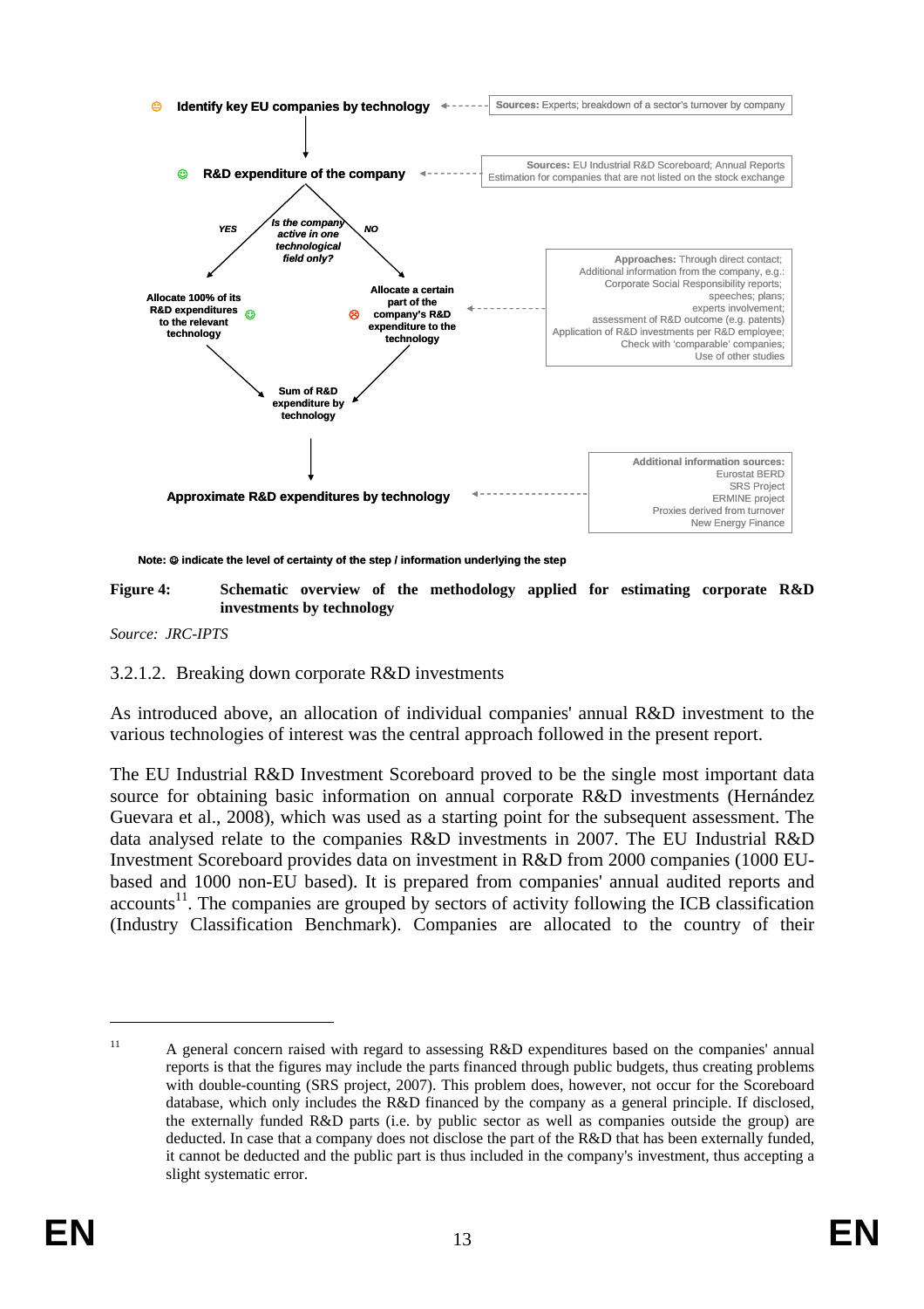Identify key EU companies by technology ← Sources: Experts; breakdown of a sector's turnover by company

R&D expenditure of the company ← Sources: EU Industrial R&D Scoreboard; Annual Reports; Estimation for companies that are not listed on the stock exchange

Is the company active in one technological field only?

YES → Allocate 100% of its R&D expenditures to the relevant technology

NO → Allocate a certain part of the company's R&D expenditure to the technology ← Approaches: Through direct contact; Additional information from the company, e.g.: Corporate Social Responsibility reports; speeches; plans; experts involvement; assessment of R&D outcome (e.g. patents); Application of R&D investments per R&D employee; Check with 'comparable' companies; Use of other studies

Sum of R&D expenditure by technology

Approximate R&D expenditures by technology ← Additional information sources: Eurostat BERD; SRS Project; ERMINE project; Proxies derived from turnover; New Energy Finance

Note: ☺ indicate the level of certainty of the step / information underlying the step

**Figure 4: Schematic overview of the methodology applied for estimating corporate R&D investments by technology**

*Source: JRC-IPTS*

### 3.2.1.2. Breaking down corporate R&D investments

As introduced above, an allocation of individual companies' annual R&D investment to the various technologies of interest was the central approach followed in the present report.

The EU Industrial R&D Investment Scoreboard proved to be the single most important data source for obtaining basic information on annual corporate R&D investments (Hernández Guevara et al., 2008), which was used as a starting point for the subsequent assessment. The data analysed relate to the companies R&D investments in 2007. The EU Industrial R&D Investment Scoreboard provides data on investment in R&D from 2000 companies (1000 EU-based and 1000 non-EU based). It is prepared from companies' annual audited reports and accounts[11]. The companies are grouped by sectors of activity following the ICB classification (Industry Classification Benchmark). Companies are allocated to the country of their

---

[11] A general concern raised with regard to assessing R&D expenditures based on the companies' annual reports is that the figures may include the parts financed through public budgets, thus creating problems with double-counting (SRS project, 2007). This problem does, however, not occur for the Scoreboard database, which only includes the R&D financed by the company as a general principle. If disclosed, the externally funded R&D parts (i.e. by public sector as well as companies outside the group) are deducted. In case that a company does not disclose the part of the R&D that has been externally funded, it cannot be deducted and the public part is thus included in the company's investment, thus accepting a slight systematic error.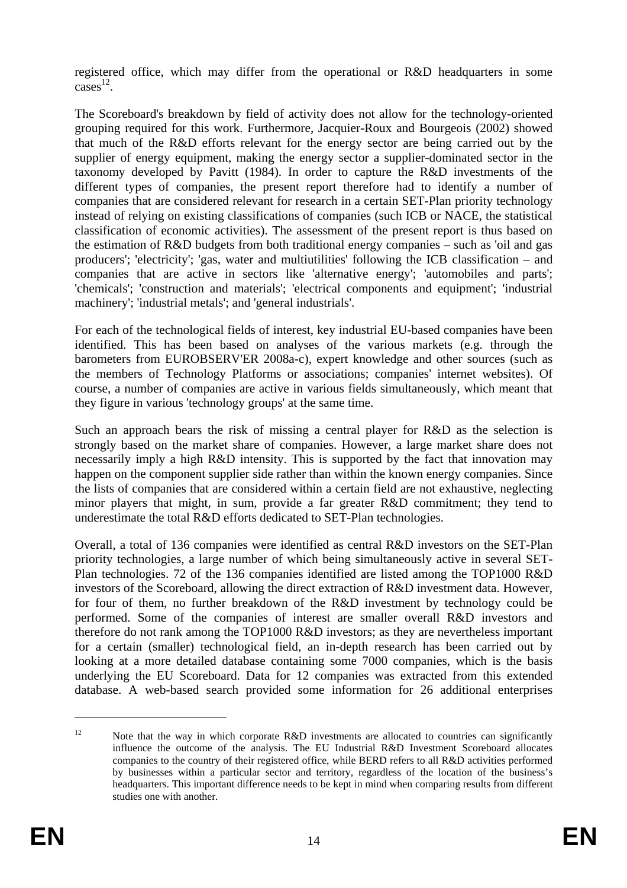registered office, which may differ from the operational or R&D headquarters in some cases[12].

The Scoreboard's breakdown by field of activity does not allow for the technology-oriented grouping required for this work. Furthermore, Jacquier-Roux and Bourgeois (2002) showed that much of the R&D efforts relevant for the energy sector are being carried out by the supplier of energy equipment, making the energy sector a supplier-dominated sector in the taxonomy developed by Pavitt (1984). In order to capture the R&D investments of the different types of companies, the present report therefore had to identify a number of companies that are considered relevant for research in a certain SET-Plan priority technology instead of relying on existing classifications of companies (such ICB or NACE, the statistical classification of economic activities). The assessment of the present report is thus based on the estimation of R&D budgets from both traditional energy companies – such as 'oil and gas producers'; 'electricity'; 'gas, water and multiutilities' following the ICB classification – and companies that are active in sectors like 'alternative energy'; 'automobiles and parts'; 'chemicals'; 'construction and materials'; 'electrical components and equipment'; 'industrial machinery'; 'industrial metals'; and 'general industrials'.

For each of the technological fields of interest, key industrial EU-based companies have been identified. This has been based on analyses of the various markets (e.g. through the barometers from EUROBSERV'ER 2008a-c), expert knowledge and other sources (such as the members of Technology Platforms or associations; companies' internet websites). Of course, a number of companies are active in various fields simultaneously, which meant that they figure in various 'technology groups' at the same time.

Such an approach bears the risk of missing a central player for R&D as the selection is strongly based on the market share of companies. However, a large market share does not necessarily imply a high R&D intensity. This is supported by the fact that innovation may happen on the component supplier side rather than within the known energy companies. Since the lists of companies that are considered within a certain field are not exhaustive, neglecting minor players that might, in sum, provide a far greater R&D commitment; they tend to underestimate the total R&D efforts dedicated to SET-Plan technologies.

Overall, a total of 136 companies were identified as central R&D investors on the SET-Plan priority technologies, a large number of which being simultaneously active in several SET-Plan technologies. 72 of the 136 companies identified are listed among the TOP1000 R&D investors of the Scoreboard, allowing the direct extraction of R&D investment data. However, for four of them, no further breakdown of the R&D investment by technology could be performed. Some of the companies of interest are smaller overall R&D investors and therefore do not rank among the TOP1000 R&D investors; as they are nevertheless important for a certain (smaller) technological field, an in-depth research has been carried out by looking at a more detailed database containing some 7000 companies, which is the basis underlying the EU Scoreboard. Data for 12 companies was extracted from this extended database. A web-based search provided some information for 26 additional enterprises

[12] Note that the way in which corporate R&D investments are allocated to countries can significantly influence the outcome of the analysis. The EU Industrial R&D Investment Scoreboard allocates companies to the country of their registered office, while BERD refers to all R&D activities performed by businesses within a particular sector and territory, regardless of the location of the business's headquarters. This important difference needs to be kept in mind when comparing results from different studies one with another.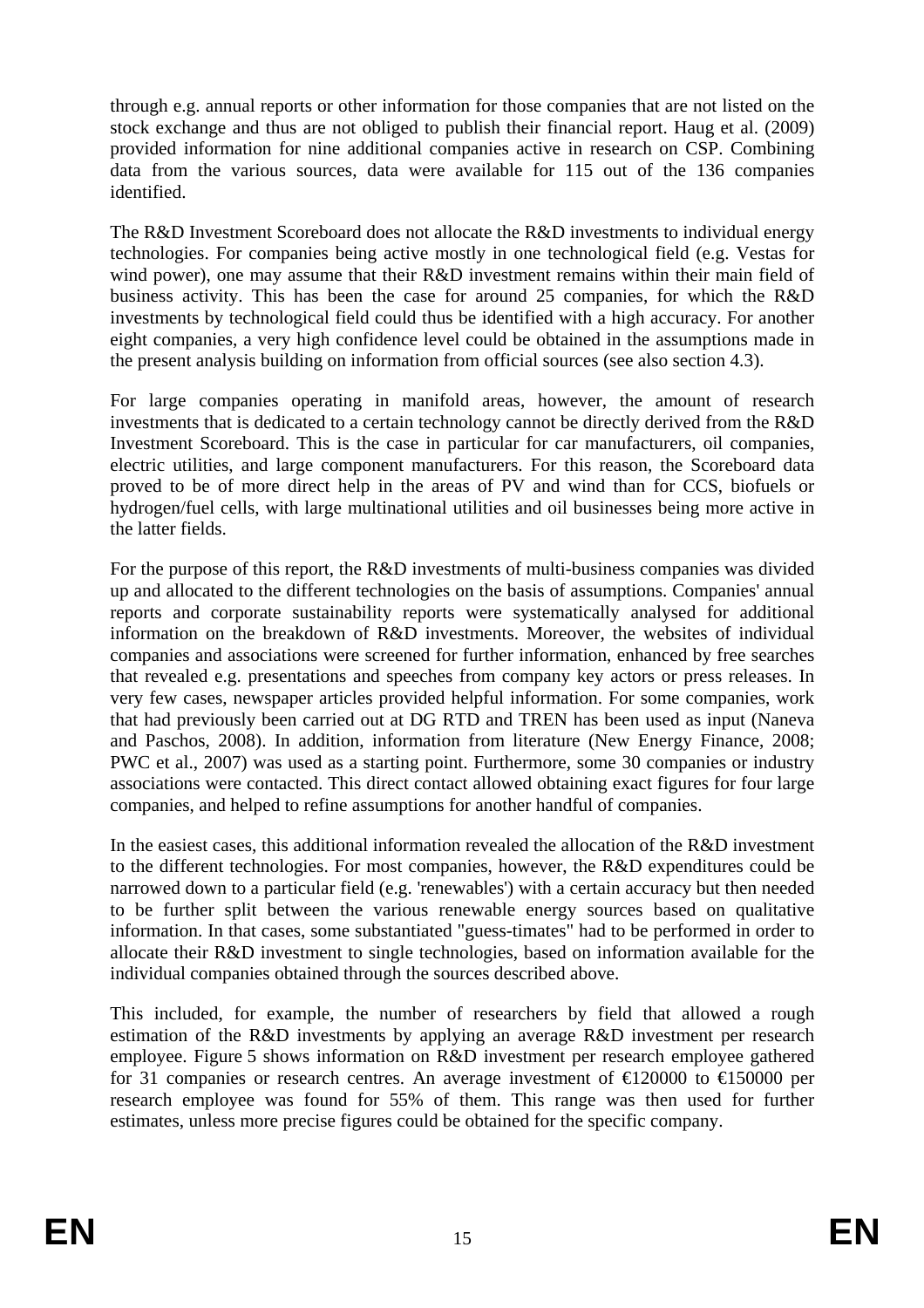through e.g. annual reports or other information for those companies that are not listed on the stock exchange and thus are not obliged to publish their financial report. Haug et al. (2009) provided information for nine additional companies active in research on CSP. Combining data from the various sources, data were available for 115 out of the 136 companies identified.

The R&D Investment Scoreboard does not allocate the R&D investments to individual energy technologies. For companies being active mostly in one technological field (e.g. Vestas for wind power), one may assume that their R&D investment remains within their main field of business activity. This has been the case for around 25 companies, for which the R&D investments by technological field could thus be identified with a high accuracy. For another eight companies, a very high confidence level could be obtained in the assumptions made in the present analysis building on information from official sources (see also section 4.3).

For large companies operating in manifold areas, however, the amount of research investments that is dedicated to a certain technology cannot be directly derived from the R&D Investment Scoreboard. This is the case in particular for car manufacturers, oil companies, electric utilities, and large component manufacturers. For this reason, the Scoreboard data proved to be of more direct help in the areas of PV and wind than for CCS, biofuels or hydrogen/fuel cells, with large multinational utilities and oil businesses being more active in the latter fields.

For the purpose of this report, the R&D investments of multi-business companies was divided up and allocated to the different technologies on the basis of assumptions. Companies' annual reports and corporate sustainability reports were systematically analysed for additional information on the breakdown of R&D investments. Moreover, the websites of individual companies and associations were screened for further information, enhanced by free searches that revealed e.g. presentations and speeches from company key actors or press releases. In very few cases, newspaper articles provided helpful information. For some companies, work that had previously been carried out at DG RTD and TREN has been used as input (Naneva and Paschos, 2008). In addition, information from literature (New Energy Finance, 2008; PWC et al., 2007) was used as a starting point. Furthermore, some 30 companies or industry associations were contacted. This direct contact allowed obtaining exact figures for four large companies, and helped to refine assumptions for another handful of companies.

In the easiest cases, this additional information revealed the allocation of the R&D investment to the different technologies. For most companies, however, the R&D expenditures could be narrowed down to a particular field (e.g. 'renewables') with a certain accuracy but then needed to be further split between the various renewable energy sources based on qualitative information. In that cases, some substantiated "guess-timates" had to be performed in order to allocate their R&D investment to single technologies, based on information available for the individual companies obtained through the sources described above.

This included, for example, the number of researchers by field that allowed a rough estimation of the R&D investments by applying an average R&D investment per research employee. Figure 5 shows information on R&D investment per research employee gathered for 31 companies or research centres. An average investment of €120000 to €150000 per research employee was found for 55% of them. This range was then used for further estimates, unless more precise figures could be obtained for the specific company.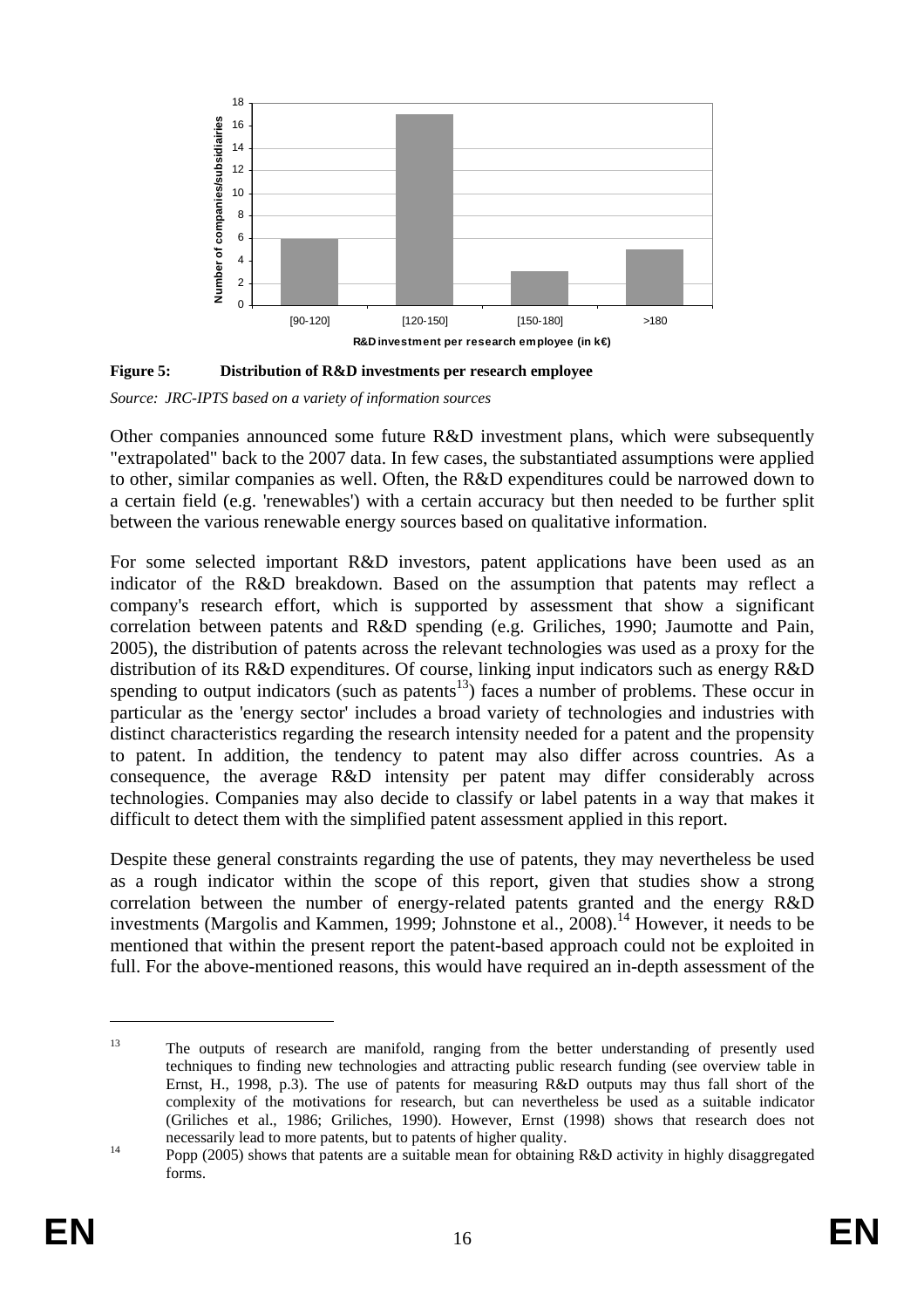**Figure 5: Distribution of R&D investments per research employee**

*Source: JRC-IPTS based on a variety of information sources*

Other companies announced some future R&D investment plans, which were subsequently "extrapolated" back to the 2007 data. In few cases, the substantiated assumptions were applied to other, similar companies as well. Often, the R&D expenditures could be narrowed down to a certain field (e.g. 'renewables') with a certain accuracy but then needed to be further split between the various renewable energy sources based on qualitative information.

For some selected important R&D investors, patent applications have been used as an indicator of the R&D breakdown. Based on the assumption that patents may reflect a company's research effort, which is supported by assessment that show a significant correlation between patents and R&D spending (e.g. Griliches, 1990; Jaumotte and Pain, 2005), the distribution of patents across the relevant technologies was used as a proxy for the distribution of its R&D expenditures. Of course, linking input indicators such as energy R&D spending to output indicators (such as patents[13]) faces a number of problems. These occur in particular as the 'energy sector' includes a broad variety of technologies and industries with distinct characteristics regarding the research intensity needed for a patent and the propensity to patent. In addition, the tendency to patent may also differ across countries. As a consequence, the average R&D intensity per patent may differ considerably across technologies. Companies may also decide to classify or label patents in a way that makes it difficult to detect them with the simplified patent assessment applied in this report.

Despite these general constraints regarding the use of patents, they may nevertheless be used as a rough indicator within the scope of this report, given that studies show a strong correlation between the number of energy-related patents granted and the energy R&D investments (Margolis and Kammen, 1999; Johnstone et al., 2008).[14] However, it needs to be mentioned that within the present report the patent-based approach could not be exploited in full. For the above-mentioned reasons, this would have required an in-depth assessment of the

---

[13] The outputs of research are manifold, ranging from the better understanding of presently used techniques to finding new technologies and attracting public research funding (see overview table in Ernst, H., 1998, p.3). The use of patents for measuring R&D outputs may thus fall short of the complexity of the motivations for research, but can nevertheless be used as a suitable indicator (Griliches et al., 1986; Griliches, 1990). However, Ernst (1998) shows that research does not necessarily lead to more patents, but to patents of higher quality.

[14] Popp (2005) shows that patents are a suitable mean for obtaining R&D activity in highly disaggregated forms.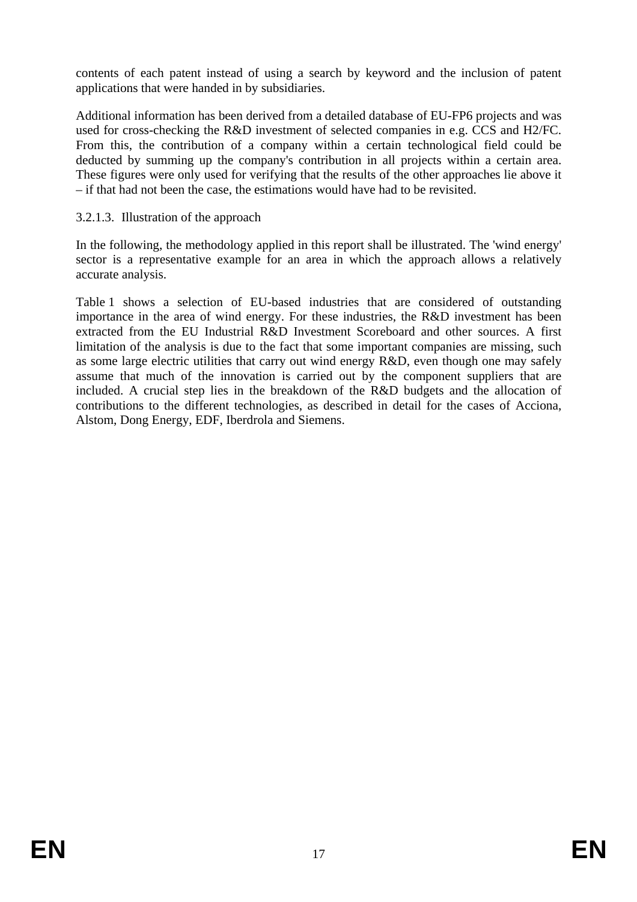contents of each patent instead of using a search by keyword and the inclusion of patent applications that were handed in by subsidiaries.

Additional information has been derived from a detailed database of EU-FP6 projects and was used for cross-checking the R&D investment of selected companies in e.g. CCS and H2/FC. From this, the contribution of a company within a certain technological field could be deducted by summing up the company's contribution in all projects within a certain area. These figures were only used for verifying that the results of the other approaches lie above it – if that had not been the case, the estimations would have had to be revisited.

#### 3.2.1.3. Illustration of the approach

In the following, the methodology applied in this report shall be illustrated. The 'wind energy' sector is a representative example for an area in which the approach allows a relatively accurate analysis.

Table 1 shows a selection of EU-based industries that are considered of outstanding importance in the area of wind energy. For these industries, the R&D investment has been extracted from the EU Industrial R&D Investment Scoreboard and other sources. A first limitation of the analysis is due to the fact that some important companies are missing, such as some large electric utilities that carry out wind energy R&D, even though one may safely assume that much of the innovation is carried out by the component suppliers that are included. A crucial step lies in the breakdown of the R&D budgets and the allocation of contributions to the different technologies, as described in detail for the cases of Acciona, Alstom, Dong Energy, EDF, Iberdrola and Siemens.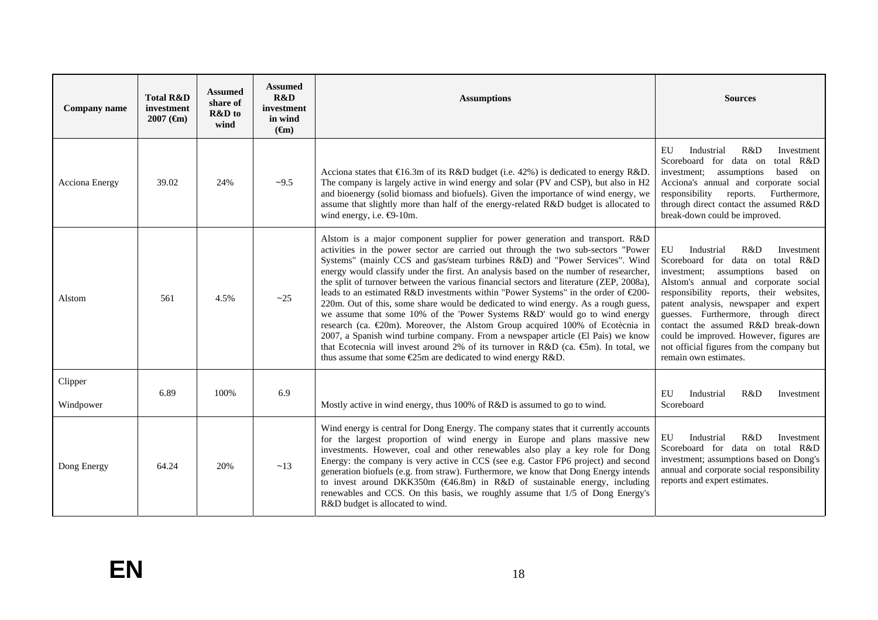| Company name | Total R&D investment 2007 (€m) | Assumed share of R&D to wind | Assumed R&D investment in wind (€m) | Assumptions | Sources |
|---|---|---|---|---|---|
| Acciona Energy | 39.02 | 24% | ~9.5 | Acciona states that €16.3m of its R&D budget (i.e. 42%) is dedicated to energy R&D. The company is largely active in wind energy and solar (PV and CSP), but also in H2 and bioenergy (solid biomass and biofuels). Given the importance of wind energy, we assume that slightly more than half of the energy-related R&D budget is allocated to wind energy, i.e. €9-10m. | EU Industrial R&D Investment Scoreboard for data on total R&D investment; assumptions based on Acciona's annual and corporate social responsibility reports. Furthermore, through direct contact the assumed R&D break-down could be improved. |
| Alstom | 561 | 4.5% | ~25 | Alstom is a major component supplier for power generation and transport. R&D activities in the power sector are carried out through the two sub-sectors "Power Systems" (mainly CCS and gas/steam turbines R&D) and "Power Services". Wind energy would classify under the first. An analysis based on the number of researcher, the split of turnover between the various financial sectors and literature (ZEP, 2008a), leads to an estimated R&D investments within "Power Systems" in the order of €200-220m. Out of this, some share would be dedicated to wind energy. As a rough guess, we assume that some 10% of the 'Power Systems R&D' would go to wind energy research (ca. €20m). Moreover, the Alstom Group acquired 100% of Ecotècnia in 2007, a Spanish wind turbine company. From a newspaper article (El Pais) we know that Ecotecnia will invest around 2% of its turnover in R&D (ca. €5m). In total, we thus assume that some €25m are dedicated to wind energy R&D. | EU Industrial R&D Investment Scoreboard for data on total R&D investment; assumptions based on Alstom's annual and corporate social responsibility reports, their websites, patent analysis, newspaper and expert guesses. Furthermore, through direct contact the assumed R&D break-down could be improved. However, figures are not official figures from the company but remain own estimates. |
| Clipper Windpower | 6.89 | 100% | 6.9 | Mostly active in wind energy, thus 100% of R&D is assumed to go to wind. | EU Industrial R&D Investment Scoreboard |
| Dong Energy | 64.24 | 20% | ~13 | Wind energy is central for Dong Energy. The company states that it currently accounts for the largest proportion of wind energy in Europe and plans massive new investments. However, coal and other renewables also play a key role for Dong Energy: the company is very active in CCS (see e.g. Castor FP6 project) and second generation biofuels (e.g. from straw). Furthermore, we know that Dong Energy intends to invest around DKK350m (€46.8m) in R&D of sustainable energy, including renewables and CCS. On this basis, we roughly assume that 1/5 of Dong Energy's R&D budget is allocated to wind. | EU Industrial R&D Investment Scoreboard for data on total R&D investment; assumptions based on Dong's annual and corporate social responsibility reports and expert estimates. |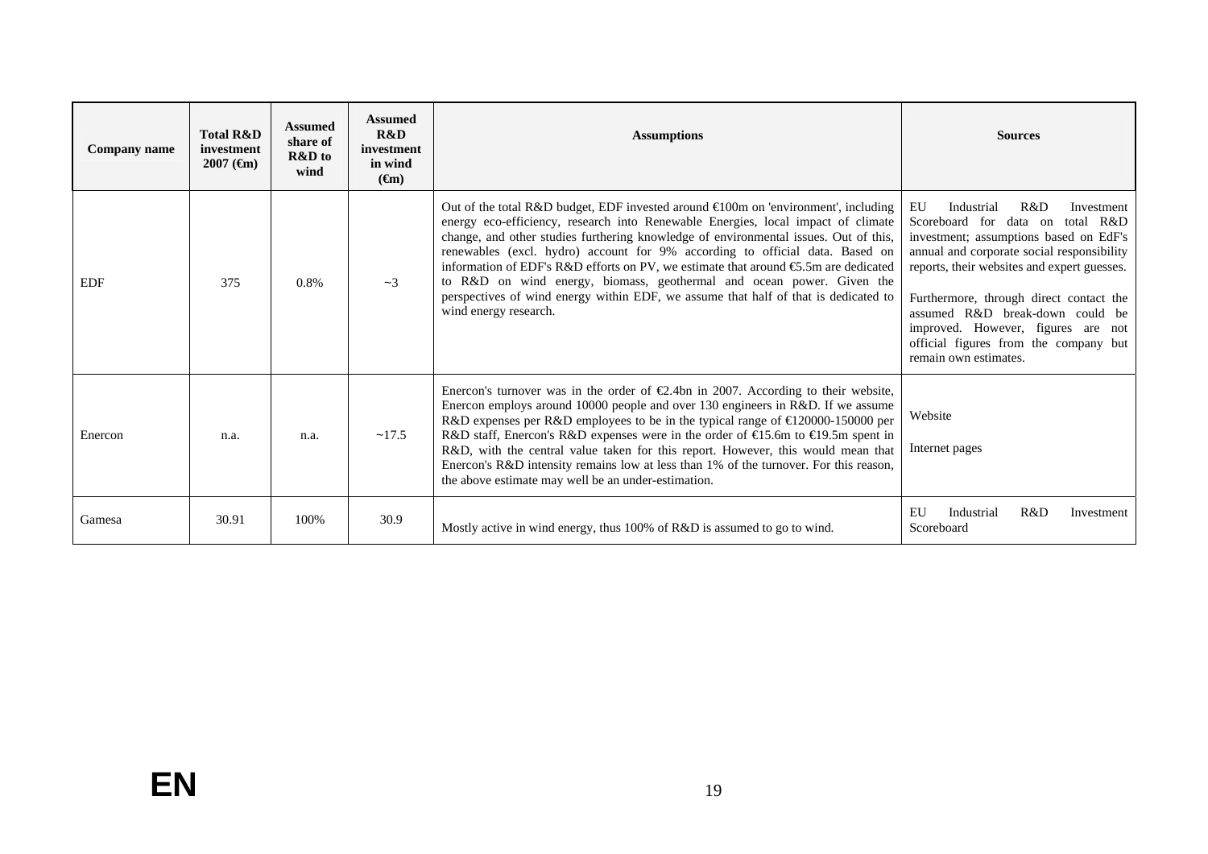| Company name | Total R&D investment 2007 (€m) | Assumed share of R&D to wind | Assumed R&D investment in wind (€m) | Assumptions | Sources |
|---|---|---|---|---|---|
| EDF | 375 | 0.8% | ~3 | Out of the total R&D budget, EDF invested around €100m on 'environment', including energy eco-efficiency, research into Renewable Energies, local impact of climate change, and other studies furthering knowledge of environmental issues. Out of this, renewables (excl. hydro) account for 9% according to official data. Based on information of EDF's R&D efforts on PV, we estimate that around €5.5m are dedicated to R&D on wind energy, biomass, geothermal and ocean power. Given the perspectives of wind energy within EDF, we assume that half of that is dedicated to wind energy research. | EU Industrial R&D Investment Scoreboard for data on total R&D investment; assumptions based on EdF's annual and corporate social responsibility reports, their websites and expert guesses. Furthermore, through direct contact the assumed R&D break-down could be improved. However, figures are not official figures from the company but remain own estimates. |
| Enercon | n.a. | n.a. | ~17.5 | Enercon's turnover was in the order of €2.4bn in 2007. According to their website, Enercon employs around 10000 people and over 130 engineers in R&D. If we assume R&D expenses per R&D employees to be in the typical range of €120000-150000 per R&D staff, Enercon's R&D expenses were in the order of €15.6m to €19.5m spent in R&D, with the central value taken for this report. However, this would mean that Enercon's R&D intensity remains low at less than 1% of the turnover. For this reason, the above estimate may well be an under-estimation. | Website<br><br>Internet pages |
| Gamesa | 30.91 | 100% | 30.9 | Mostly active in wind energy, thus 100% of R&D is assumed to go to wind. | EU Industrial R&D Investment Scoreboard |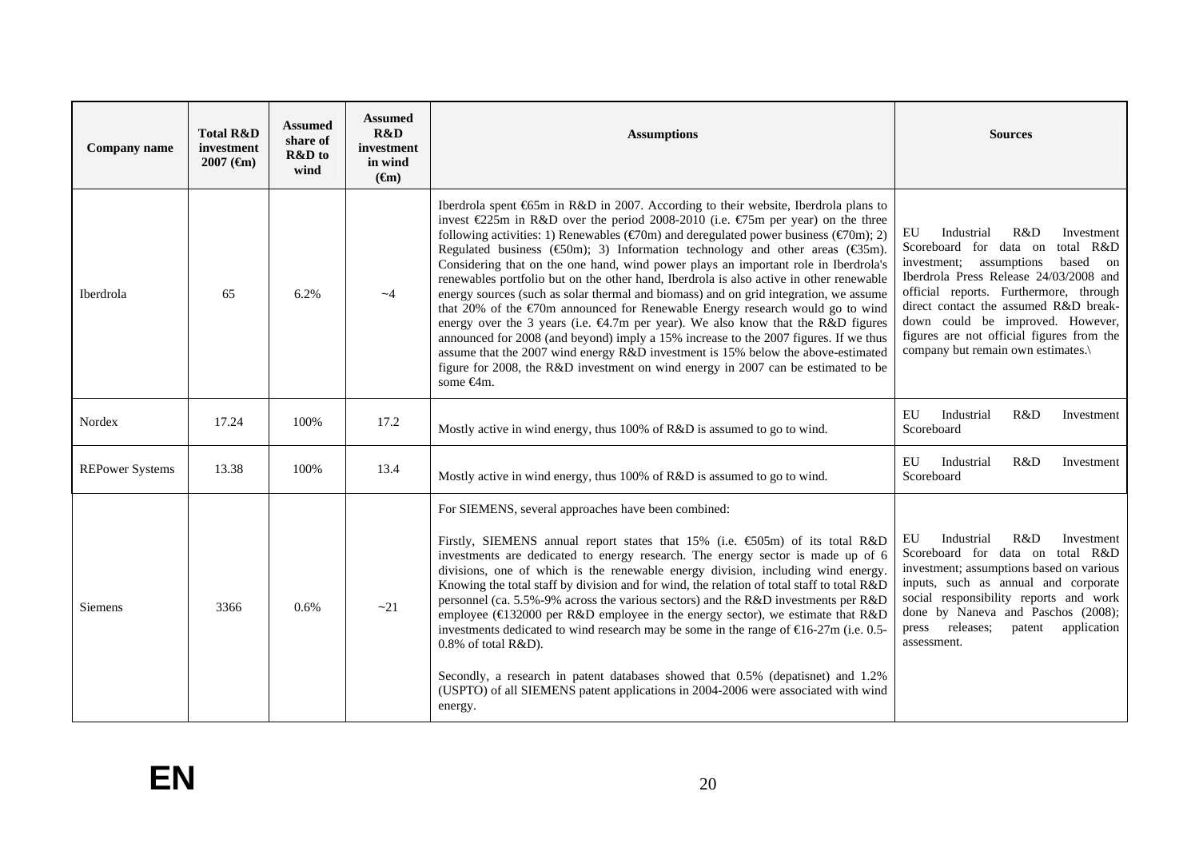| Company name | Total R&D investment 2007 (€m) | Assumed share of R&D to wind | Assumed R&D investment in wind (€m) | Assumptions | Sources |
|---|---|---|---|---|---|
| Iberdrola | 65 | 6.2% | ~4 | Iberdrola spent €65m in R&D in 2007. According to their website, Iberdrola plans to invest €225m in R&D over the period 2008-2010 (i.e. €75m per year) on the three following activities: 1) Renewables (€70m) and deregulated power business (€70m); 2) Regulated business (€50m); 3) Information technology and other areas (€35m). Considering that on the one hand, wind power plays an important role in Iberdrola's renewables portfolio but on the other hand, Iberdrola is also active in other renewable energy sources (such as solar thermal and biomass) and on grid integration, we assume that 20% of the €70m announced for Renewable Energy research would go to wind energy over the 3 years (i.e. €4.7m per year). We also know that the R&D figures announced for 2008 (and beyond) imply a 15% increase to the 2007 figures. If we thus assume that the 2007 wind energy R&D investment is 15% below the above-estimated figure for 2008, the R&D investment on wind energy in 2007 can be estimated to be some €4m. | EU Industrial R&D Investment Scoreboard for data on total R&D investment; assumptions based on Iberdrola Press Release 24/03/2008 and official reports. Furthermore, through direct contact the assumed R&D break-down could be improved. However, figures are not official figures from the company but remain own estimates.\ |
| Nordex | 17.24 | 100% | 17.2 | Mostly active in wind energy, thus 100% of R&D is assumed to go to wind. | EU Industrial R&D Investment Scoreboard |
| REPower Systems | 13.38 | 100% | 13.4 | Mostly active in wind energy, thus 100% of R&D is assumed to go to wind. | EU Industrial R&D Investment Scoreboard |
| Siemens | 3366 | 0.6% | ~21 | For SIEMENS, several approaches have been combined:<br><br>Firstly, SIEMENS annual report states that 15% (i.e. €505m) of its total R&D investments are dedicated to energy research. The energy sector is made up of 6 divisions, one of which is the renewable energy division, including wind energy. Knowing the total staff by division and for wind, the relation of total staff to total R&D personnel (ca. 5.5%-9% across the various sectors) and the R&D investments per R&D employee (€132000 per R&D employee in the energy sector), we estimate that R&D investments dedicated to wind research may be some in the range of €16-27m (i.e. 0.5-0.8% of total R&D).<br><br>Secondly, a research in patent databases showed that 0.5% (depatisnet) and 1.2% (USPTO) of all SIEMENS patent applications in 2004-2006 were associated with wind energy. | EU Industrial R&D Investment Scoreboard for data on total R&D investment; assumptions based on various inputs, such as annual and corporate social responsibility reports and work done by Naneva and Paschos (2008); press releases; patent application assessment. |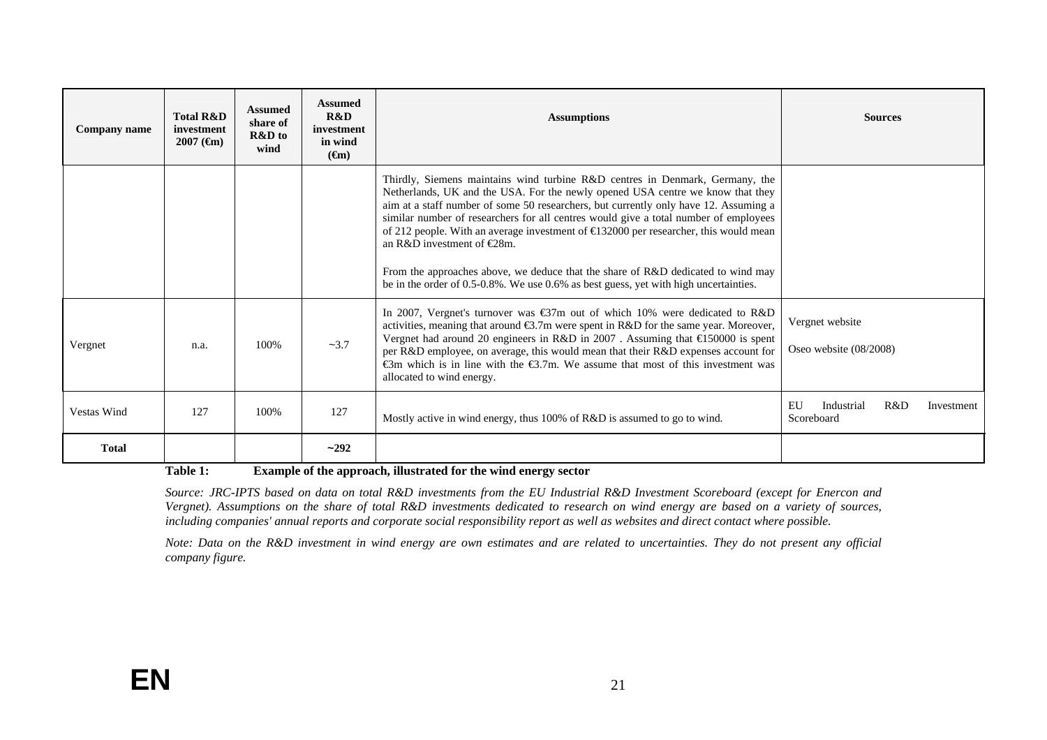| Company name | Total R&D investment 2007 (€m) | Assumed share of R&D to wind | Assumed R&D investment in wind (€m) | Assumptions | Sources |
|---|---|---|---|---|---|
| | | | | Thirdly, Siemens maintains wind turbine R&D centres in Denmark, Germany, the Netherlands, UK and the USA. For the newly opened USA centre we know that they aim at a staff number of some 50 researchers, but currently only have 12. Assuming a similar number of researchers for all centres would give a total number of employees of 212 people. With an average investment of €132000 per researcher, this would mean an R&D investment of €28m.<br><br>From the approaches above, we deduce that the share of R&D dedicated to wind may be in the order of 0.5-0.8%. We use 0.6% as best guess, yet with high uncertainties. | |
| Vergnet | n.a. | 100% | ~3.7 | In 2007, Vergnet's turnover was €37m out of which 10% were dedicated to R&D activities, meaning that around €3.7m were spent in R&D for the same year. Moreover, Vergnet had around 20 engineers in R&D in 2007 . Assuming that €150000 is spent per R&D employee, on average, this would mean that their R&D expenses account for €3m which is in line with the €3.7m. We assume that most of this investment was allocated to wind energy. | Vergnet website<br><br>Oseo website (08/2008) |
| Vestas Wind | 127 | 100% | 127 | Mostly active in wind energy, thus 100% of R&D is assumed to go to wind. | EU Industrial R&D Investment Scoreboard |
| **Total** | | | **~292** | | |

**Table 1: Example of the approach, illustrated for the wind energy sector**

*Source: JRC-IPTS based on data on total R&D investments from the EU Industrial R&D Investment Scoreboard (except for Enercon and Vergnet). Assumptions on the share of total R&D investments dedicated to research on wind energy are based on a variety of sources, including companies' annual reports and corporate social responsibility report as well as websites and direct contact where possible.*

*Note: Data on the R&D investment in wind energy are own estimates and are related to uncertainties. They do not present any official company figure.*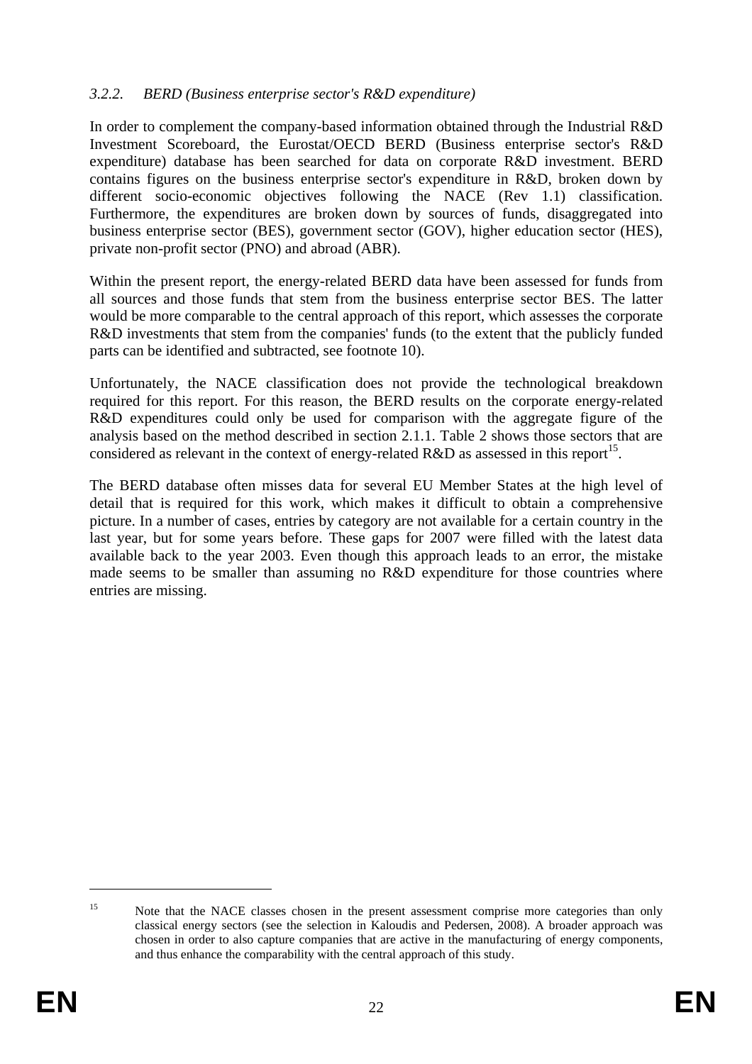### *3.2.2. BERD (Business enterprise sector's R&D expenditure)*

In order to complement the company-based information obtained through the Industrial R&D Investment Scoreboard, the Eurostat/OECD BERD (Business enterprise sector's R&D expenditure) database has been searched for data on corporate R&D investment. BERD contains figures on the business enterprise sector's expenditure in R&D, broken down by different socio-economic objectives following the NACE (Rev 1.1) classification. Furthermore, the expenditures are broken down by sources of funds, disaggregated into business enterprise sector (BES), government sector (GOV), higher education sector (HES), private non-profit sector (PNO) and abroad (ABR).

Within the present report, the energy-related BERD data have been assessed for funds from all sources and those funds that stem from the business enterprise sector BES. The latter would be more comparable to the central approach of this report, which assesses the corporate R&D investments that stem from the companies' funds (to the extent that the publicly funded parts can be identified and subtracted, see footnote 10).

Unfortunately, the NACE classification does not provide the technological breakdown required for this report. For this reason, the BERD results on the corporate energy-related R&D expenditures could only be used for comparison with the aggregate figure of the analysis based on the method described in section 2.1.1. Table 2 shows those sectors that are considered as relevant in the context of energy-related R&D as assessed in this report[15].

The BERD database often misses data for several EU Member States at the high level of detail that is required for this work, which makes it difficult to obtain a comprehensive picture. In a number of cases, entries by category are not available for a certain country in the last year, but for some years before. These gaps for 2007 were filled with the latest data available back to the year 2003. Even though this approach leads to an error, the mistake made seems to be smaller than assuming no R&D expenditure for those countries where entries are missing.

---

[15] Note that the NACE classes chosen in the present assessment comprise more categories than only classical energy sectors (see the selection in Kaloudis and Pedersen, 2008). A broader approach was chosen in order to also capture companies that are active in the manufacturing of energy components, and thus enhance the comparability with the central approach of this study.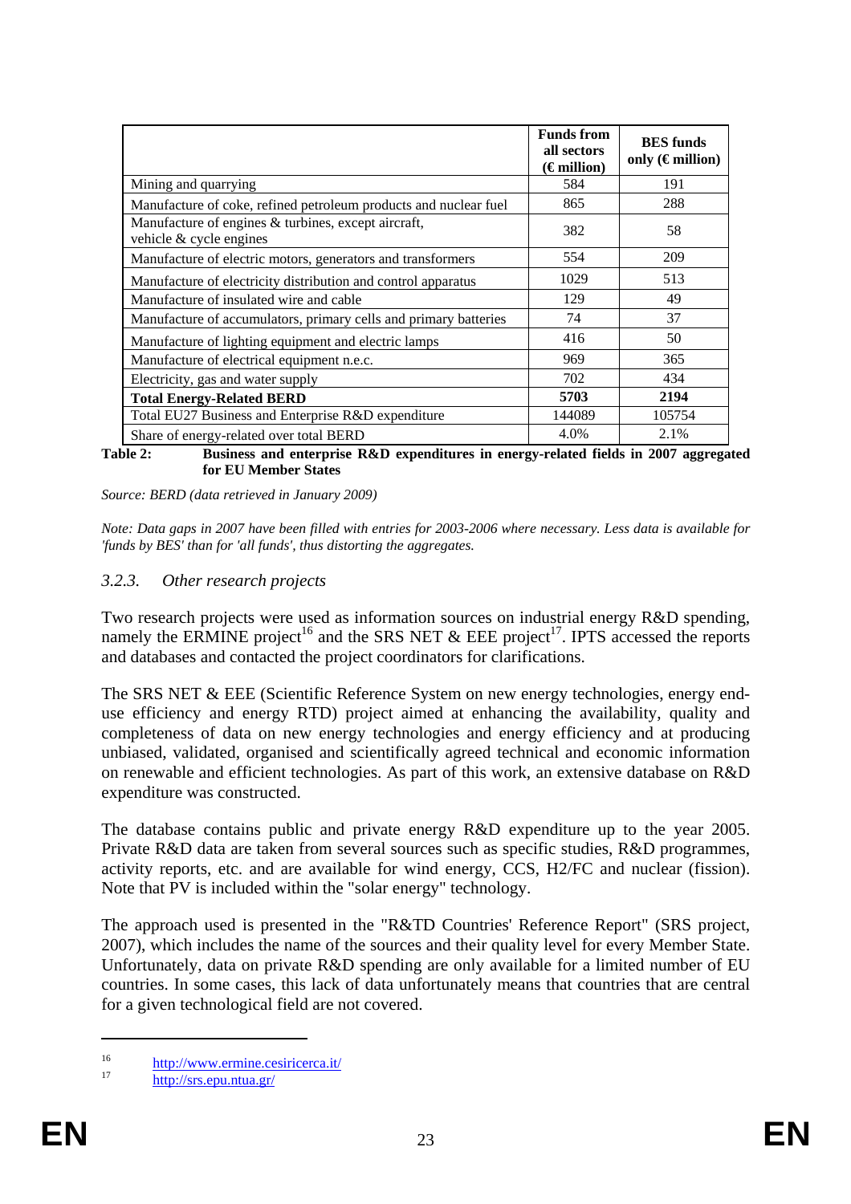| | Funds from all sectors (€ million) | BES funds only (€ million) |
|---|---|---|
| Mining and quarrying | 584 | 191 |
| Manufacture of coke, refined petroleum products and nuclear fuel | 865 | 288 |
| Manufacture of engines & turbines, except aircraft, vehicle & cycle engines | 382 | 58 |
| Manufacture of electric motors, generators and transformers | 554 | 209 |
| Manufacture of electricity distribution and control apparatus | 1029 | 513 |
| Manufacture of insulated wire and cable | 129 | 49 |
| Manufacture of accumulators, primary cells and primary batteries | 74 | 37 |
| Manufacture of lighting equipment and electric lamps | 416 | 50 |
| Manufacture of electrical equipment n.e.c. | 969 | 365 |
| Electricity, gas and water supply | 702 | 434 |
| **Total Energy-Related BERD** | **5703** | **2194** |
| Total EU27 Business and Enterprise R&D expenditure | 144089 | 105754 |
| Share of energy-related over total BERD | 4.0% | 2.1% |

**Table 2: Business and enterprise R&D expenditures in energy-related fields in 2007 aggregated for EU Member States**

*Source: BERD (data retrieved in January 2009)*

*Note: Data gaps in 2007 have been filled with entries for 2003-2006 where necessary. Less data is available for 'funds by BES' than for 'all funds', thus distorting the aggregates.*

### *3.2.3. Other research projects*

Two research projects were used as information sources on industrial energy R&D spending, namely the ERMINE project[16] and the SRS NET & EEE project[17]. IPTS accessed the reports and databases and contacted the project coordinators for clarifications.

The SRS NET & EEE (Scientific Reference System on new energy technologies, energy end-use efficiency and energy RTD) project aimed at enhancing the availability, quality and completeness of data on new energy technologies and energy efficiency and at producing unbiased, validated, organised and scientifically agreed technical and economic information on renewable and efficient technologies. As part of this work, an extensive database on R&D expenditure was constructed.

The database contains public and private energy R&D expenditure up to the year 2005. Private R&D data are taken from several sources such as specific studies, R&D programmes, activity reports, etc. and are available for wind energy, CCS, H2/FC and nuclear (fission). Note that PV is included within the "solar energy" technology.

The approach used is presented in the "R&TD Countries' Reference Report" (SRS project, 2007), which includes the name of the sources and their quality level for every Member State. Unfortunately, data on private R&D spending are only available for a limited number of EU countries. In some cases, this lack of data unfortunately means that countries that are central for a given technological field are not covered.

[16] http://www.ermine.cesiricerca.it/

[17] http://srs.epu.ntua.gr/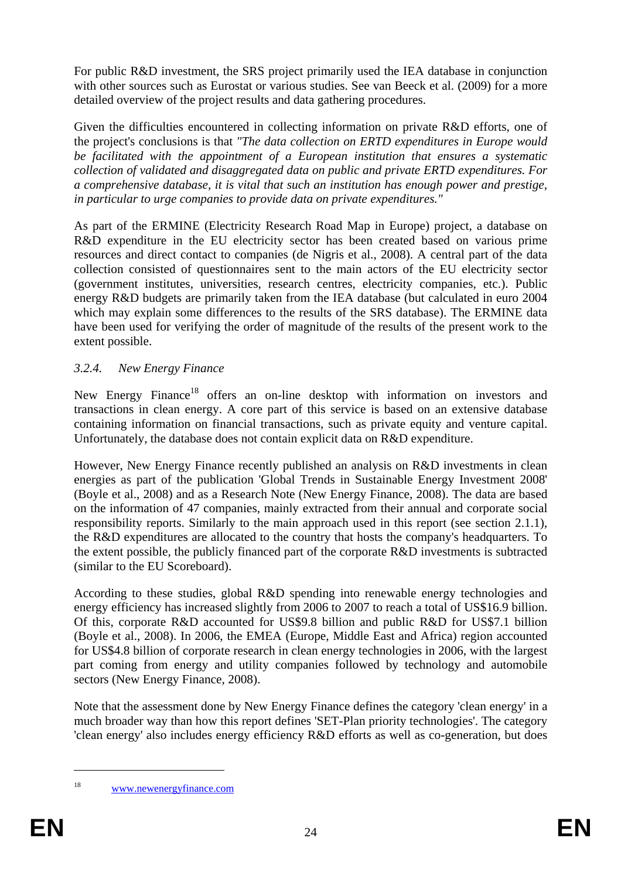For public R&D investment, the SRS project primarily used the IEA database in conjunction with other sources such as Eurostat or various studies. See van Beeck et al. (2009) for a more detailed overview of the project results and data gathering procedures.

Given the difficulties encountered in collecting information on private R&D efforts, one of the project's conclusions is that *"The data collection on ERTD expenditures in Europe would be facilitated with the appointment of a European institution that ensures a systematic collection of validated and disaggregated data on public and private ERTD expenditures. For a comprehensive database, it is vital that such an institution has enough power and prestige, in particular to urge companies to provide data on private expenditures."*

As part of the ERMINE (Electricity Research Road Map in Europe) project, a database on R&D expenditure in the EU electricity sector has been created based on various prime resources and direct contact to companies (de Nigris et al., 2008). A central part of the data collection consisted of questionnaires sent to the main actors of the EU electricity sector (government institutes, universities, research centres, electricity companies, etc.). Public energy R&D budgets are primarily taken from the IEA database (but calculated in euro 2004 which may explain some differences to the results of the SRS database). The ERMINE data have been used for verifying the order of magnitude of the results of the present work to the extent possible.

### *3.2.4. New Energy Finance*

New Energy Finance[18] offers an on-line desktop with information on investors and transactions in clean energy. A core part of this service is based on an extensive database containing information on financial transactions, such as private equity and venture capital. Unfortunately, the database does not contain explicit data on R&D expenditure.

However, New Energy Finance recently published an analysis on R&D investments in clean energies as part of the publication 'Global Trends in Sustainable Energy Investment 2008' (Boyle et al., 2008) and as a Research Note (New Energy Finance, 2008). The data are based on the information of 47 companies, mainly extracted from their annual and corporate social responsibility reports. Similarly to the main approach used in this report (see section 2.1.1), the R&D expenditures are allocated to the country that hosts the company's headquarters. To the extent possible, the publicly financed part of the corporate R&D investments is subtracted (similar to the EU Scoreboard).

According to these studies, global R&D spending into renewable energy technologies and energy efficiency has increased slightly from 2006 to 2007 to reach a total of US$16.9 billion. Of this, corporate R&D accounted for US$9.8 billion and public R&D for US$7.1 billion (Boyle et al., 2008). In 2006, the EMEA (Europe, Middle East and Africa) region accounted for US$4.8 billion of corporate research in clean energy technologies in 2006, with the largest part coming from energy and utility companies followed by technology and automobile sectors (New Energy Finance, 2008).

Note that the assessment done by New Energy Finance defines the category 'clean energy' in a much broader way than how this report defines 'SET-Plan priority technologies'. The category 'clean energy' also includes energy efficiency R&D efforts as well as co-generation, but does

---

[18] www.newenergyfinance.com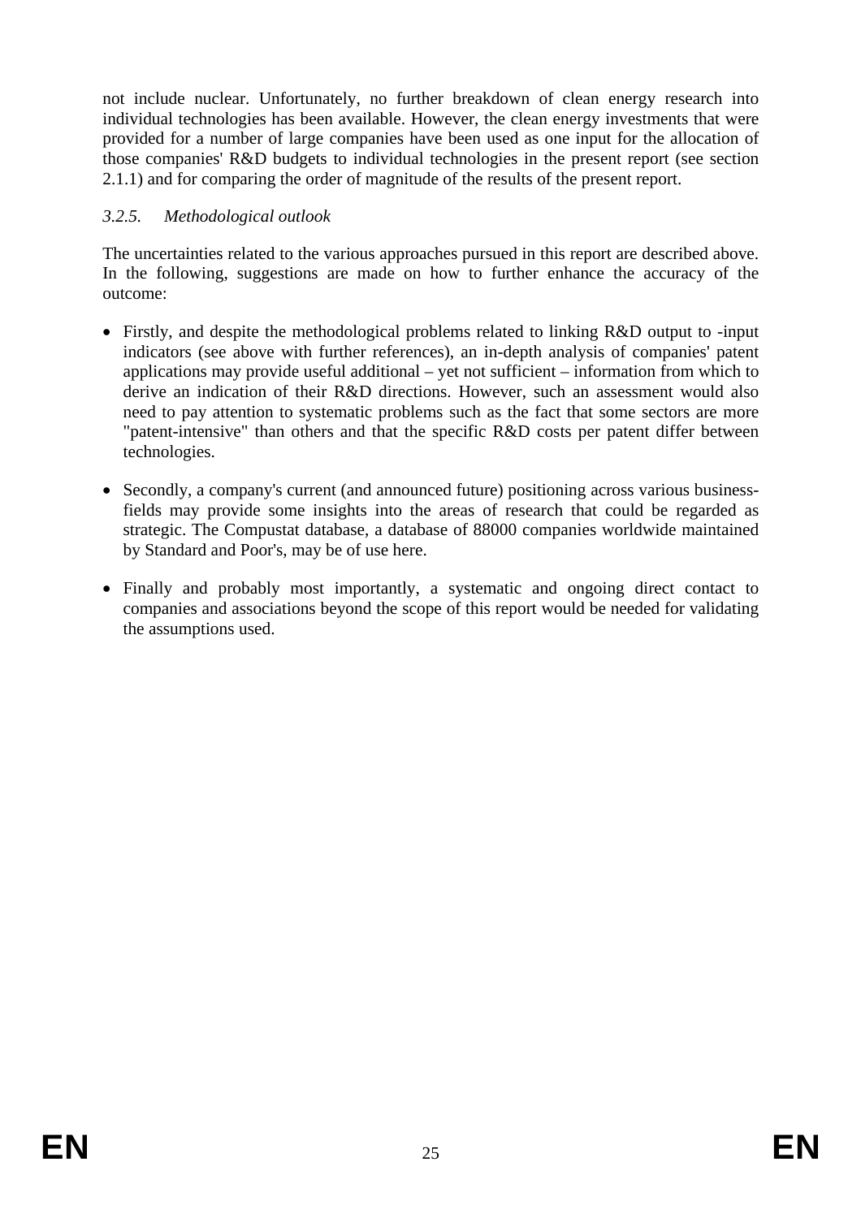not include nuclear. Unfortunately, no further breakdown of clean energy research into individual technologies has been available. However, the clean energy investments that were provided for a number of large companies have been used as one input for the allocation of those companies' R&D budgets to individual technologies in the present report (see section 2.1.1) and for comparing the order of magnitude of the results of the present report.

### *3.2.5. Methodological outlook*

The uncertainties related to the various approaches pursued in this report are described above. In the following, suggestions are made on how to further enhance the accuracy of the outcome:

- Firstly, and despite the methodological problems related to linking R&D output to -input indicators (see above with further references), an in-depth analysis of companies' patent applications may provide useful additional – yet not sufficient – information from which to derive an indication of their R&D directions. However, such an assessment would also need to pay attention to systematic problems such as the fact that some sectors are more "patent-intensive" than others and that the specific R&D costs per patent differ between technologies.
- Secondly, a company's current (and announced future) positioning across various business-fields may provide some insights into the areas of research that could be regarded as strategic. The Compustat database, a database of 88000 companies worldwide maintained by Standard and Poor's, may be of use here.
- Finally and probably most importantly, a systematic and ongoing direct contact to companies and associations beyond the scope of this report would be needed for validating the assumptions used.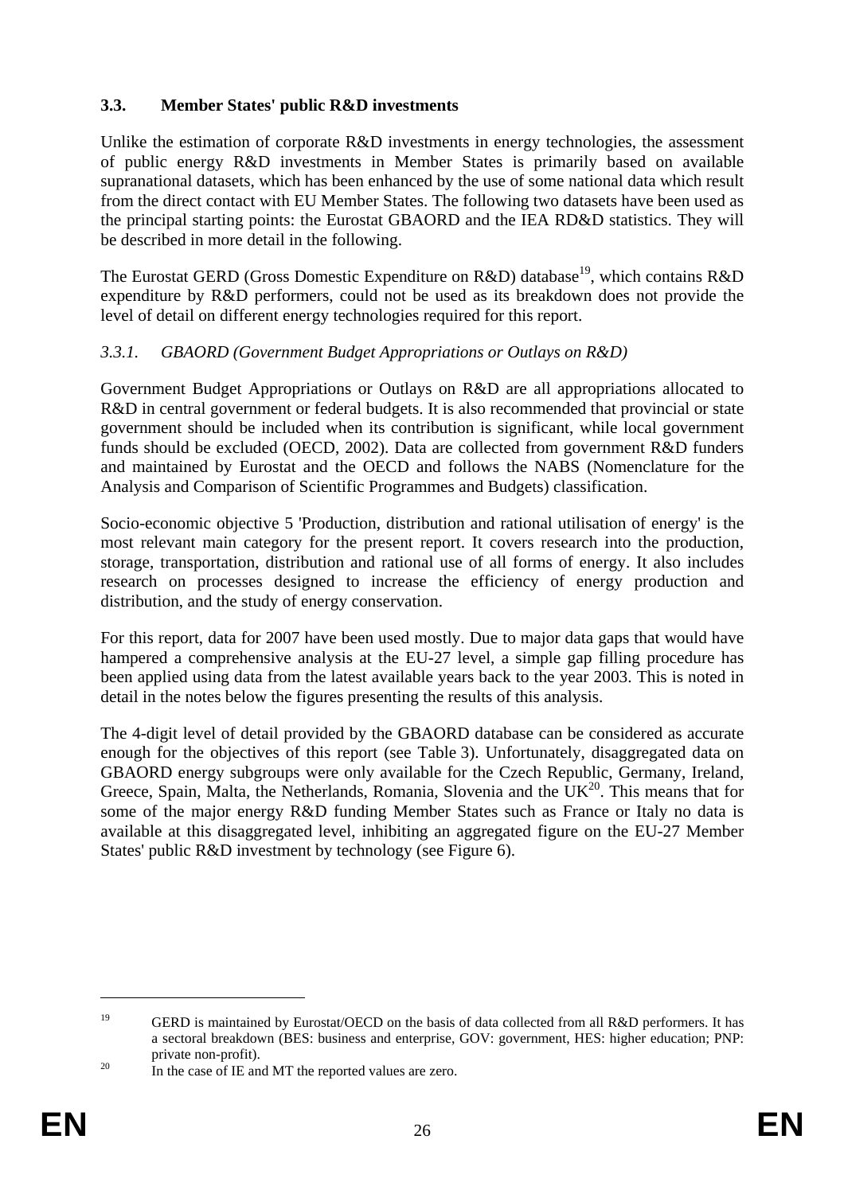### 3.3. Member States' public R&D investments

Unlike the estimation of corporate R&D investments in energy technologies, the assessment of public energy R&D investments in Member States is primarily based on available supranational datasets, which has been enhanced by the use of some national data which result from the direct contact with EU Member States. The following two datasets have been used as the principal starting points: the Eurostat GBAORD and the IEA RD&D statistics. They will be described in more detail in the following.

The Eurostat GERD (Gross Domestic Expenditure on R&D) database[19], which contains R&D expenditure by R&D performers, could not be used as its breakdown does not provide the level of detail on different energy technologies required for this report.

#### *3.3.1. GBAORD (Government Budget Appropriations or Outlays on R&D)*

Government Budget Appropriations or Outlays on R&D are all appropriations allocated to R&D in central government or federal budgets. It is also recommended that provincial or state government should be included when its contribution is significant, while local government funds should be excluded (OECD, 2002). Data are collected from government R&D funders and maintained by Eurostat and the OECD and follows the NABS (Nomenclature for the Analysis and Comparison of Scientific Programmes and Budgets) classification.

Socio-economic objective 5 'Production, distribution and rational utilisation of energy' is the most relevant main category for the present report. It covers research into the production, storage, transportation, distribution and rational use of all forms of energy. It also includes research on processes designed to increase the efficiency of energy production and distribution, and the study of energy conservation.

For this report, data for 2007 have been used mostly. Due to major data gaps that would have hampered a comprehensive analysis at the EU-27 level, a simple gap filling procedure has been applied using data from the latest available years back to the year 2003. This is noted in detail in the notes below the figures presenting the results of this analysis.

The 4-digit level of detail provided by the GBAORD database can be considered as accurate enough for the objectives of this report (see Table 3). Unfortunately, disaggregated data on GBAORD energy subgroups were only available for the Czech Republic, Germany, Ireland, Greece, Spain, Malta, the Netherlands, Romania, Slovenia and the UK[20]. This means that for some of the major energy R&D funding Member States such as France or Italy no data is available at this disaggregated level, inhibiting an aggregated figure on the EU-27 Member States' public R&D investment by technology (see Figure 6).

---

[19] GERD is maintained by Eurostat/OECD on the basis of data collected from all R&D performers. It has a sectoral breakdown (BES: business and enterprise, GOV: government, HES: higher education; PNP: private non-profit).

[20] In the case of IE and MT the reported values are zero.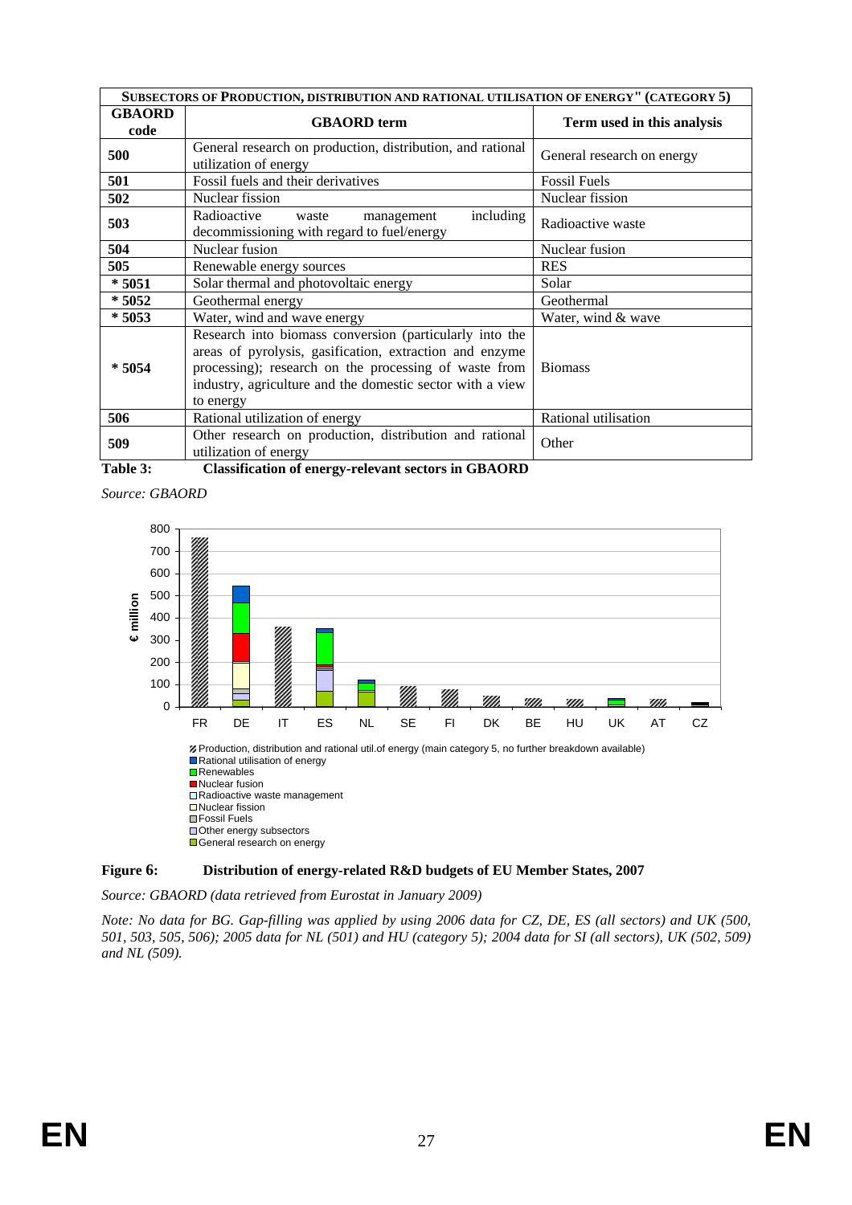| SUBSECTORS OF PRODUCTION, DISTRIBUTION AND RATIONAL UTILISATION OF ENERGY" (CATEGORY 5) | | |
|---|---|---|
| **GBAORD code** | **GBAORD term** | **Term used in this analysis** |
| **500** | General research on production, distribution, and rational utilization of energy | General research on energy |
| **501** | Fossil fuels and their derivatives | Fossil Fuels |
| **502** | Nuclear fission | Nuclear fission |
| **503** | Radioactive waste management including decommissioning with regard to fuel/energy | Radioactive waste |
| **504** | Nuclear fusion | Nuclear fusion |
| **505** | Renewable energy sources | RES |
| **\* 5051** | Solar thermal and photovoltaic energy | Solar |
| **\* 5052** | Geothermal energy | Geothermal |
| **\* 5053** | Water, wind and wave energy | Water, wind & wave |
| **\* 5054** | Research into biomass conversion (particularly into the areas of pyrolysis, gasification, extraction and enzyme processing); research on the processing of waste from industry, agriculture and the domestic sector with a view to energy | Biomass |
| **506** | Rational utilization of energy | Rational utilisation |
| **509** | Other research on production, distribution and rational utilization of energy | Other |

**Table 3: Classification of energy-relevant sectors in GBAORD**

*Source: GBAORD*

**Figure 6: Distribution of energy-related R&D budgets of EU Member States, 2007**

*Source: GBAORD (data retrieved from Eurostat in January 2009)*

*Note: No data for BG. Gap-filling was applied by using 2006 data for CZ, DE, ES (all sectors) and UK (500, 501, 503, 505, 506); 2005 data for NL (501) and HU (category 5); 2004 data for SI (all sectors), UK (502, 509) and NL (509).*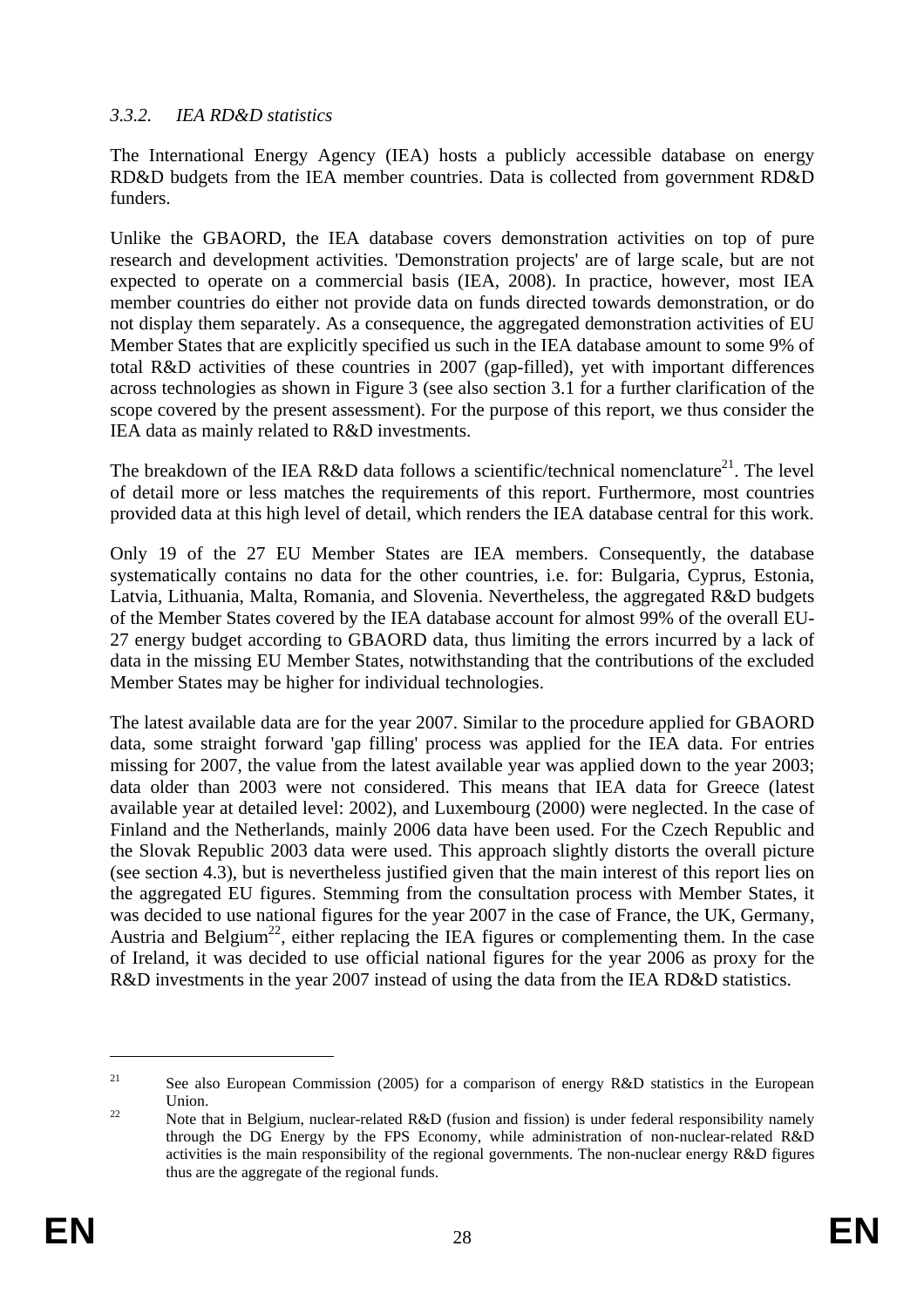### *3.3.2. IEA RD&D statistics*

The International Energy Agency (IEA) hosts a publicly accessible database on energy RD&D budgets from the IEA member countries. Data is collected from government RD&D funders.

Unlike the GBAORD, the IEA database covers demonstration activities on top of pure research and development activities. 'Demonstration projects' are of large scale, but are not expected to operate on a commercial basis (IEA, 2008). In practice, however, most IEA member countries do either not provide data on funds directed towards demonstration, or do not display them separately. As a consequence, the aggregated demonstration activities of EU Member States that are explicitly specified us such in the IEA database amount to some 9% of total R&D activities of these countries in 2007 (gap-filled), yet with important differences across technologies as shown in Figure 3 (see also section 3.1 for a further clarification of the scope covered by the present assessment). For the purpose of this report, we thus consider the IEA data as mainly related to R&D investments.

The breakdown of the IEA R&D data follows a scientific/technical nomenclature[21]. The level of detail more or less matches the requirements of this report. Furthermore, most countries provided data at this high level of detail, which renders the IEA database central for this work.

Only 19 of the 27 EU Member States are IEA members. Consequently, the database systematically contains no data for the other countries, i.e. for: Bulgaria, Cyprus, Estonia, Latvia, Lithuania, Malta, Romania, and Slovenia. Nevertheless, the aggregated R&D budgets of the Member States covered by the IEA database account for almost 99% of the overall EU-27 energy budget according to GBAORD data, thus limiting the errors incurred by a lack of data in the missing EU Member States, notwithstanding that the contributions of the excluded Member States may be higher for individual technologies.

The latest available data are for the year 2007. Similar to the procedure applied for GBAORD data, some straight forward 'gap filling' process was applied for the IEA data. For entries missing for 2007, the value from the latest available year was applied down to the year 2003; data older than 2003 were not considered. This means that IEA data for Greece (latest available year at detailed level: 2002), and Luxembourg (2000) were neglected. In the case of Finland and the Netherlands, mainly 2006 data have been used. For the Czech Republic and the Slovak Republic 2003 data were used. This approach slightly distorts the overall picture (see section 4.3), but is nevertheless justified given that the main interest of this report lies on the aggregated EU figures. Stemming from the consultation process with Member States, it was decided to use national figures for the year 2007 in the case of France, the UK, Germany, Austria and Belgium[22], either replacing the IEA figures or complementing them. In the case of Ireland, it was decided to use official national figures for the year 2006 as proxy for the R&D investments in the year 2007 instead of using the data from the IEA RD&D statistics.

---

[21] See also European Commission (2005) for a comparison of energy R&D statistics in the European Union.

[22] Note that in Belgium, nuclear-related R&D (fusion and fission) is under federal responsibility namely through the DG Energy by the FPS Economy, while administration of non-nuclear-related R&D activities is the main responsibility of the regional governments. The non-nuclear energy R&D figures thus are the aggregate of the regional funds.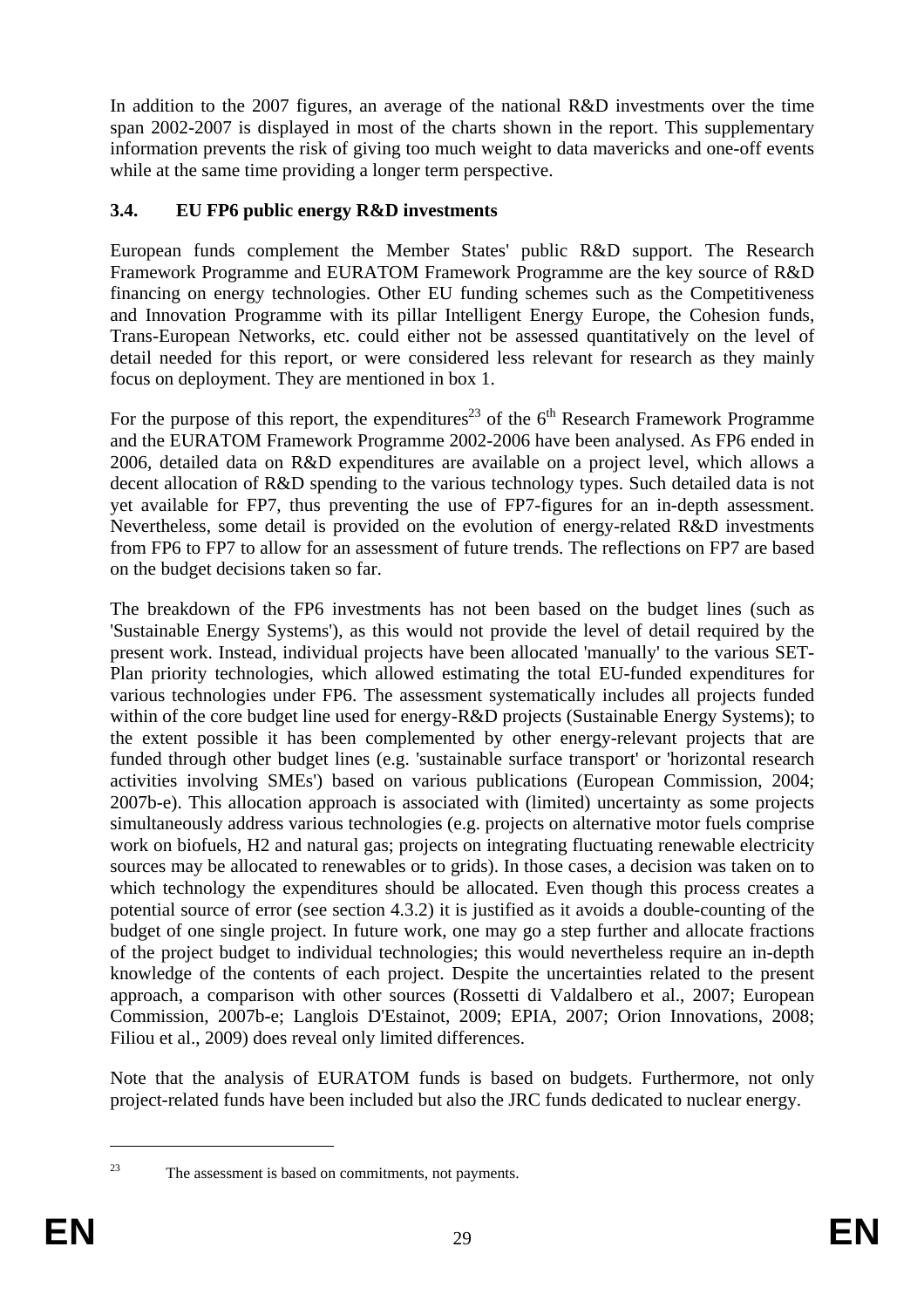In addition to the 2007 figures, an average of the national R&D investments over the time span 2002-2007 is displayed in most of the charts shown in the report. This supplementary information prevents the risk of giving too much weight to data mavericks and one-off events while at the same time providing a longer term perspective.

### 3.4. EU FP6 public energy R&D investments

European funds complement the Member States' public R&D support. The Research Framework Programme and EURATOM Framework Programme are the key source of R&D financing on energy technologies. Other EU funding schemes such as the Competitiveness and Innovation Programme with its pillar Intelligent Energy Europe, the Cohesion funds, Trans-European Networks, etc. could either not be assessed quantitatively on the level of detail needed for this report, or were considered less relevant for research as they mainly focus on deployment. They are mentioned in box 1.

For the purpose of this report, the expenditures[23] of the 6th Research Framework Programme and the EURATOM Framework Programme 2002-2006 have been analysed. As FP6 ended in 2006, detailed data on R&D expenditures are available on a project level, which allows a decent allocation of R&D spending to the various technology types. Such detailed data is not yet available for FP7, thus preventing the use of FP7-figures for an in-depth assessment. Nevertheless, some detail is provided on the evolution of energy-related R&D investments from FP6 to FP7 to allow for an assessment of future trends. The reflections on FP7 are based on the budget decisions taken so far.

The breakdown of the FP6 investments has not been based on the budget lines (such as 'Sustainable Energy Systems'), as this would not provide the level of detail required by the present work. Instead, individual projects have been allocated 'manually' to the various SET-Plan priority technologies, which allowed estimating the total EU-funded expenditures for various technologies under FP6. The assessment systematically includes all projects funded within of the core budget line used for energy-R&D projects (Sustainable Energy Systems); to the extent possible it has been complemented by other energy-relevant projects that are funded through other budget lines (e.g. 'sustainable surface transport' or 'horizontal research activities involving SMEs') based on various publications (European Commission, 2004; 2007b-e). This allocation approach is associated with (limited) uncertainty as some projects simultaneously address various technologies (e.g. projects on alternative motor fuels comprise work on biofuels, H2 and natural gas; projects on integrating fluctuating renewable electricity sources may be allocated to renewables or to grids). In those cases, a decision was taken on to which technology the expenditures should be allocated. Even though this process creates a potential source of error (see section 4.3.2) it is justified as it avoids a double-counting of the budget of one single project. In future work, one may go a step further and allocate fractions of the project budget to individual technologies; this would nevertheless require an in-depth knowledge of the contents of each project. Despite the uncertainties related to the present approach, a comparison with other sources (Rossetti di Valdalbero et al., 2007; European Commission, 2007b-e; Langlois D'Estainot, 2009; EPIA, 2007; Orion Innovations, 2008; Filiou et al., 2009) does reveal only limited differences.

Note that the analysis of EURATOM funds is based on budgets. Furthermore, not only project-related funds have been included but also the JRC funds dedicated to nuclear energy.

[23] The assessment is based on commitments, not payments.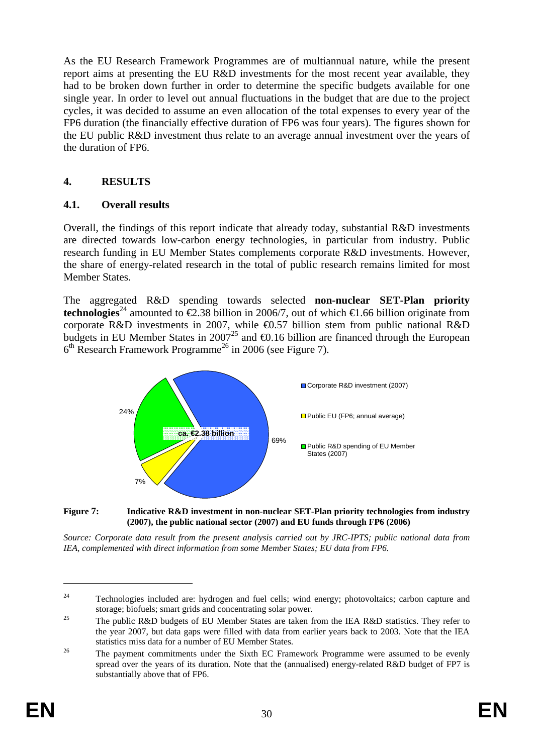As the EU Research Framework Programmes are of multiannual nature, while the present report aims at presenting the EU R&D investments for the most recent year available, they had to be broken down further in order to determine the specific budgets available for one single year. In order to level out annual fluctuations in the budget that are due to the project cycles, it was decided to assume an even allocation of the total expenses to every year of the FP6 duration (the financially effective duration of FP6 was four years). The figures shown for the EU public R&D investment thus relate to an average annual investment over the years of the duration of FP6.

## 4. RESULTS

### 4.1. Overall results

Overall, the findings of this report indicate that already today, substantial R&D investments are directed towards low-carbon energy technologies, in particular from industry. Public research funding in EU Member States complements corporate R&D investments. However, the share of energy-related research in the total of public research remains limited for most Member States.

The aggregated R&D spending towards selected **non-nuclear SET-Plan priority technologies**[24] amounted to €2.38 billion in 2006/7, out of which €1.66 billion originate from corporate R&D investments in 2007, while €0.57 billion stem from public national R&D budgets in EU Member States in 2007[25] and €0.16 billion are financed through the European 6th Research Framework Programme[26] in 2006 (see Figure 7).

ca. €2.38 billion

- Corporate R&D investment (2007): 69%
- Public EU (FP6; annual average): 7%
- Public R&D spending of EU Member States (2007): 24%

**Figure 7: Indicative R&D investment in non-nuclear SET-Plan priority technologies from industry (2007), the public national sector (2007) and EU funds through FP6 (2006)**

*Source: Corporate data result from the present analysis carried out by JRC-IPTS; public national data from IEA, complemented with direct information from some Member States; EU data from FP6.*

---

[24] Technologies included are: hydrogen and fuel cells; wind energy; photovoltaics; carbon capture and storage; biofuels; smart grids and concentrating solar power.

[25] The public R&D budgets of EU Member States are taken from the IEA R&D statistics. They refer to the year 2007, but data gaps were filled with data from earlier years back to 2003. Note that the IEA statistics miss data for a number of EU Member States.

[26] The payment commitments under the Sixth EC Framework Programme were assumed to be evenly spread over the years of its duration. Note that the (annualised) energy-related R&D budget of FP7 is substantially above that of FP6.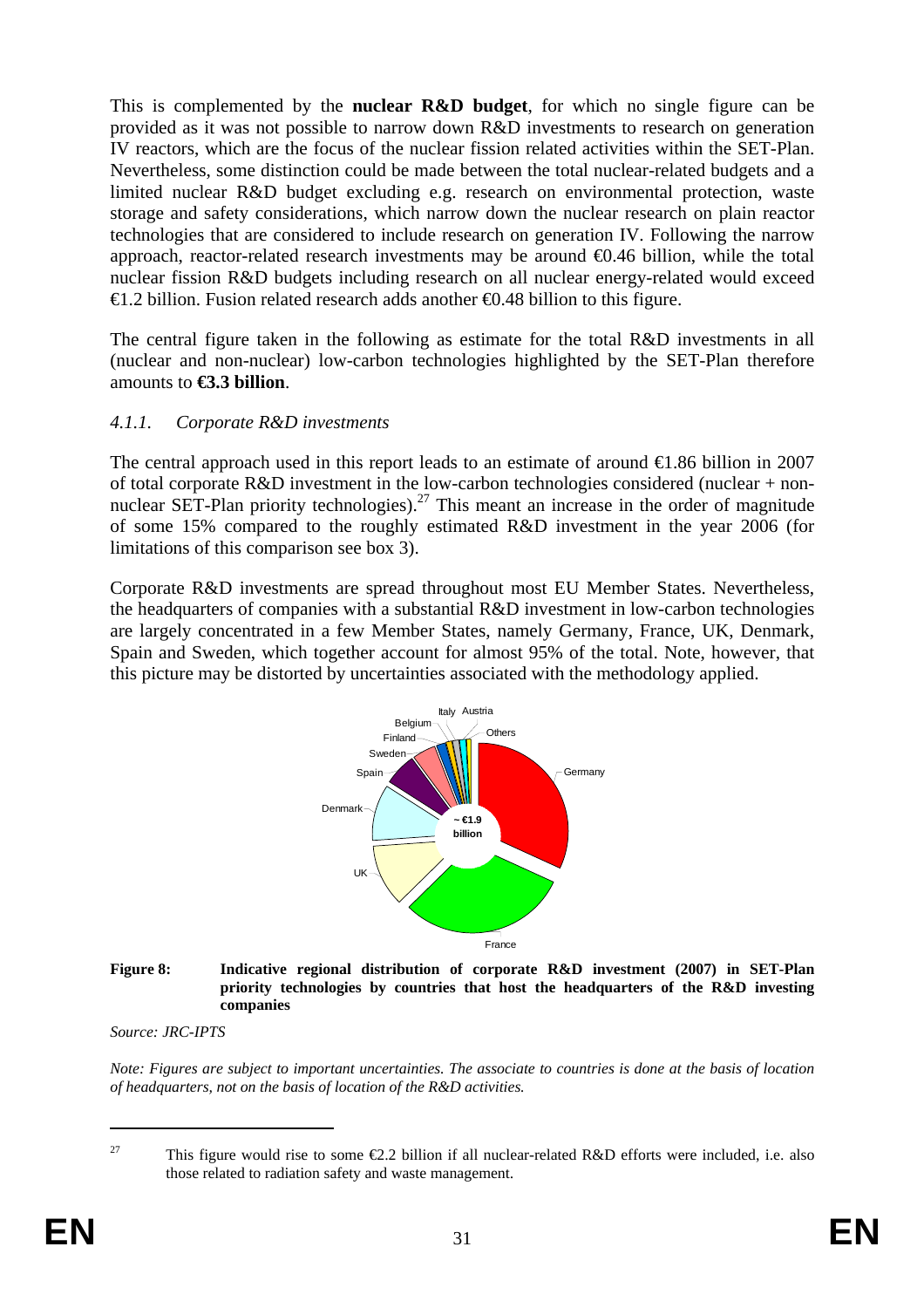This is complemented by the **nuclear R&D budget**, for which no single figure can be provided as it was not possible to narrow down R&D investments to research on generation IV reactors, which are the focus of the nuclear fission related activities within the SET-Plan. Nevertheless, some distinction could be made between the total nuclear-related budgets and a limited nuclear R&D budget excluding e.g. research on environmental protection, waste storage and safety considerations, which narrow down the nuclear research on plain reactor technologies that are considered to include research on generation IV. Following the narrow approach, reactor-related research investments may be around €0.46 billion, while the total nuclear fission R&D budgets including research on all nuclear energy-related would exceed €1.2 billion. Fusion related research adds another €0.48 billion to this figure.

The central figure taken in the following as estimate for the total R&D investments in all (nuclear and non-nuclear) low-carbon technologies highlighted by the SET-Plan therefore amounts to **€3.3 billion**.

### *4.1.1. Corporate R&D investments*

The central approach used in this report leads to an estimate of around €1.86 billion in 2007 of total corporate R&D investment in the low-carbon technologies considered (nuclear + non-nuclear SET-Plan priority technologies).[27] This meant an increase in the order of magnitude of some 15% compared to the roughly estimated R&D investment in the year 2006 (for limitations of this comparison see box 3).

Corporate R&D investments are spread throughout most EU Member States. Nevertheless, the headquarters of companies with a substantial R&D investment in low-carbon technologies are largely concentrated in a few Member States, namely Germany, France, UK, Denmark, Spain and Sweden, which together account for almost 95% of the total. Note, however, that this picture may be distorted by uncertainties associated with the methodology applied.

**Figure 8: Indicative regional distribution of corporate R&D investment (2007) in SET-Plan priority technologies by countries that host the headquarters of the R&D investing companies**

*Source: JRC-IPTS*

*Note: Figures are subject to important uncertainties. The associate to countries is done at the basis of location of headquarters, not on the basis of location of the R&D activities.*

[27] This figure would rise to some €2.2 billion if all nuclear-related R&D efforts were included, i.e. also those related to radiation safety and waste management.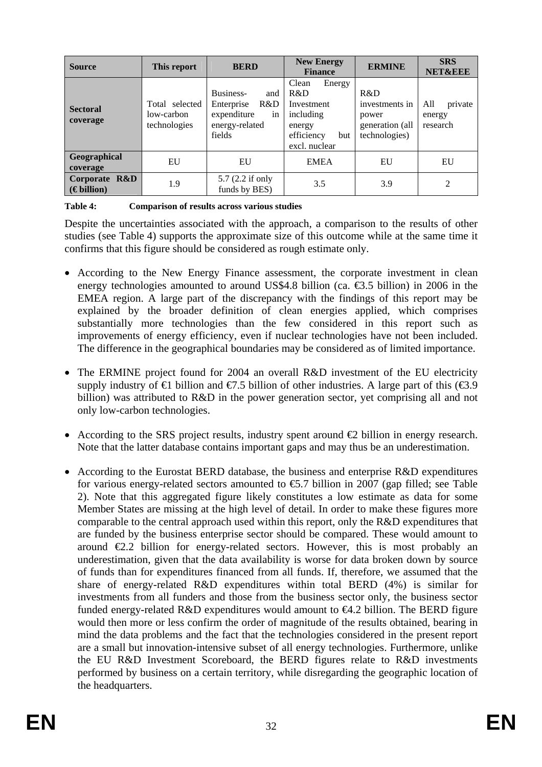| Source | This report | BERD | New Energy Finance | ERMINE | SRS NET&EEE |
|---|---|---|---|---|---|
| **Sectoral coverage** | Total selected low-carbon technologies | Business- and Enterprise R&D expenditure in energy-related fields | Clean Energy R&D Investment including energy efficiency but excl. nuclear | R&D investments in power generation (all technologies) | All private energy research |
| **Geographical coverage** | EU | EU | EMEA | EU | EU |
| **Corporate R&D (€ billion)** | 1.9 | 5.7 (2.2 if only funds by BES) | 3.5 | 3.9 | 2 |

**Table 4: Comparison of results across various studies**

Despite the uncertainties associated with the approach, a comparison to the results of other studies (see Table 4) supports the approximate size of this outcome while at the same time it confirms that this figure should be considered as rough estimate only.

- According to the New Energy Finance assessment, the corporate investment in clean energy technologies amounted to around US$4.8 billion (ca. €3.5 billion) in 2006 in the EMEA region. A large part of the discrepancy with the findings of this report may be explained by the broader definition of clean energies applied, which comprises substantially more technologies than the few considered in this report such as improvements of energy efficiency, even if nuclear technologies have not been included. The difference in the geographical boundaries may be considered as of limited importance.

- The ERMINE project found for 2004 an overall R&D investment of the EU electricity supply industry of €1 billion and €7.5 billion of other industries. A large part of this (€3.9 billion) was attributed to R&D in the power generation sector, yet comprising all and not only low-carbon technologies.

- According to the SRS project results, industry spent around €2 billion in energy research. Note that the latter database contains important gaps and may thus be an underestimation.

- According to the Eurostat BERD database, the business and enterprise R&D expenditures for various energy-related sectors amounted to €5.7 billion in 2007 (gap filled; see Table 2). Note that this aggregated figure likely constitutes a low estimate as data for some Member States are missing at the high level of detail. In order to make these figures more comparable to the central approach used within this report, only the R&D expenditures that are funded by the business enterprise sector should be compared. These would amount to around €2.2 billion for energy-related sectors. However, this is most probably an underestimation, given that the data availability is worse for data broken down by source of funds than for expenditures financed from all funds. If, therefore, we assumed that the share of energy-related R&D expenditures within total BERD (4%) is similar for investments from all funders and those from the business sector only, the business sector funded energy-related R&D expenditures would amount to €4.2 billion. The BERD figure would then more or less confirm the order of magnitude of the results obtained, bearing in mind the data problems and the fact that the technologies considered in the present report are a small but innovation-intensive subset of all energy technologies. Furthermore, unlike the EU R&D Investment Scoreboard, the BERD figures relate to R&D investments performed by business on a certain territory, while disregarding the geographic location of the headquarters.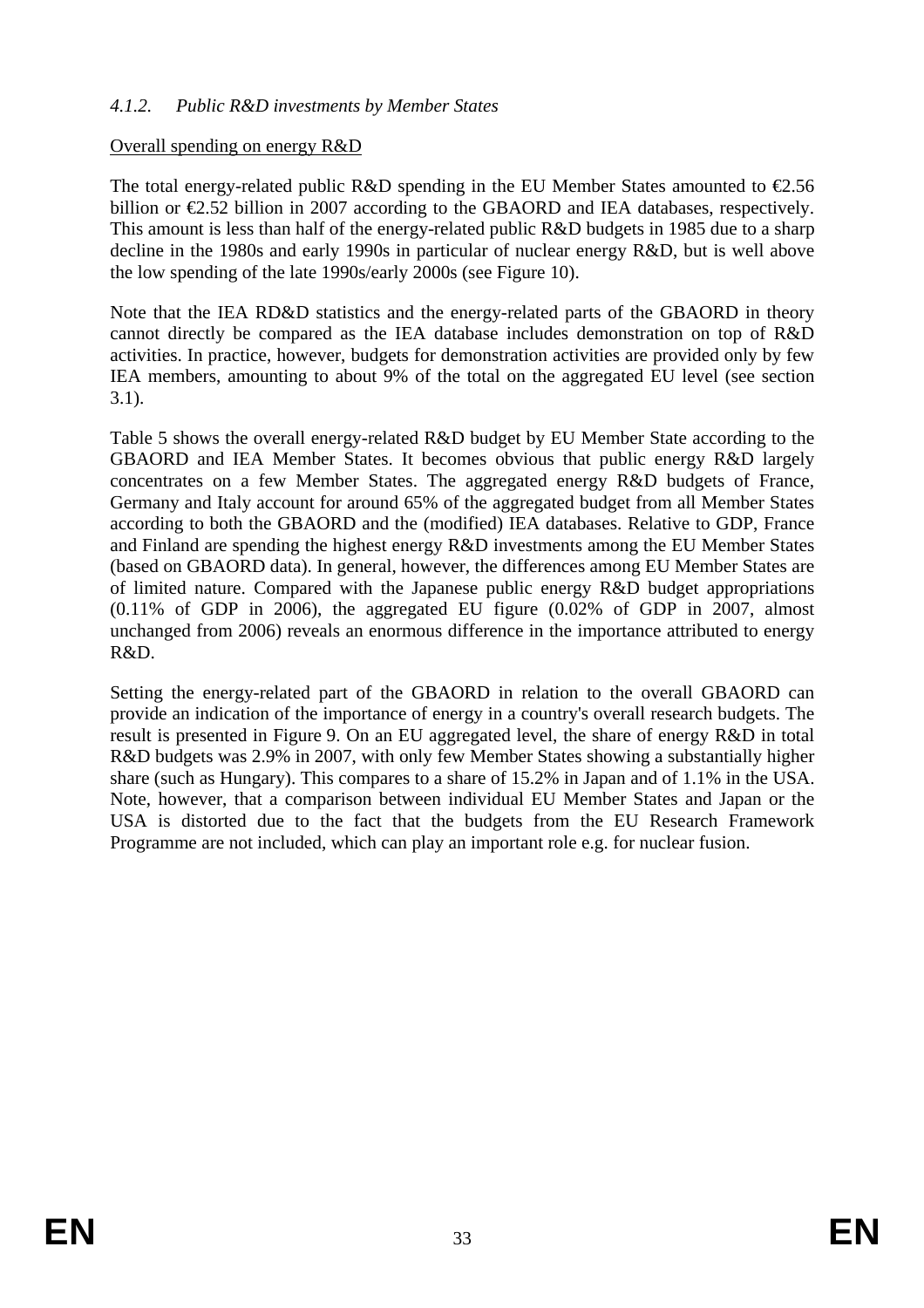#### *4.1.2. Public R&D investments by Member States*

Overall spending on energy R&D

The total energy-related public R&D spending in the EU Member States amounted to €2.56 billion or €2.52 billion in 2007 according to the GBAORD and IEA databases, respectively. This amount is less than half of the energy-related public R&D budgets in 1985 due to a sharp decline in the 1980s and early 1990s in particular of nuclear energy R&D, but is well above the low spending of the late 1990s/early 2000s (see Figure 10).

Note that the IEA RD&D statistics and the energy-related parts of the GBAORD in theory cannot directly be compared as the IEA database includes demonstration on top of R&D activities. In practice, however, budgets for demonstration activities are provided only by few IEA members, amounting to about 9% of the total on the aggregated EU level (see section 3.1).

Table 5 shows the overall energy-related R&D budget by EU Member State according to the GBAORD and IEA Member States. It becomes obvious that public energy R&D largely concentrates on a few Member States. The aggregated energy R&D budgets of France, Germany and Italy account for around 65% of the aggregated budget from all Member States according to both the GBAORD and the (modified) IEA databases. Relative to GDP, France and Finland are spending the highest energy R&D investments among the EU Member States (based on GBAORD data). In general, however, the differences among EU Member States are of limited nature. Compared with the Japanese public energy R&D budget appropriations (0.11% of GDP in 2006), the aggregated EU figure (0.02% of GDP in 2007, almost unchanged from 2006) reveals an enormous difference in the importance attributed to energy R&D.

Setting the energy-related part of the GBAORD in relation to the overall GBAORD can provide an indication of the importance of energy in a country's overall research budgets. The result is presented in Figure 9. On an EU aggregated level, the share of energy R&D in total R&D budgets was 2.9% in 2007, with only few Member States showing a substantially higher share (such as Hungary). This compares to a share of 15.2% in Japan and of 1.1% in the USA. Note, however, that a comparison between individual EU Member States and Japan or the USA is distorted due to the fact that the budgets from the EU Research Framework Programme are not included, which can play an important role e.g. for nuclear fusion.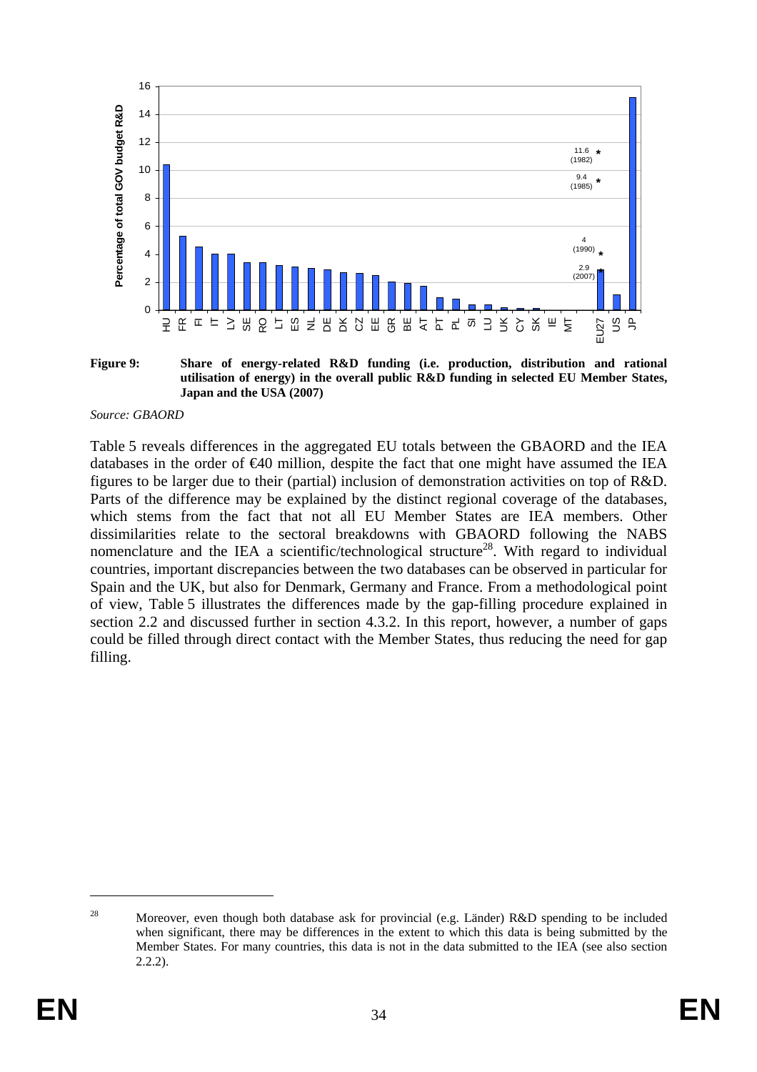**Figure 9: Share of energy-related R&D funding (i.e. production, distribution and rational utilisation of energy) in the overall public R&D funding in selected EU Member States, Japan and the USA (2007)**

*Source: GBAORD*

Table 5 reveals differences in the aggregated EU totals between the GBAORD and the IEA databases in the order of €40 million, despite the fact that one might have assumed the IEA figures to be larger due to their (partial) inclusion of demonstration activities on top of R&D. Parts of the difference may be explained by the distinct regional coverage of the databases, which stems from the fact that not all EU Member States are IEA members. Other dissimilarities relate to the sectoral breakdowns with GBAORD following the NABS nomenclature and the IEA a scientific/technological structure[28]. With regard to individual countries, important discrepancies between the two databases can be observed in particular for Spain and the UK, but also for Denmark, Germany and France. From a methodological point of view, Table 5 illustrates the differences made by the gap-filling procedure explained in section 2.2 and discussed further in section 4.3.2. In this report, however, a number of gaps could be filled through direct contact with the Member States, thus reducing the need for gap filling.

---

[28] Moreover, even though both database ask for provincial (e.g. Länder) R&D spending to be included when significant, there may be differences in the extent to which this data is being submitted by the Member States. For many countries, this data is not in the data submitted to the IEA (see also section 2.2.2).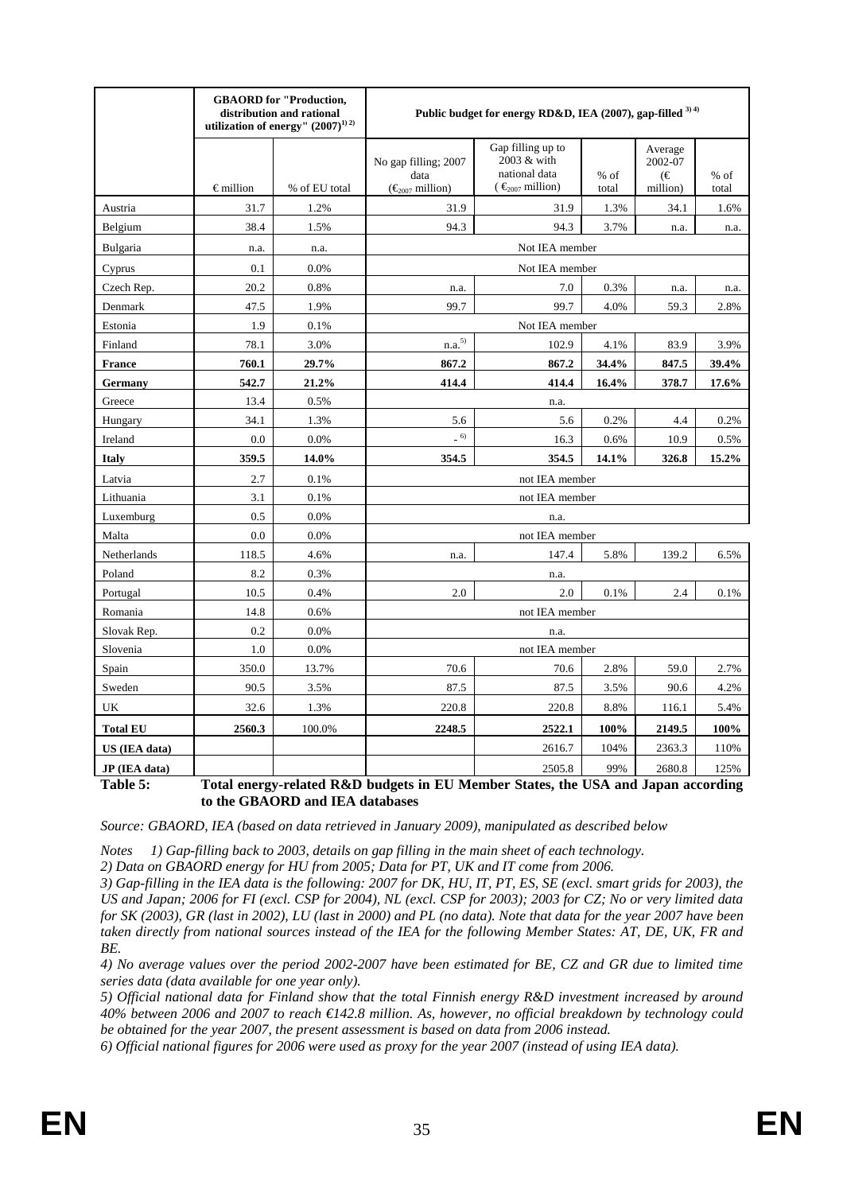| | GBAORD for "Production, distribution and rational utilization of energy" (2007)[1) 2)] | | Public budget for energy RD&D, IEA (2007), gap-filled [3) 4)] | | | | |
|---|---|---|---|---|---|---|---|
| | € million | % of EU total | No gap filling; 2007 data (€$_{2007}$ million) | Gap filling up to 2003 & with national data (€$_{2007}$ million) | % of total | Average 2002-07 (€ million) | % of total |
| Austria | 31.7 | 1.2% | 31.9 | 31.9 | 1.3% | 34.1 | 1.6% |
| Belgium | 38.4 | 1.5% | 94.3 | 94.3 | 3.7% | n.a. | n.a. |
| Bulgaria | n.a. | n.a. | Not IEA member | | | | |
| Cyprus | 0.1 | 0.0% | Not IEA member | | | | |
| Czech Rep. | 20.2 | 0.8% | n.a. | 7.0 | 0.3% | n.a. | n.a. |
| Denmark | 47.5 | 1.9% | 99.7 | 99.7 | 4.0% | 59.3 | 2.8% |
| Estonia | 1.9 | 0.1% | Not IEA member | | | | |
| Finland | 78.1 | 3.0% | n.a.[5)] | 102.9 | 4.1% | 83.9 | 3.9% |
| **France** | **760.1** | **29.7%** | **867.2** | **867.2** | **34.4%** | **847.5** | **39.4%** |
| **Germany** | **542.7** | **21.2%** | **414.4** | **414.4** | **16.4%** | **378.7** | **17.6%** |
| Greece | 13.4 | 0.5% | n.a. | | | | |
| Hungary | 34.1 | 1.3% | 5.6 | 5.6 | 0.2% | 4.4 | 0.2% |
| Ireland | 0.0 | 0.0% | -[6)] | 16.3 | 0.6% | 10.9 | 0.5% |
| **Italy** | **359.5** | **14.0%** | **354.5** | **354.5** | **14.1%** | **326.8** | **15.2%** |
| Latvia | 2.7 | 0.1% | not IEA member | | | | |
| Lithuania | 3.1 | 0.1% | not IEA member | | | | |
| Luxemburg | 0.5 | 0.0% | n.a. | | | | |
| Malta | 0.0 | 0.0% | not IEA member | | | | |
| Netherlands | 118.5 | 4.6% | n.a. | 147.4 | 5.8% | 139.2 | 6.5% |
| Poland | 8.2 | 0.3% | n.a. | | | | |
| Portugal | 10.5 | 0.4% | 2.0 | 2.0 | 0.1% | 2.4 | 0.1% |
| Romania | 14.8 | 0.6% | not IEA member | | | | |
| Slovak Rep. | 0.2 | 0.0% | n.a. | | | | |
| Slovenia | 1.0 | 0.0% | not IEA member | | | | |
| Spain | 350.0 | 13.7% | 70.6 | 70.6 | 2.8% | 59.0 | 2.7% |
| Sweden | 90.5 | 3.5% | 87.5 | 87.5 | 3.5% | 90.6 | 4.2% |
| UK | 32.6 | 1.3% | 220.8 | 220.8 | 8.8% | 116.1 | 5.4% |
| **Total EU** | **2560.3** | 100.0% | **2248.5** | **2522.1** | **100%** | **2149.5** | **100%** |
| **US (IEA data)** | | | | 2616.7 | 104% | 2363.3 | 110% |
| **JP (IEA data)** | | | | 2505.8 | 99% | 2680.8 | 125% |

**Table 5: Total energy-related R&D budgets in EU Member States, the USA and Japan according to the GBAORD and IEA databases**

*Source: GBAORD, IEA (based on data retrieved in January 2009), manipulated as described below*

*Notes 1) Gap-filling back to 2003, details on gap filling in the main sheet of each technology.*

*2) Data on GBAORD energy for HU from 2005; Data for PT, UK and IT come from 2006.*

*3) Gap-filling in the IEA data is the following: 2007 for DK, HU, IT, PT, ES, SE (excl. smart grids for 2003), the US and Japan; 2006 for FI (excl. CSP for 2004), NL (excl. CSP for 2003); 2003 for CZ; No or very limited data for SK (2003), GR (last in 2002), LU (last in 2000) and PL (no data). Note that data for the year 2007 have been taken directly from national sources instead of the IEA for the following Member States: AT, DE, UK, FR and BE.*

*4) No average values over the period 2002-2007 have been estimated for BE, CZ and GR due to limited time series data (data available for one year only).*

*5) Official national data for Finland show that the total Finnish energy R&D investment increased by around 40% between 2006 and 2007 to reach €142.8 million. As, however, no official breakdown by technology could be obtained for the year 2007, the present assessment is based on data from 2006 instead.*

*6) Official national figures for 2006 were used as proxy for the year 2007 (instead of using IEA data).*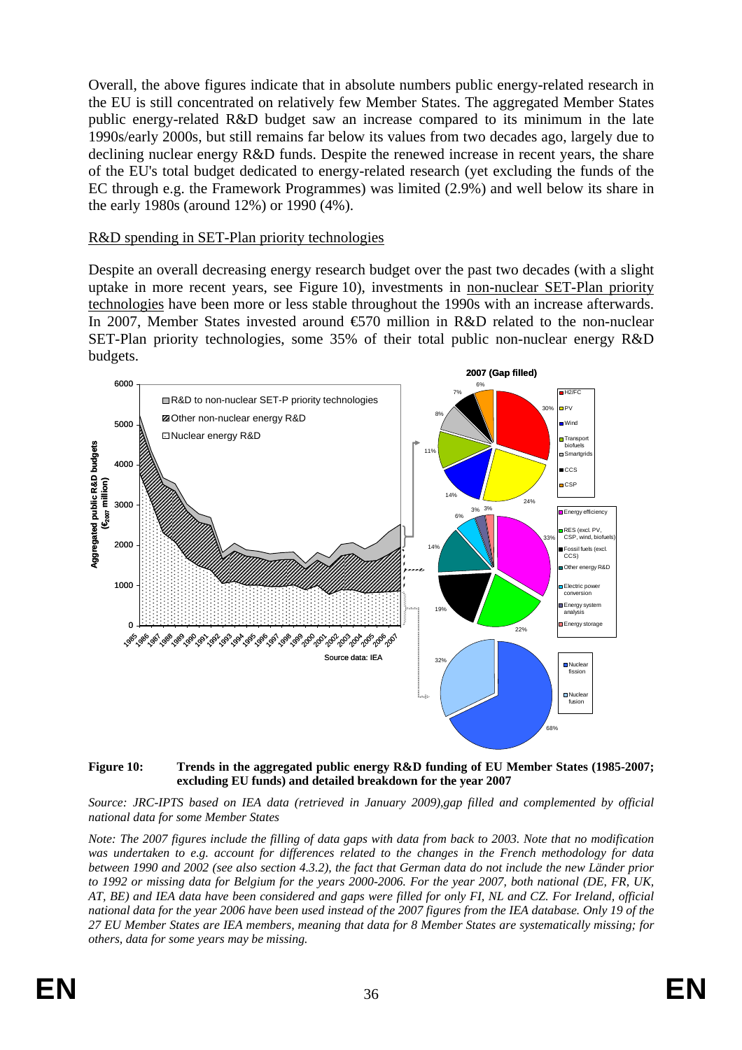Overall, the above figures indicate that in absolute numbers public energy-related research in the EU is still concentrated on relatively few Member States. The aggregated Member States public energy-related R&D budget saw an increase compared to its minimum in the late 1990s/early 2000s, but still remains far below its values from two decades ago, largely due to declining nuclear energy R&D funds. Despite the renewed increase in recent years, the share of the EU's total budget dedicated to energy-related research (yet excluding the funds of the EC through e.g. the Framework Programmes) was limited (2.9%) and well below its share in the early 1980s (around 12%) or 1990 (4%).

R&D spending in SET-Plan priority technologies

Despite an overall decreasing energy research budget over the past two decades (with a slight uptake in more recent years, see Figure 10), investments in non-nuclear SET-Plan priority technologies have been more or less stable throughout the 1990s with an increase afterwards. In 2007, Member States invested around €570 million in R&D related to the non-nuclear SET-Plan priority technologies, some 35% of their total public non-nuclear energy R&D budgets.

**Figure 10: Trends in the aggregated public energy R&D funding of EU Member States (1985-2007; excluding EU funds) and detailed breakdown for the year 2007**

*Source: JRC-IPTS based on IEA data (retrieved in January 2009),gap filled and complemented by official national data for some Member States*

*Note: The 2007 figures include the filling of data gaps with data from back to 2003. Note that no modification was undertaken to e.g. account for differences related to the changes in the French methodology for data between 1990 and 2002 (see also section 4.3.2), the fact that German data do not include the new Länder prior to 1992 or missing data for Belgium for the years 2000-2006. For the year 2007, both national (DE, FR, UK, AT, BE) and IEA data have been considered and gaps were filled for only FI, NL and CZ. For Ireland, official national data for the year 2006 have been used instead of the 2007 figures from the IEA database. Only 19 of the 27 EU Member States are IEA members, meaning that data for 8 Member States are systematically missing; for others, data for some years may be missing.*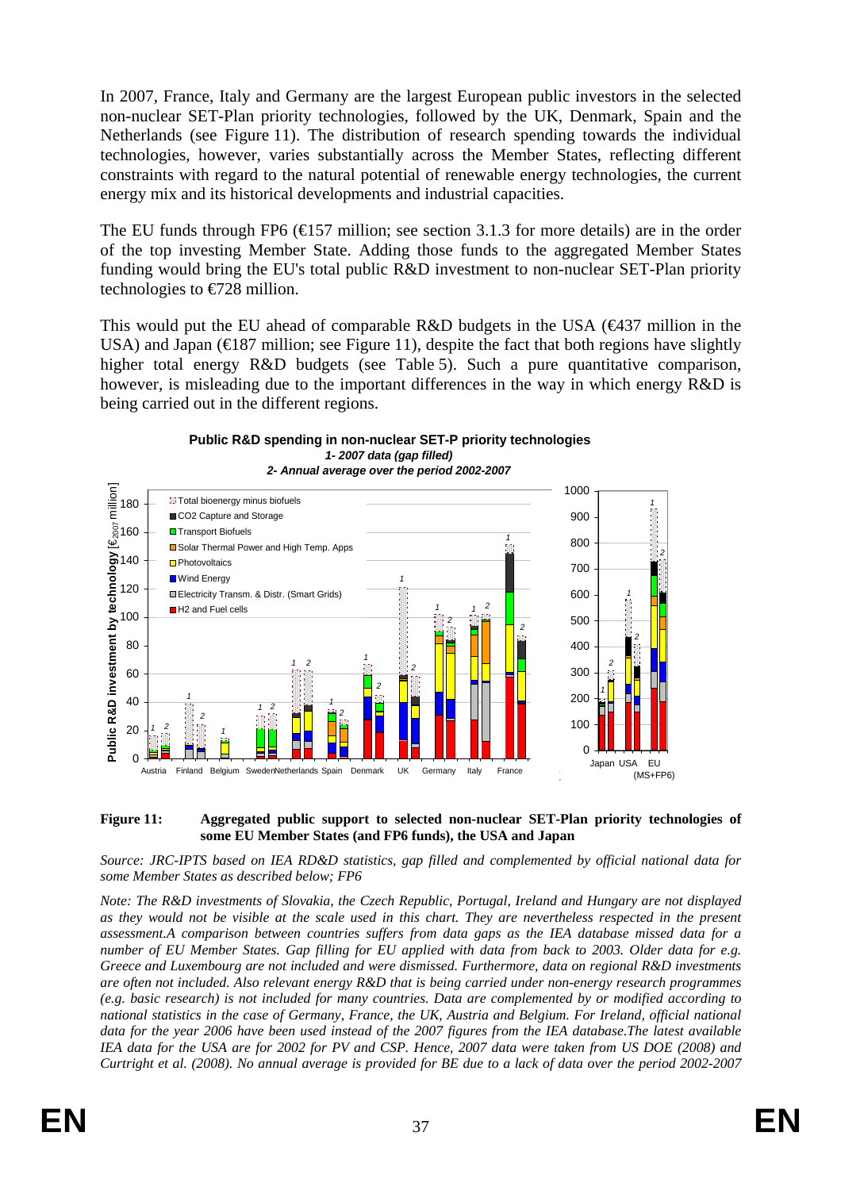In 2007, France, Italy and Germany are the largest European public investors in the selected non-nuclear SET-Plan priority technologies, followed by the UK, Denmark, Spain and the Netherlands (see Figure 11). The distribution of research spending towards the individual technologies, however, varies substantially across the Member States, reflecting different constraints with regard to the natural potential of renewable energy technologies, the current energy mix and its historical developments and industrial capacities.

The EU funds through FP6 (€157 million; see section 3.1.3 for more details) are in the order of the top investing Member State. Adding those funds to the aggregated Member States funding would bring the EU's total public R&D investment to non-nuclear SET-Plan priority technologies to €728 million.

This would put the EU ahead of comparable R&D budgets in the USA (€437 million in the USA) and Japan (€187 million; see Figure 11), despite the fact that both regions have slightly higher total energy R&D budgets (see Table 5). Such a pure quantitative comparison, however, is misleading due to the important differences in the way in which energy R&D is being carried out in the different regions.

**Public R&D spending in non-nuclear SET-P priority technologies**
*1- 2007 data (gap filled)*
*2- Annual average over the period 2002-2007*

**Figure 11: Aggregated public support to selected non-nuclear SET-Plan priority technologies of some EU Member States (and FP6 funds), the USA and Japan**

*Source: JRC-IPTS based on IEA RD&D statistics, gap filled and complemented by official national data for some Member States as described below; FP6*

*Note: The R&D investments of Slovakia, the Czech Republic, Portugal, Ireland and Hungary are not displayed as they would not be visible at the scale used in this chart. They are nevertheless respected in the present assessment.A comparison between countries suffers from data gaps as the IEA database missed data for a number of EU Member States. Gap filling for EU applied with data from back to 2003. Older data for e.g. Greece and Luxembourg are not included and were dismissed. Furthermore, data on regional R&D investments are often not included. Also relevant energy R&D that is being carried under non-energy research programmes (e.g. basic research) is not included for many countries. Data are complemented by or modified according to national statistics in the case of Germany, France, the UK, Austria and Belgium. For Ireland, official national data for the year 2006 have been used instead of the 2007 figures from the IEA database.The latest available IEA data for the USA are for 2002 for PV and CSP. Hence, 2007 data were taken from US DOE (2008) and Curtright et al. (2008). No annual average is provided for BE due to a lack of data over the period 2002-2007*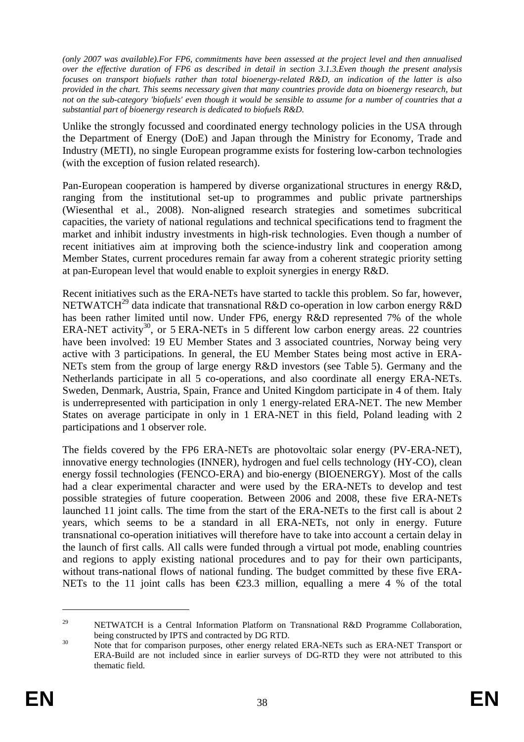*(only 2007 was available).For FP6, commitments have been assessed at the project level and then annualised over the effective duration of FP6 as described in detail in section 3.1.3.Even though the present analysis focuses on transport biofuels rather than total bioenergy-related R&D, an indication of the latter is also provided in the chart. This seems necessary given that many countries provide data on bioenergy research, but not on the sub-category 'biofuels' even though it would be sensible to assume for a number of countries that a substantial part of bioenergy research is dedicated to biofuels R&D.*

Unlike the strongly focussed and coordinated energy technology policies in the USA through the Department of Energy (DoE) and Japan through the Ministry for Economy, Trade and Industry (METI), no single European programme exists for fostering low-carbon technologies (with the exception of fusion related research).

Pan-European cooperation is hampered by diverse organizational structures in energy R&D, ranging from the institutional set-up to programmes and public private partnerships (Wiesenthal et al., 2008). Non-aligned research strategies and sometimes subcritical capacities, the variety of national regulations and technical specifications tend to fragment the market and inhibit industry investments in high-risk technologies. Even though a number of recent initiatives aim at improving both the science-industry link and cooperation among Member States, current procedures remain far away from a coherent strategic priority setting at pan-European level that would enable to exploit synergies in energy R&D.

Recent initiatives such as the ERA-NETs have started to tackle this problem. So far, however, NETWATCH[29] data indicate that transnational R&D co-operation in low carbon energy R&D has been rather limited until now. Under FP6, energy R&D represented 7% of the whole ERA-NET activity[30], or 5 ERA-NETs in 5 different low carbon energy areas. 22 countries have been involved: 19 EU Member States and 3 associated countries, Norway being very active with 3 participations. In general, the EU Member States being most active in ERA-NETs stem from the group of large energy R&D investors (see Table 5). Germany and the Netherlands participate in all 5 co-operations, and also coordinate all energy ERA-NETs. Sweden, Denmark, Austria, Spain, France and United Kingdom participate in 4 of them. Italy is underrepresented with participation in only 1 energy-related ERA-NET. The new Member States on average participate in only in 1 ERA-NET in this field, Poland leading with 2 participations and 1 observer role.

The fields covered by the FP6 ERA-NETs are photovoltaic solar energy (PV-ERA-NET), innovative energy technologies (INNER), hydrogen and fuel cells technology (HY-CO), clean energy fossil technologies (FENCO-ERA) and bio-energy (BIOENERGY). Most of the calls had a clear experimental character and were used by the ERA-NETs to develop and test possible strategies of future cooperation. Between 2006 and 2008, these five ERA-NETs launched 11 joint calls. The time from the start of the ERA-NETs to the first call is about 2 years, which seems to be a standard in all ERA-NETs, not only in energy. Future transnational co-operation initiatives will therefore have to take into account a certain delay in the launch of first calls. All calls were funded through a virtual pot mode, enabling countries and regions to apply existing national procedures and to pay for their own participants, without trans-national flows of national funding. The budget committed by these five ERA-NETs to the 11 joint calls has been €23.3 million, equalling a mere 4 % of the total

---

[29] NETWATCH is a Central Information Platform on Transnational R&D Programme Collaboration, being constructed by IPTS and contracted by DG RTD.

[30] Note that for comparison purposes, other energy related ERA-NETs such as ERA-NET Transport or ERA-Build are not included since in earlier surveys of DG-RTD they were not attributed to this thematic field.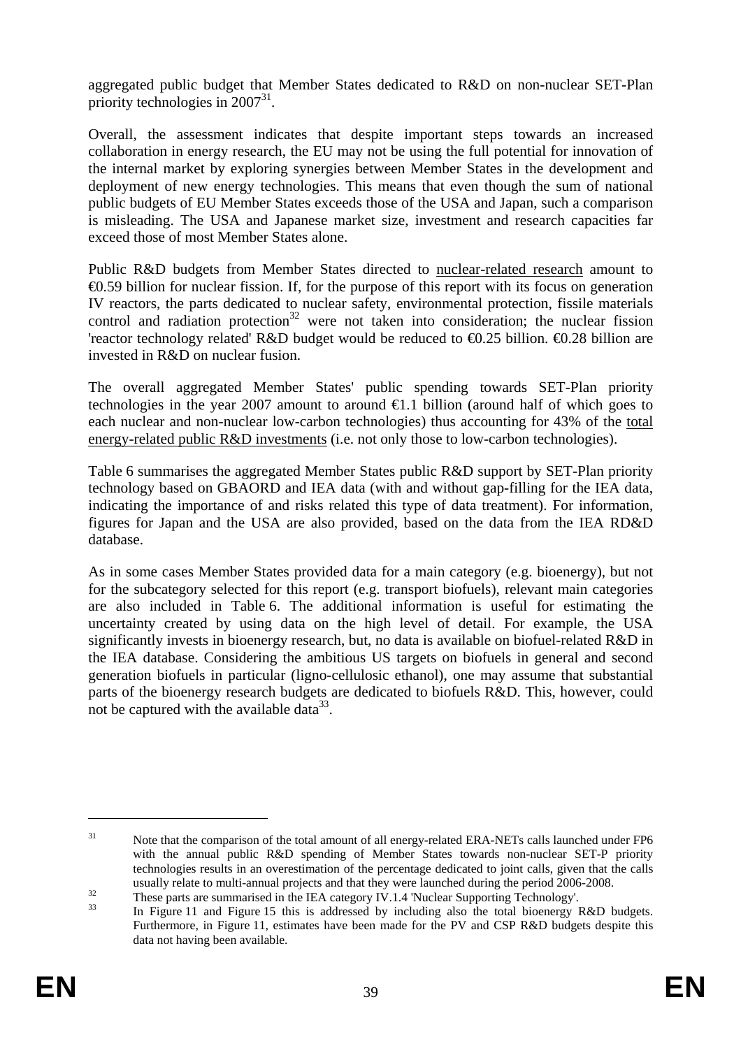aggregated public budget that Member States dedicated to R&D on non-nuclear SET-Plan priority technologies in 2007[31].

Overall, the assessment indicates that despite important steps towards an increased collaboration in energy research, the EU may not be using the full potential for innovation of the internal market by exploring synergies between Member States in the development and deployment of new energy technologies. This means that even though the sum of national public budgets of EU Member States exceeds those of the USA and Japan, such a comparison is misleading. The USA and Japanese market size, investment and research capacities far exceed those of most Member States alone.

Public R&D budgets from Member States directed to nuclear-related research amount to €0.59 billion for nuclear fission. If, for the purpose of this report with its focus on generation IV reactors, the parts dedicated to nuclear safety, environmental protection, fissile materials control and radiation protection[32] were not taken into consideration; the nuclear fission 'reactor technology related' R&D budget would be reduced to €0.25 billion. €0.28 billion are invested in R&D on nuclear fusion.

The overall aggregated Member States' public spending towards SET-Plan priority technologies in the year 2007 amount to around €1.1 billion (around half of which goes to each nuclear and non-nuclear low-carbon technologies) thus accounting for 43% of the total energy-related public R&D investments (i.e. not only those to low-carbon technologies).

Table 6 summarises the aggregated Member States public R&D support by SET-Plan priority technology based on GBAORD and IEA data (with and without gap-filling for the IEA data, indicating the importance of and risks related this type of data treatment). For information, figures for Japan and the USA are also provided, based on the data from the IEA RD&D database.

As in some cases Member States provided data for a main category (e.g. bioenergy), but not for the subcategory selected for this report (e.g. transport biofuels), relevant main categories are also included in Table 6. The additional information is useful for estimating the uncertainty created by using data on the high level of detail. For example, the USA significantly invests in bioenergy research, but, no data is available on biofuel-related R&D in the IEA database. Considering the ambitious US targets on biofuels in general and second generation biofuels in particular (ligno-cellulosic ethanol), one may assume that substantial parts of the bioenergy research budgets are dedicated to biofuels R&D. This, however, could not be captured with the available data[33].

---

[31] Note that the comparison of the total amount of all energy-related ERA-NETs calls launched under FP6 with the annual public R&D spending of Member States towards non-nuclear SET-P priority technologies results in an overestimation of the percentage dedicated to joint calls, given that the calls usually relate to multi-annual projects and that they were launched during the period 2006-2008.

[32] These parts are summarised in the IEA category IV.1.4 'Nuclear Supporting Technology'.

[33] In Figure 11 and Figure 15 this is addressed by including also the total bioenergy R&D budgets. Furthermore, in Figure 11, estimates have been made for the PV and CSP R&D budgets despite this data not having been available.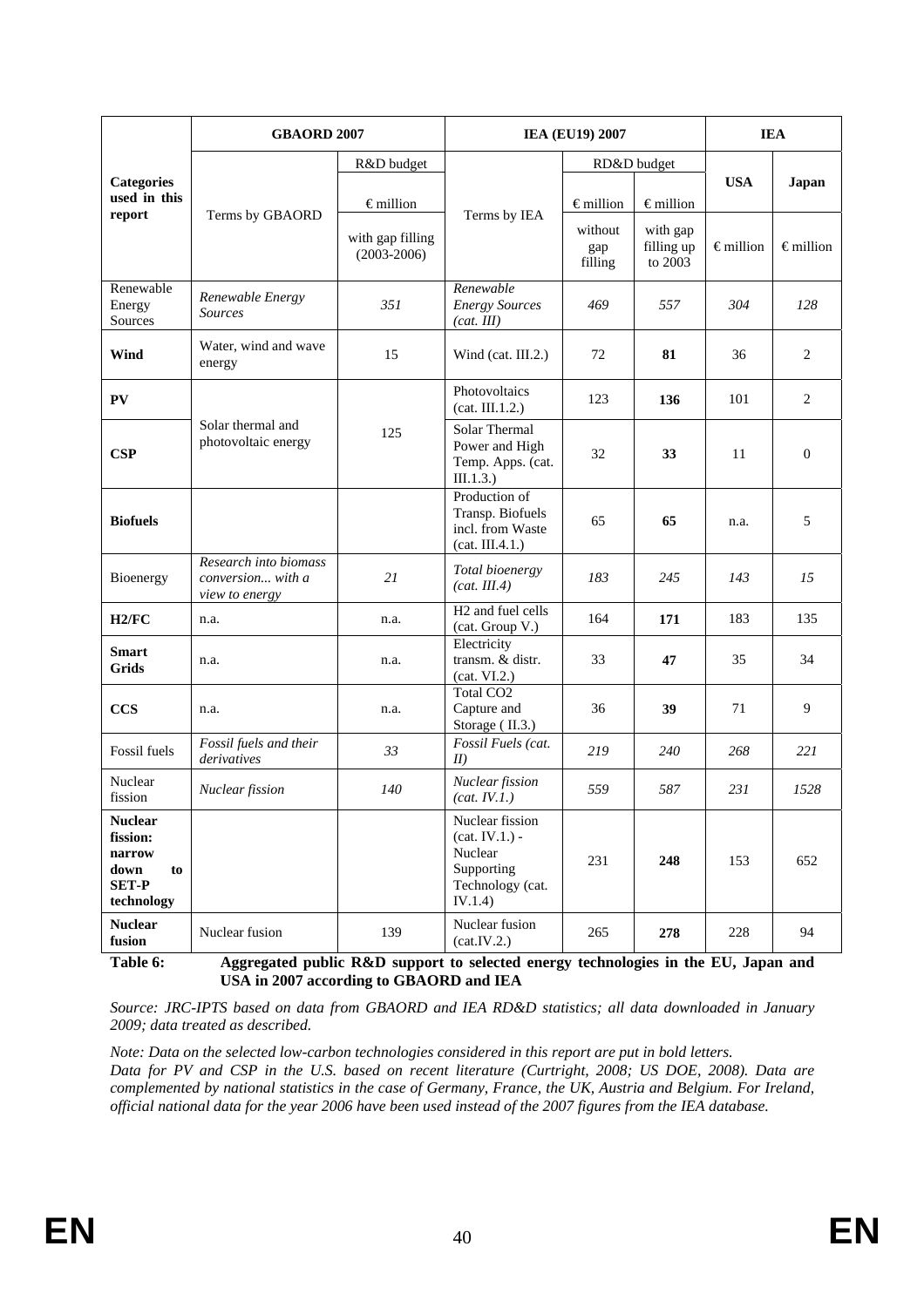| Categories used in this report | GBAORD 2007 | | IEA (EU19) 2007 | | | IEA | |
|---|---|---|---|---|---|---|---|
| | Terms by GBAORD | R&D budget € million with gap filling (2003-2006) | Terms by IEA | RD&D budget € million without gap filling | RD&D budget € million with gap filling up to 2003 | USA € million | Japan € million |
| Renewable Energy Sources | *Renewable Energy Sources* | *351* | *Renewable Energy Sources (cat. III)* | *469* | *557* | *304* | *128* |
| **Wind** | Water, wind and wave energy | 15 | Wind (cat. III.2.) | 72 | **81** | 36 | 2 |
| **PV** | Solar thermal and photovoltaic energy | 125 | Photovoltaics (cat. III.1.2.) | 123 | **136** | 101 | 2 |
| **CSP** | | | Solar Thermal Power and High Temp. Apps. (cat. III.1.3.) | 32 | **33** | 11 | 0 |
| **Biofuels** | | | Production of Transp. Biofuels incl. from Waste (cat. III.4.1.) | 65 | **65** | n.a. | 5 |
| Bioenergy | *Research into biomass conversion... with a view to energy* | *21* | *Total bioenergy (cat. III.4)* | *183* | *245* | *143* | *15* |
| **H2/FC** | n.a. | n.a. | H2 and fuel cells (cat. Group V.) | 164 | **171** | 183 | 135 |
| **Smart Grids** | n.a. | n.a. | Electricity transm. & distr. (cat. VI.2.) | 33 | **47** | 35 | 34 |
| **CCS** | n.a. | n.a. | Total CO2 Capture and Storage ( II.3.) | 36 | **39** | 71 | 9 |
| Fossil fuels | *Fossil fuels and their derivatives* | *33* | *Fossil Fuels (cat. II)* | *219* | *240* | *268* | *221* |
| Nuclear fission | *Nuclear fission* | *140* | *Nuclear fission (cat. IV.1.)* | *559* | *587* | *231* | *1528* |
| **Nuclear fission: narrow down to SET-P technology** | | | Nuclear fission (cat. IV.1.) - Nuclear Supporting Technology (cat. IV.1.4) | 231 | **248** | 153 | 652 |
| **Nuclear fusion** | Nuclear fusion | 139 | Nuclear fusion (cat.IV.2.) | 265 | **278** | 228 | 94 |

**Table 6: Aggregated public R&D support to selected energy technologies in the EU, Japan and USA in 2007 according to GBAORD and IEA**

*Source: JRC-IPTS based on data from GBAORD and IEA RD&D statistics; all data downloaded in January 2009; data treated as described.*

*Note: Data on the selected low-carbon technologies considered in this report are put in bold letters. Data for PV and CSP in the U.S. based on recent literature (Curtright, 2008; US DOE, 2008). Data are complemented by national statistics in the case of Germany, France, the UK, Austria and Belgium. For Ireland, official national data for the year 2006 have been used instead of the 2007 figures from the IEA database.*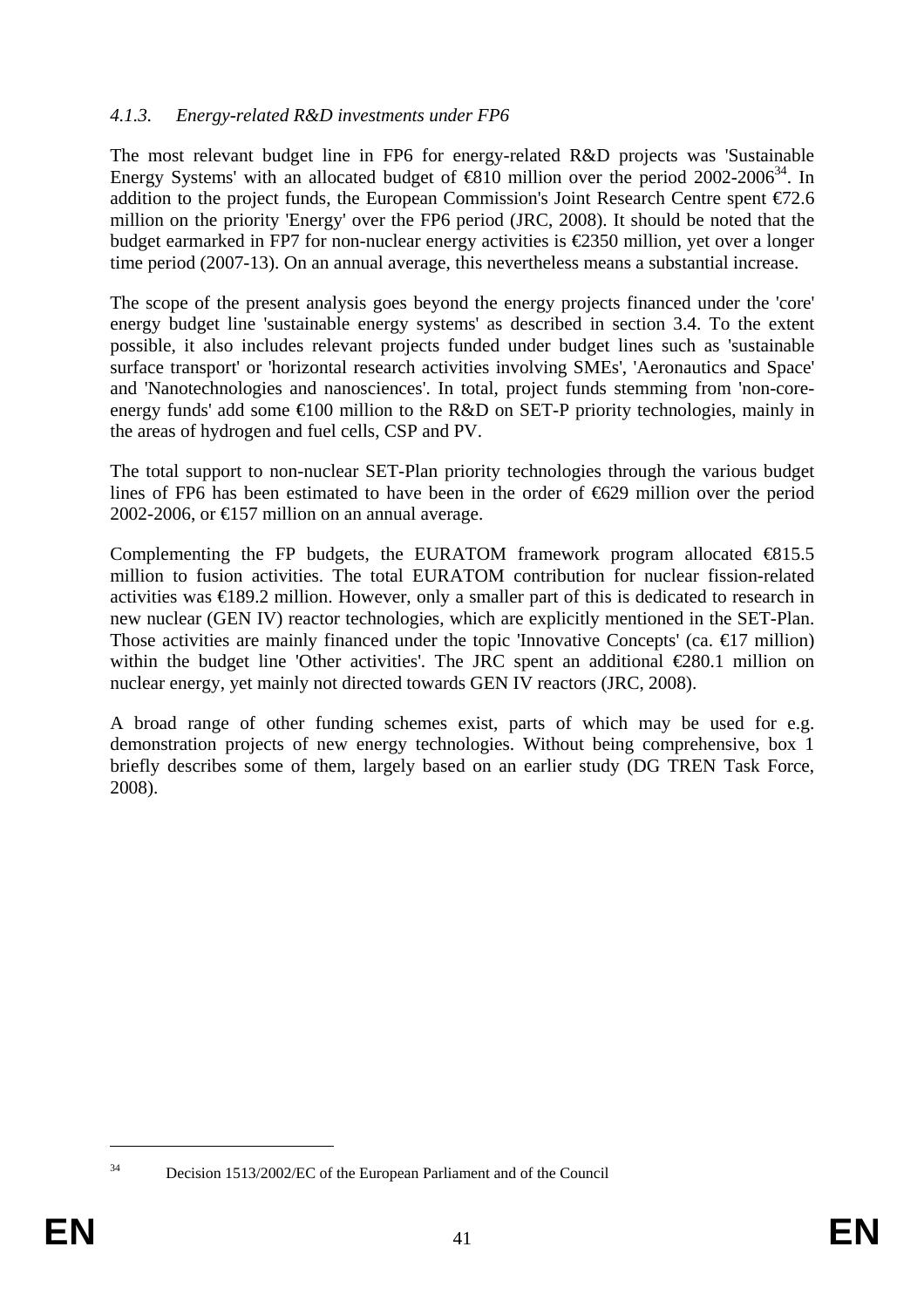#### *4.1.3. Energy-related R&D investments under FP6*

The most relevant budget line in FP6 for energy-related R&D projects was 'Sustainable Energy Systems' with an allocated budget of €810 million over the period 2002-2006[34]. In addition to the project funds, the European Commission's Joint Research Centre spent €72.6 million on the priority 'Energy' over the FP6 period (JRC, 2008). It should be noted that the budget earmarked in FP7 for non-nuclear energy activities is €2350 million, yet over a longer time period (2007-13). On an annual average, this nevertheless means a substantial increase.

The scope of the present analysis goes beyond the energy projects financed under the 'core' energy budget line 'sustainable energy systems' as described in section 3.4. To the extent possible, it also includes relevant projects funded under budget lines such as 'sustainable surface transport' or 'horizontal research activities involving SMEs', 'Aeronautics and Space' and 'Nanotechnologies and nanosciences'. In total, project funds stemming from 'non-core-energy funds' add some €100 million to the R&D on SET-P priority technologies, mainly in the areas of hydrogen and fuel cells, CSP and PV.

The total support to non-nuclear SET-Plan priority technologies through the various budget lines of FP6 has been estimated to have been in the order of €629 million over the period 2002-2006, or €157 million on an annual average.

Complementing the FP budgets, the EURATOM framework program allocated €815.5 million to fusion activities. The total EURATOM contribution for nuclear fission-related activities was €189.2 million. However, only a smaller part of this is dedicated to research in new nuclear (GEN IV) reactor technologies, which are explicitly mentioned in the SET-Plan. Those activities are mainly financed under the topic 'Innovative Concepts' (ca. €17 million) within the budget line 'Other activities'. The JRC spent an additional €280.1 million on nuclear energy, yet mainly not directed towards GEN IV reactors (JRC, 2008).

A broad range of other funding schemes exist, parts of which may be used for e.g. demonstration projects of new energy technologies. Without being comprehensive, box 1 briefly describes some of them, largely based on an earlier study (DG TREN Task Force, 2008).

---

[34] Decision 1513/2002/EC of the European Parliament and of the Council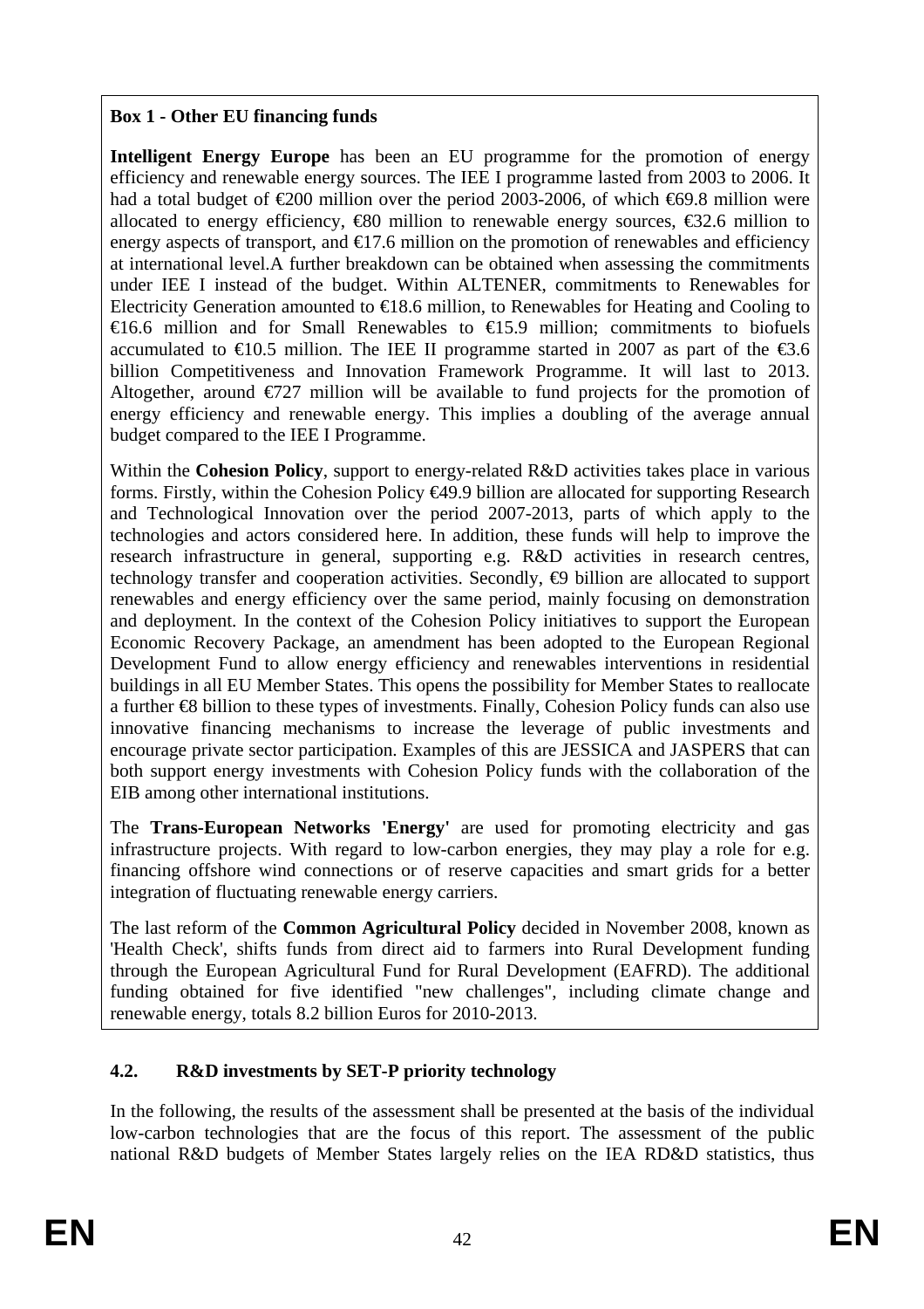**Box 1 - Other EU financing funds**

**Intelligent Energy Europe** has been an EU programme for the promotion of energy efficiency and renewable energy sources. The IEE I programme lasted from 2003 to 2006. It had a total budget of €200 million over the period 2003-2006, of which €69.8 million were allocated to energy efficiency, €80 million to renewable energy sources, €32.6 million to energy aspects of transport, and €17.6 million on the promotion of renewables and efficiency at international level.A further breakdown can be obtained when assessing the commitments under IEE I instead of the budget. Within ALTENER, commitments to Renewables for Electricity Generation amounted to €18.6 million, to Renewables for Heating and Cooling to €16.6 million and for Small Renewables to €15.9 million; commitments to biofuels accumulated to €10.5 million. The IEE II programme started in 2007 as part of the €3.6 billion Competitiveness and Innovation Framework Programme. It will last to 2013. Altogether, around €727 million will be available to fund projects for the promotion of energy efficiency and renewable energy. This implies a doubling of the average annual budget compared to the IEE I Programme.

Within the **Cohesion Policy**, support to energy-related R&D activities takes place in various forms. Firstly, within the Cohesion Policy €49.9 billion are allocated for supporting Research and Technological Innovation over the period 2007-2013, parts of which apply to the technologies and actors considered here. In addition, these funds will help to improve the research infrastructure in general, supporting e.g. R&D activities in research centres, technology transfer and cooperation activities. Secondly, €9 billion are allocated to support renewables and energy efficiency over the same period, mainly focusing on demonstration and deployment. In the context of the Cohesion Policy initiatives to support the European Economic Recovery Package, an amendment has been adopted to the European Regional Development Fund to allow energy efficiency and renewables interventions in residential buildings in all EU Member States. This opens the possibility for Member States to reallocate a further €8 billion to these types of investments. Finally, Cohesion Policy funds can also use innovative financing mechanisms to increase the leverage of public investments and encourage private sector participation. Examples of this are JESSICA and JASPERS that can both support energy investments with Cohesion Policy funds with the collaboration of the EIB among other international institutions.

The **Trans-European Networks 'Energy'** are used for promoting electricity and gas infrastructure projects. With regard to low-carbon energies, they may play a role for e.g. financing offshore wind connections or of reserve capacities and smart grids for a better integration of fluctuating renewable energy carriers.

The last reform of the **Common Agricultural Policy** decided in November 2008, known as 'Health Check', shifts funds from direct aid to farmers into Rural Development funding through the European Agricultural Fund for Rural Development (EAFRD). The additional funding obtained for five identified "new challenges", including climate change and renewable energy, totals 8.2 billion Euros for 2010-2013.

## 4.2. R&D investments by SET-P priority technology

In the following, the results of the assessment shall be presented at the basis of the individual low-carbon technologies that are the focus of this report. The assessment of the public national R&D budgets of Member States largely relies on the IEA RD&D statistics, thus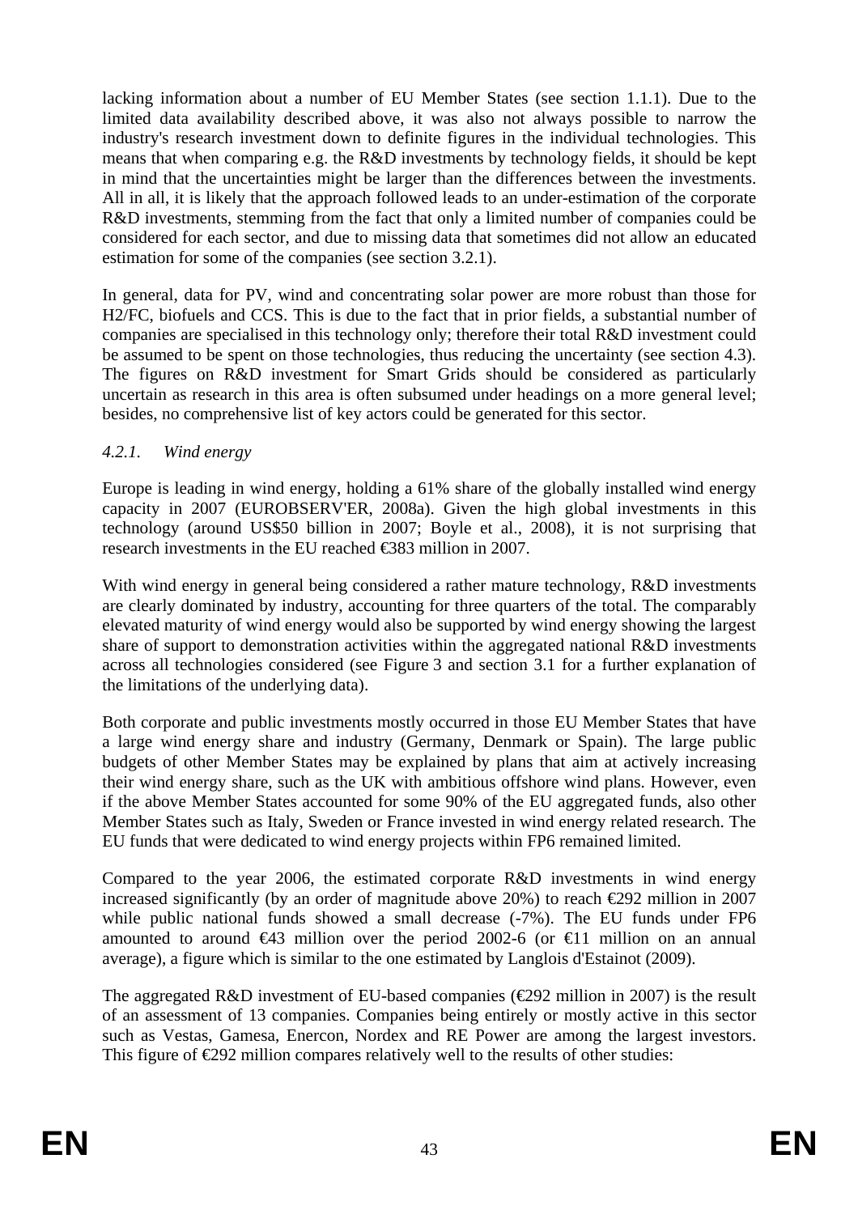lacking information about a number of EU Member States (see section 1.1.1). Due to the limited data availability described above, it was also not always possible to narrow the industry's research investment down to definite figures in the individual technologies. This means that when comparing e.g. the R&D investments by technology fields, it should be kept in mind that the uncertainties might be larger than the differences between the investments. All in all, it is likely that the approach followed leads to an under-estimation of the corporate R&D investments, stemming from the fact that only a limited number of companies could be considered for each sector, and due to missing data that sometimes did not allow an educated estimation for some of the companies (see section 3.2.1).

In general, data for PV, wind and concentrating solar power are more robust than those for H2/FC, biofuels and CCS. This is due to the fact that in prior fields, a substantial number of companies are specialised in this technology only; therefore their total R&D investment could be assumed to be spent on those technologies, thus reducing the uncertainty (see section 4.3). The figures on R&D investment for Smart Grids should be considered as particularly uncertain as research in this area is often subsumed under headings on a more general level; besides, no comprehensive list of key actors could be generated for this sector.

### *4.2.1. Wind energy*

Europe is leading in wind energy, holding a 61% share of the globally installed wind energy capacity in 2007 (EUROBSERV'ER, 2008a). Given the high global investments in this technology (around US$50 billion in 2007; Boyle et al., 2008), it is not surprising that research investments in the EU reached €383 million in 2007.

With wind energy in general being considered a rather mature technology, R&D investments are clearly dominated by industry, accounting for three quarters of the total. The comparably elevated maturity of wind energy would also be supported by wind energy showing the largest share of support to demonstration activities within the aggregated national R&D investments across all technologies considered (see Figure 3 and section 3.1 for a further explanation of the limitations of the underlying data).

Both corporate and public investments mostly occurred in those EU Member States that have a large wind energy share and industry (Germany, Denmark or Spain). The large public budgets of other Member States may be explained by plans that aim at actively increasing their wind energy share, such as the UK with ambitious offshore wind plans. However, even if the above Member States accounted for some 90% of the EU aggregated funds, also other Member States such as Italy, Sweden or France invested in wind energy related research. The EU funds that were dedicated to wind energy projects within FP6 remained limited.

Compared to the year 2006, the estimated corporate R&D investments in wind energy increased significantly (by an order of magnitude above 20%) to reach €292 million in 2007 while public national funds showed a small decrease (-7%). The EU funds under FP6 amounted to around €43 million over the period 2002-6 (or €11 million on an annual average), a figure which is similar to the one estimated by Langlois d'Estainot (2009).

The aggregated R&D investment of EU-based companies (€292 million in 2007) is the result of an assessment of 13 companies. Companies being entirely or mostly active in this sector such as Vestas, Gamesa, Enercon, Nordex and RE Power are among the largest investors. This figure of €292 million compares relatively well to the results of other studies: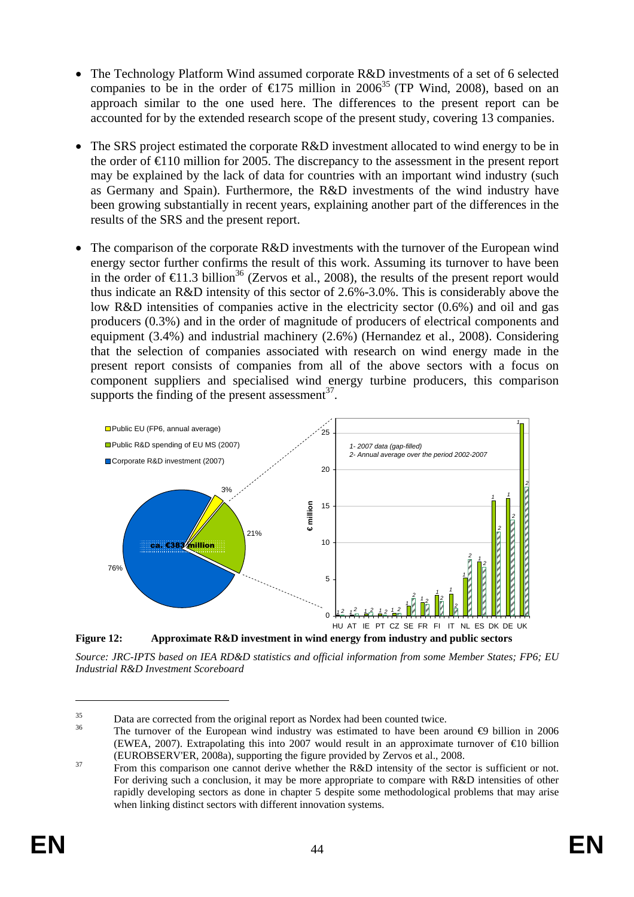- The Technology Platform Wind assumed corporate R&D investments of a set of 6 selected companies to be in the order of €175 million in 2006[35] (TP Wind, 2008), based on an approach similar to the one used here. The differences to the present report can be accounted for by the extended research scope of the present study, covering 13 companies.

- The SRS project estimated the corporate R&D investment allocated to wind energy to be in the order of €110 million for 2005. The discrepancy to the assessment in the present report may be explained by the lack of data for countries with an important wind industry (such as Germany and Spain). Furthermore, the R&D investments of the wind industry have been growing substantially in recent years, explaining another part of the differences in the results of the SRS and the present report.

- The comparison of the corporate R&D investments with the turnover of the European wind energy sector further confirms the result of this work. Assuming its turnover to have been in the order of €11.3 billion[36] (Zervos et al., 2008), the results of the present report would thus indicate an R&D intensity of this sector of 2.6%-3.0%. This is considerably above the low R&D intensities of companies active in the electricity sector (0.6%) and oil and gas producers (0.3%) and in the order of magnitude of producers of electrical components and equipment (3.4%) and industrial machinery (2.6%) (Hernandez et al., 2008). Considering that the selection of companies associated with research on wind energy made in the present report consists of companies from all of the above sectors with a focus on component suppliers and specialised wind energy turbine producers, this comparison supports the finding of the present assessment[37].

**Figure 12: Approximate R&D investment in wind energy from industry and public sectors**

*Source: JRC-IPTS based on IEA RD&D statistics and official information from some Member States; FP6; EU Industrial R&D Investment Scoreboard*

---

[35] Data are corrected from the original report as Nordex had been counted twice.

[36] The turnover of the European wind industry was estimated to have been around €9 billion in 2006 (EWEA, 2007). Extrapolating this into 2007 would result in an approximate turnover of €10 billion (EUROBSERV'ER, 2008a), supporting the figure provided by Zervos et al., 2008.

[37] From this comparison one cannot derive whether the R&D intensity of the sector is sufficient or not. For deriving such a conclusion, it may be more appropriate to compare with R&D intensities of other rapidly developing sectors as done in chapter 5 despite some methodological problems that may arise when linking distinct sectors with different innovation systems.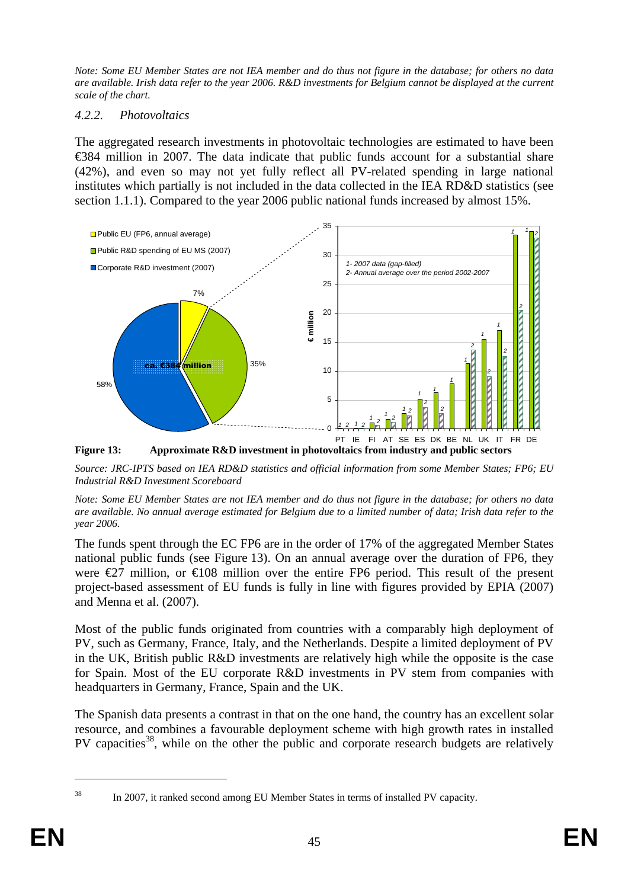*Note: Some EU Member States are not IEA member and do thus not figure in the database; for others no data are available. Irish data refer to the year 2006. R&D investments for Belgium cannot be displayed at the current scale of the chart.*

### *4.2.2. Photovoltaics*

The aggregated research investments in photovoltaic technologies are estimated to have been €384 million in 2007. The data indicate that public funds account for a substantial share (42%), and even so may not yet fully reflect all PV-related spending in large national institutes which partially is not included in the data collected in the IEA RD&D statistics (see section 1.1.1). Compared to the year 2006 public national funds increased by almost 15%.

**Figure 13: Approximate R&D investment in photovoltaics from industry and public sectors**

*Source: JRC-IPTS based on IEA RD&D statistics and official information from some Member States; FP6; EU Industrial R&D Investment Scoreboard*

*Note: Some EU Member States are not IEA member and do thus not figure in the database; for others no data are available. No annual average estimated for Belgium due to a limited number of data; Irish data refer to the year 2006.*

The funds spent through the EC FP6 are in the order of 17% of the aggregated Member States national public funds (see Figure 13). On an annual average over the duration of FP6, they were €27 million, or €108 million over the entire FP6 period. This result of the present project-based assessment of EU funds is fully in line with figures provided by EPIA (2007) and Menna et al. (2007).

Most of the public funds originated from countries with a comparably high deployment of PV, such as Germany, France, Italy, and the Netherlands. Despite a limited deployment of PV in the UK, British public R&D investments are relatively high while the opposite is the case for Spain. Most of the EU corporate R&D investments in PV stem from companies with headquarters in Germany, France, Spain and the UK.

The Spanish data presents a contrast in that on the one hand, the country has an excellent solar resource, and combines a favourable deployment scheme with high growth rates in installed PV capacities[38], while on the other the public and corporate research budgets are relatively

---

[38] In 2007, it ranked second among EU Member States in terms of installed PV capacity.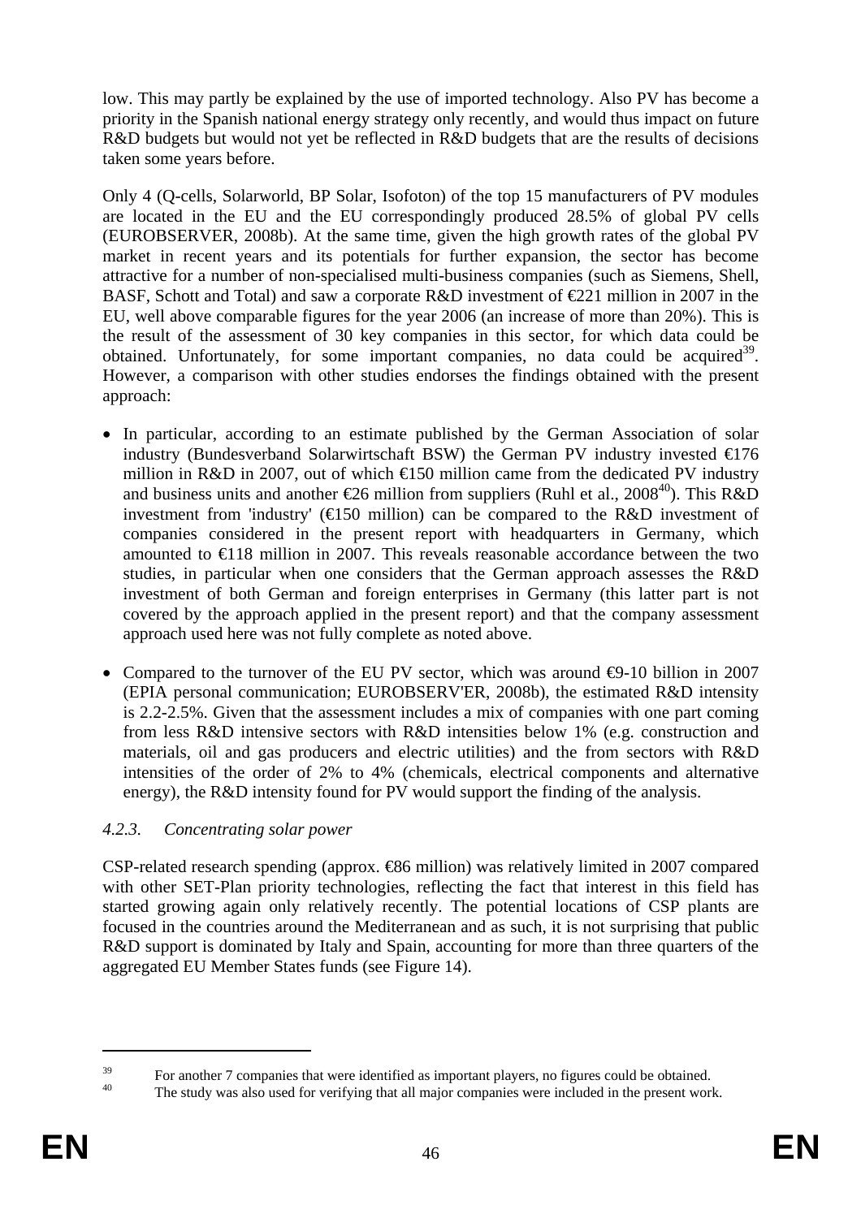low. This may partly be explained by the use of imported technology. Also PV has become a priority in the Spanish national energy strategy only recently, and would thus impact on future R&D budgets but would not yet be reflected in R&D budgets that are the results of decisions taken some years before.

Only 4 (Q-cells, Solarworld, BP Solar, Isofoton) of the top 15 manufacturers of PV modules are located in the EU and the EU correspondingly produced 28.5% of global PV cells (EUROBSERVER, 2008b). At the same time, given the high growth rates of the global PV market in recent years and its potentials for further expansion, the sector has become attractive for a number of non-specialised multi-business companies (such as Siemens, Shell, BASF, Schott and Total) and saw a corporate R&D investment of €221 million in 2007 in the EU, well above comparable figures for the year 2006 (an increase of more than 20%). This is the result of the assessment of 30 key companies in this sector, for which data could be obtained. Unfortunately, for some important companies, no data could be acquired[39]. However, a comparison with other studies endorses the findings obtained with the present approach:

- In particular, according to an estimate published by the German Association of solar industry (Bundesverband Solarwirtschaft BSW) the German PV industry invested €176 million in R&D in 2007, out of which €150 million came from the dedicated PV industry and business units and another €26 million from suppliers (Ruhl et al., 2008[40]). This R&D investment from 'industry' (€150 million) can be compared to the R&D investment of companies considered in the present report with headquarters in Germany, which amounted to €118 million in 2007. This reveals reasonable accordance between the two studies, in particular when one considers that the German approach assesses the R&D investment of both German and foreign enterprises in Germany (this latter part is not covered by the approach applied in the present report) and that the company assessment approach used here was not fully complete as noted above.
- Compared to the turnover of the EU PV sector, which was around €9-10 billion in 2007 (EPIA personal communication; EUROBSERV'ER, 2008b), the estimated R&D intensity is 2.2-2.5%. Given that the assessment includes a mix of companies with one part coming from less R&D intensive sectors with R&D intensities below 1% (e.g. construction and materials, oil and gas producers and electric utilities) and the from sectors with R&D intensities of the order of 2% to 4% (chemicals, electrical components and alternative energy), the R&D intensity found for PV would support the finding of the analysis.

### *4.2.3. Concentrating solar power*

CSP-related research spending (approx. €86 million) was relatively limited in 2007 compared with other SET-Plan priority technologies, reflecting the fact that interest in this field has started growing again only relatively recently. The potential locations of CSP plants are focused in the countries around the Mediterranean and as such, it is not surprising that public R&D support is dominated by Italy and Spain, accounting for more than three quarters of the aggregated EU Member States funds (see Figure 14).

---

[39] For another 7 companies that were identified as important players, no figures could be obtained.

[40] The study was also used for verifying that all major companies were included in the present work.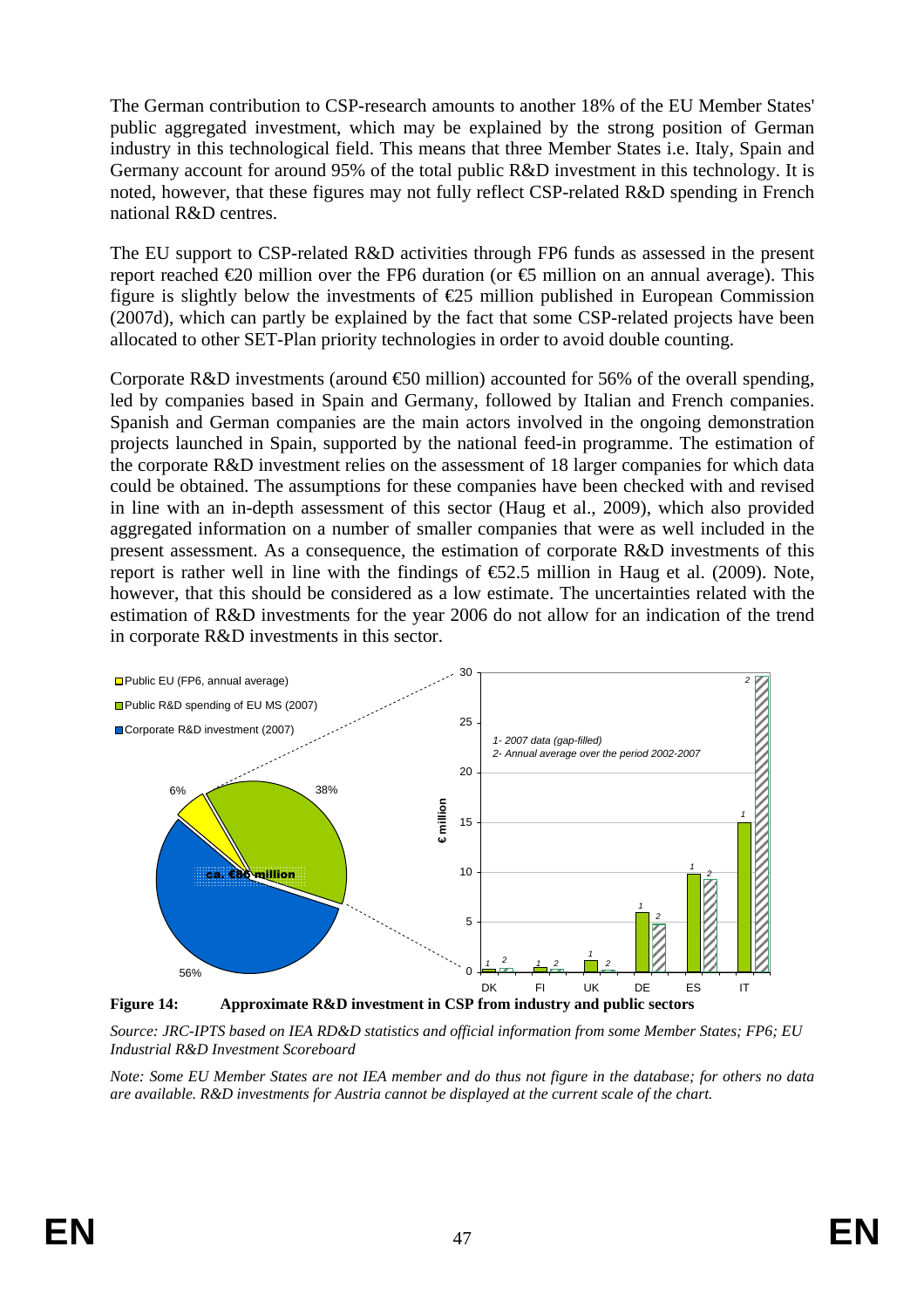The German contribution to CSP-research amounts to another 18% of the EU Member States' public aggregated investment, which may be explained by the strong position of German industry in this technological field. This means that three Member States i.e. Italy, Spain and Germany account for around 95% of the total public R&D investment in this technology. It is noted, however, that these figures may not fully reflect CSP-related R&D spending in French national R&D centres.

The EU support to CSP-related R&D activities through FP6 funds as assessed in the present report reached €20 million over the FP6 duration (or €5 million on an annual average). This figure is slightly below the investments of €25 million published in European Commission (2007d), which can partly be explained by the fact that some CSP-related projects have been allocated to other SET-Plan priority technologies in order to avoid double counting.

Corporate R&D investments (around €50 million) accounted for 56% of the overall spending, led by companies based in Spain and Germany, followed by Italian and French companies. Spanish and German companies are the main actors involved in the ongoing demonstration projects launched in Spain, supported by the national feed-in programme. The estimation of the corporate R&D investment relies on the assessment of 18 larger companies for which data could be obtained. The assumptions for these companies have been checked with and revised in line with an in-depth assessment of this sector (Haug et al., 2009), which also provided aggregated information on a number of smaller companies that were as well included in the present assessment. As a consequence, the estimation of corporate R&D investments of this report is rather well in line with the findings of €52.5 million in Haug et al. (2009). Note, however, that this should be considered as a low estimate. The uncertainties related with the estimation of R&D investments for the year 2006 do not allow for an indication of the trend in corporate R&D investments in this sector.

**Figure 14: Approximate R&D investment in CSP from industry and public sectors**

*Source: JRC-IPTS based on IEA RD&D statistics and official information from some Member States; FP6; EU Industrial R&D Investment Scoreboard*

*Note: Some EU Member States are not IEA member and do thus not figure in the database; for others no data are available. R&D investments for Austria cannot be displayed at the current scale of the chart.*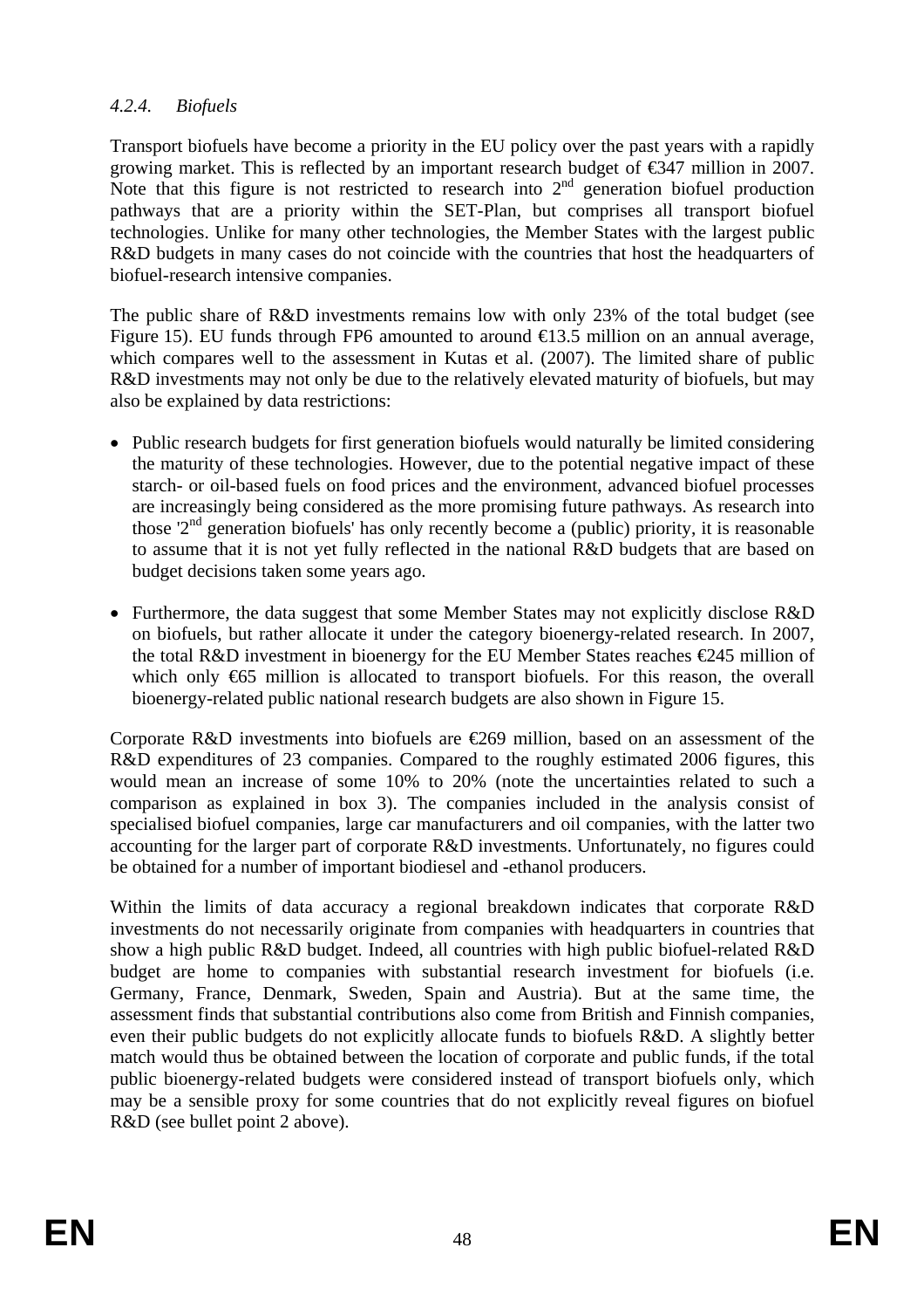#### *4.2.4. Biofuels*

Transport biofuels have become a priority in the EU policy over the past years with a rapidly growing market. This is reflected by an important research budget of €347 million in 2007. Note that this figure is not restricted to research into 2nd generation biofuel production pathways that are a priority within the SET-Plan, but comprises all transport biofuel technologies. Unlike for many other technologies, the Member States with the largest public R&D budgets in many cases do not coincide with the countries that host the headquarters of biofuel-research intensive companies.

The public share of R&D investments remains low with only 23% of the total budget (see Figure 15). EU funds through FP6 amounted to around €13.5 million on an annual average, which compares well to the assessment in Kutas et al. (2007). The limited share of public R&D investments may not only be due to the relatively elevated maturity of biofuels, but may also be explained by data restrictions:

- Public research budgets for first generation biofuels would naturally be limited considering the maturity of these technologies. However, due to the potential negative impact of these starch- or oil-based fuels on food prices and the environment, advanced biofuel processes are increasingly being considered as the more promising future pathways. As research into those '2nd generation biofuels' has only recently become a (public) priority, it is reasonable to assume that it is not yet fully reflected in the national R&D budgets that are based on budget decisions taken some years ago.

- Furthermore, the data suggest that some Member States may not explicitly disclose R&D on biofuels, but rather allocate it under the category bioenergy-related research. In 2007, the total R&D investment in bioenergy for the EU Member States reaches €245 million of which only €65 million is allocated to transport biofuels. For this reason, the overall bioenergy-related public national research budgets are also shown in Figure 15.

Corporate R&D investments into biofuels are €269 million, based on an assessment of the R&D expenditures of 23 companies. Compared to the roughly estimated 2006 figures, this would mean an increase of some 10% to 20% (note the uncertainties related to such a comparison as explained in box 3). The companies included in the analysis consist of specialised biofuel companies, large car manufacturers and oil companies, with the latter two accounting for the larger part of corporate R&D investments. Unfortunately, no figures could be obtained for a number of important biodiesel and -ethanol producers.

Within the limits of data accuracy a regional breakdown indicates that corporate R&D investments do not necessarily originate from companies with headquarters in countries that show a high public R&D budget. Indeed, all countries with high public biofuel-related R&D budget are home to companies with substantial research investment for biofuels (i.e. Germany, France, Denmark, Sweden, Spain and Austria). But at the same time, the assessment finds that substantial contributions also come from British and Finnish companies, even their public budgets do not explicitly allocate funds to biofuels R&D. A slightly better match would thus be obtained between the location of corporate and public funds, if the total public bioenergy-related budgets were considered instead of transport biofuels only, which may be a sensible proxy for some countries that do not explicitly reveal figures on biofuel R&D (see bullet point 2 above).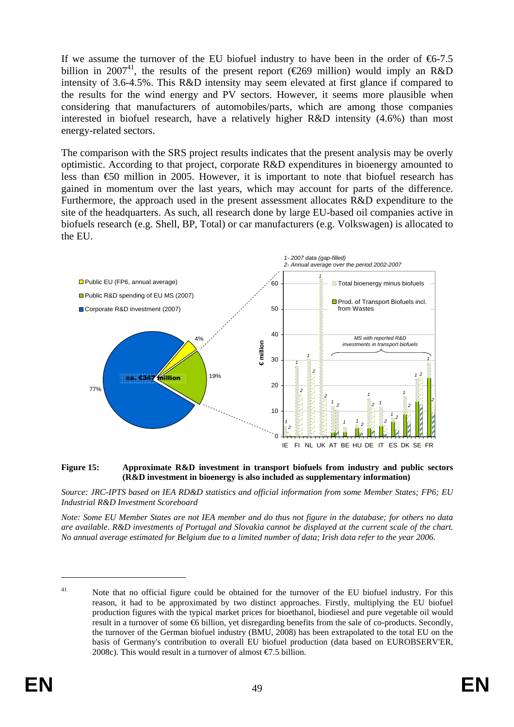If we assume the turnover of the EU biofuel industry to have been in the order of €6-7.5 billion in 2007[41], the results of the present report (€269 million) would imply an R&D intensity of 3.6-4.5%. This R&D intensity may seem elevated at first glance if compared to the results for the wind energy and PV sectors. However, it seems more plausible when considering that manufacturers of automobiles/parts, which are among those companies interested in biofuel research, have a relatively higher R&D intensity (4.6%) than most energy-related sectors.

The comparison with the SRS project results indicates that the present analysis may be overly optimistic. According to that project, corporate R&D expenditures in bioenergy amounted to less than €50 million in 2005. However, it is important to note that biofuel research has gained in momentum over the last years, which may account for parts of the difference. Furthermore, the approach used in the present assessment allocates R&D expenditure to the site of the headquarters. As such, all research done by large EU-based oil companies active in biofuels research (e.g. Shell, BP, Total) or car manufacturers (e.g. Volkswagen) is allocated to the EU.

**Figure 15:** **Approximate R&D investment in transport biofuels from industry and public sectors (R&D investment in bioenergy is also included as supplementary information)**

*Source: JRC-IPTS based on IEA RD&D statistics and official information from some Member States; FP6; EU Industrial R&D Investment Scoreboard*

*Note: Some EU Member States are not IEA member and do thus not figure in the database; for others no data are available. R&D investments of Portugal and Slovakia cannot be displayed at the current scale of the chart. No annual average estimated for Belgium due to a limited number of data; Irish data refer to the year 2006.*

[41] Note that no official figure could be obtained for the turnover of the EU biofuel industry. For this reason, it had to be approximated by two distinct approaches. Firstly, multiplying the EU biofuel production figures with the typical market prices for bioethanol, biodiesel and pure vegetable oil would result in a turnover of some €6 billion, yet disregarding benefits from the sale of co-products. Secondly, the turnover of the German biofuel industry (BMU, 2008) has been extrapolated to the total EU on the basis of Germany's contribution to overall EU biofuel production (data based on EUROBSERV'ER, 2008c). This would result in a turnover of almost €7.5 billion.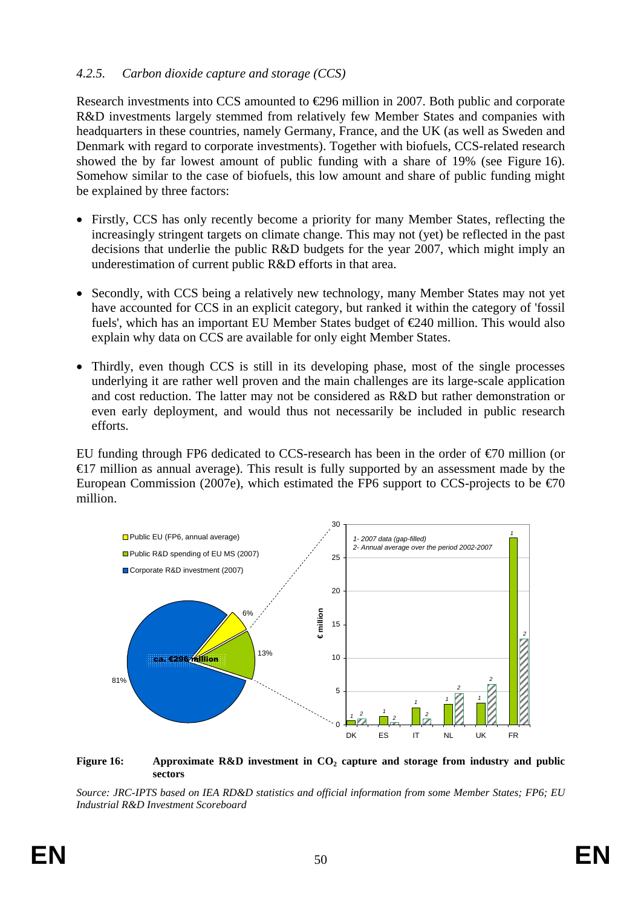### 4.2.5. Carbon dioxide capture and storage (CCS)

Research investments into CCS amounted to €296 million in 2007. Both public and corporate R&D investments largely stemmed from relatively few Member States and companies with headquarters in these countries, namely Germany, France, and the UK (as well as Sweden and Denmark with regard to corporate investments). Together with biofuels, CCS-related research showed the by far lowest amount of public funding with a share of 19% (see Figure 16). Somehow similar to the case of biofuels, this low amount and share of public funding might be explained by three factors:

- Firstly, CCS has only recently become a priority for many Member States, reflecting the increasingly stringent targets on climate change. This may not (yet) be reflected in the past decisions that underlie the public R&D budgets for the year 2007, which might imply an underestimation of current public R&D efforts in that area.
- Secondly, with CCS being a relatively new technology, many Member States may not yet have accounted for CCS in an explicit category, but ranked it within the category of 'fossil fuels', which has an important EU Member States budget of €240 million. This would also explain why data on CCS are available for only eight Member States.
- Thirdly, even though CCS is still in its developing phase, most of the single processes underlying it are rather well proven and the main challenges are its large-scale application and cost reduction. The latter may not be considered as R&D but rather demonstration or even early deployment, and would thus not necessarily be included in public research efforts.

EU funding through FP6 dedicated to CCS-research has been in the order of €70 million (or €17 million as annual average). This result is fully supported by an assessment made by the European Commission (2007e), which estimated the FP6 support to CCS-projects to be €70 million.

**Figure 16: Approximate R&D investment in $CO_2$ capture and storage from industry and public sectors**

*Source: JRC-IPTS based on IEA RD&D statistics and official information from some Member States; FP6; EU Industrial R&D Investment Scoreboard*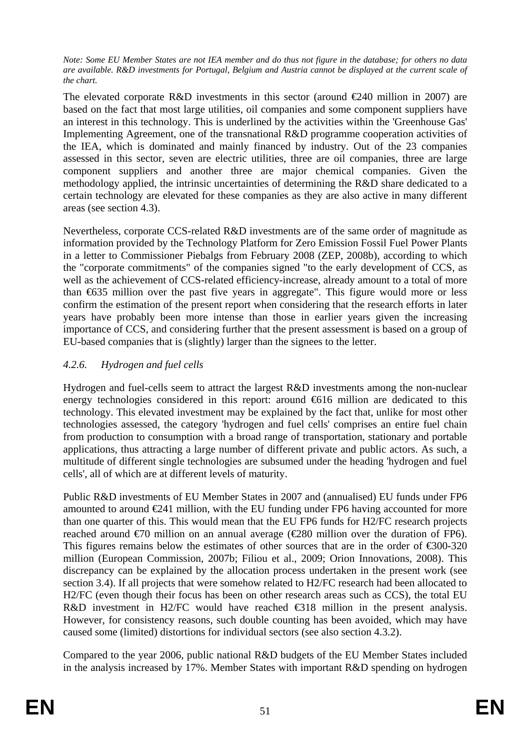*Note: Some EU Member States are not IEA member and do thus not figure in the database; for others no data are available. R&D investments for Portugal, Belgium and Austria cannot be displayed at the current scale of the chart.*

The elevated corporate R&D investments in this sector (around €240 million in 2007) are based on the fact that most large utilities, oil companies and some component suppliers have an interest in this technology. This is underlined by the activities within the 'Greenhouse Gas' Implementing Agreement, one of the transnational R&D programme cooperation activities of the IEA, which is dominated and mainly financed by industry. Out of the 23 companies assessed in this sector, seven are electric utilities, three are oil companies, three are large component suppliers and another three are major chemical companies. Given the methodology applied, the intrinsic uncertainties of determining the R&D share dedicated to a certain technology are elevated for these companies as they are also active in many different areas (see section 4.3).

Nevertheless, corporate CCS-related R&D investments are of the same order of magnitude as information provided by the Technology Platform for Zero Emission Fossil Fuel Power Plants in a letter to Commissioner Piebalgs from February 2008 (ZEP, 2008b), according to which the "corporate commitments" of the companies signed "to the early development of CCS, as well as the achievement of CCS-related efficiency-increase, already amount to a total of more than €635 million over the past five years in aggregate". This figure would more or less confirm the estimation of the present report when considering that the research efforts in later years have probably been more intense than those in earlier years given the increasing importance of CCS, and considering further that the present assessment is based on a group of EU-based companies that is (slightly) larger than the signees to the letter.

### *4.2.6. Hydrogen and fuel cells*

Hydrogen and fuel-cells seem to attract the largest R&D investments among the non-nuclear energy technologies considered in this report: around €616 million are dedicated to this technology. This elevated investment may be explained by the fact that, unlike for most other technologies assessed, the category 'hydrogen and fuel cells' comprises an entire fuel chain from production to consumption with a broad range of transportation, stationary and portable applications, thus attracting a large number of different private and public actors. As such, a multitude of different single technologies are subsumed under the heading 'hydrogen and fuel cells', all of which are at different levels of maturity.

Public R&D investments of EU Member States in 2007 and (annualised) EU funds under FP6 amounted to around €241 million, with the EU funding under FP6 having accounted for more than one quarter of this. This would mean that the EU FP6 funds for H2/FC research projects reached around €70 million on an annual average (€280 million over the duration of FP6). This figures remains below the estimates of other sources that are in the order of €300-320 million (European Commission, 2007b; Filiou et al., 2009; Orion Innovations, 2008). This discrepancy can be explained by the allocation process undertaken in the present work (see section 3.4). If all projects that were somehow related to H2/FC research had been allocated to H2/FC (even though their focus has been on other research areas such as CCS), the total EU R&D investment in H2/FC would have reached €318 million in the present analysis. However, for consistency reasons, such double counting has been avoided, which may have caused some (limited) distortions for individual sectors (see also section 4.3.2).

Compared to the year 2006, public national R&D budgets of the EU Member States included in the analysis increased by 17%. Member States with important R&D spending on hydrogen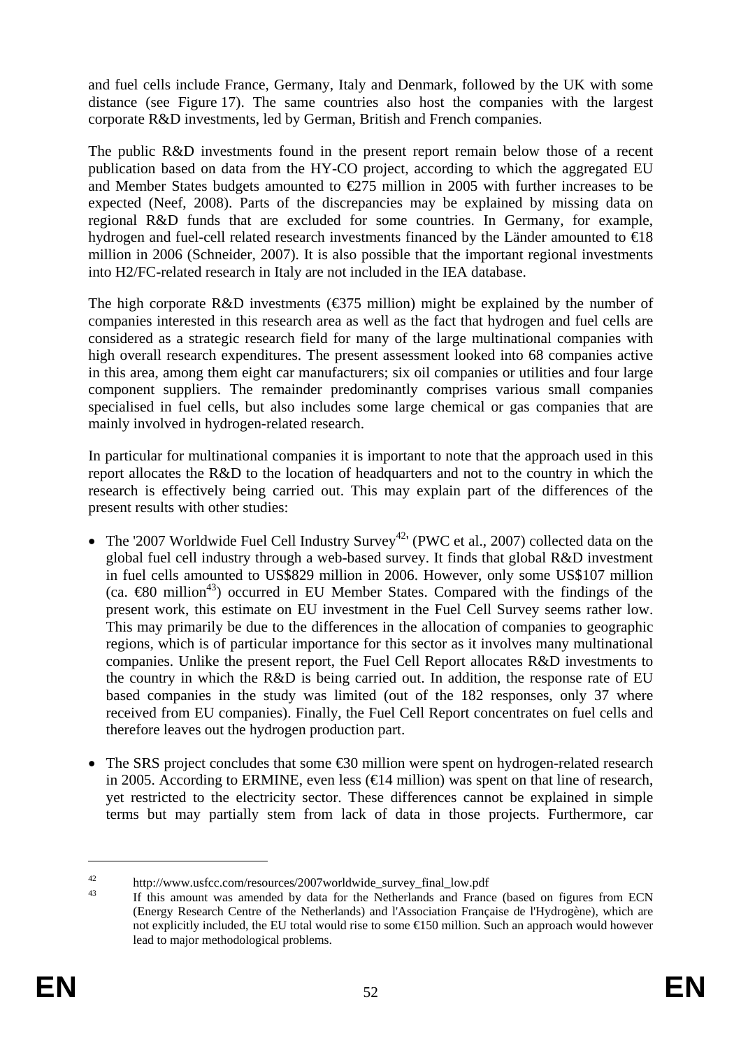and fuel cells include France, Germany, Italy and Denmark, followed by the UK with some distance (see Figure 17). The same countries also host the companies with the largest corporate R&D investments, led by German, British and French companies.

The public R&D investments found in the present report remain below those of a recent publication based on data from the HY-CO project, according to which the aggregated EU and Member States budgets amounted to €275 million in 2005 with further increases to be expected (Neef, 2008). Parts of the discrepancies may be explained by missing data on regional R&D funds that are excluded for some countries. In Germany, for example, hydrogen and fuel-cell related research investments financed by the Länder amounted to €18 million in 2006 (Schneider, 2007). It is also possible that the important regional investments into H2/FC-related research in Italy are not included in the IEA database.

The high corporate R&D investments (€375 million) might be explained by the number of companies interested in this research area as well as the fact that hydrogen and fuel cells are considered as a strategic research field for many of the large multinational companies with high overall research expenditures. The present assessment looked into 68 companies active in this area, among them eight car manufacturers; six oil companies or utilities and four large component suppliers. The remainder predominantly comprises various small companies specialised in fuel cells, but also includes some large chemical or gas companies that are mainly involved in hydrogen-related research.

In particular for multinational companies it is important to note that the approach used in this report allocates the R&D to the location of headquarters and not to the country in which the research is effectively being carried out. This may explain part of the differences of the present results with other studies:

- The '2007 Worldwide Fuel Cell Industry Survey[42]' (PWC et al., 2007) collected data on the global fuel cell industry through a web-based survey. It finds that global R&D investment in fuel cells amounted to US$829 million in 2006. However, only some US$107 million (ca. €80 million[43]) occurred in EU Member States. Compared with the findings of the present work, this estimate on EU investment in the Fuel Cell Survey seems rather low. This may primarily be due to the differences in the allocation of companies to geographic regions, which is of particular importance for this sector as it involves many multinational companies. Unlike the present report, the Fuel Cell Report allocates R&D investments to the country in which the R&D is being carried out. In addition, the response rate of EU based companies in the study was limited (out of the 182 responses, only 37 where received from EU companies). Finally, the Fuel Cell Report concentrates on fuel cells and therefore leaves out the hydrogen production part.

- The SRS project concludes that some €30 million were spent on hydrogen-related research in 2005. According to ERMINE, even less (€14 million) was spent on that line of research, yet restricted to the electricity sector. These differences cannot be explained in simple terms but may partially stem from lack of data in those projects. Furthermore, car

---

[42] http://www.usfcc.com/resources/2007worldwide_survey_final_low.pdf

[43] If this amount was amended by data for the Netherlands and France (based on figures from ECN (Energy Research Centre of the Netherlands) and l'Association Française de l'Hydrogène), which are not explicitly included, the EU total would rise to some €150 million. Such an approach would however lead to major methodological problems.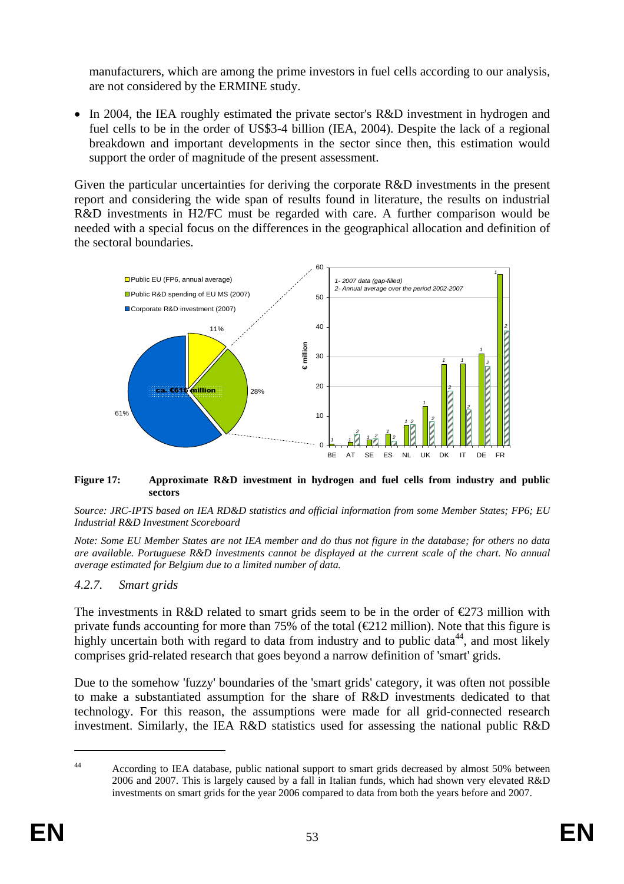manufacturers, which are among the prime investors in fuel cells according to our analysis, are not considered by the ERMINE study.

- In 2004, the IEA roughly estimated the private sector's R&D investment in hydrogen and fuel cells to be in the order of US$3-4 billion (IEA, 2004). Despite the lack of a regional breakdown and important developments in the sector since then, this estimation would support the order of magnitude of the present assessment.

Given the particular uncertainties for deriving the corporate R&D investments in the present report and considering the wide span of results found in literature, the results on industrial R&D investments in H2/FC must be regarded with care. A further comparison would be needed with a special focus on the differences in the geographical allocation and definition of the sectoral boundaries.

**Figure 17: Approximate R&D investment in hydrogen and fuel cells from industry and public sectors**

*Source: JRC-IPTS based on IEA RD&D statistics and official information from some Member States; FP6; EU Industrial R&D Investment Scoreboard*

*Note: Some EU Member States are not IEA member and do thus not figure in the database; for others no data are available. Portuguese R&D investments cannot be displayed at the current scale of the chart. No annual average estimated for Belgium due to a limited number of data.*

### *4.2.7. Smart grids*

The investments in R&D related to smart grids seem to be in the order of €273 million with private funds accounting for more than 75% of the total (€212 million). Note that this figure is highly uncertain both with regard to data from industry and to public data[44], and most likely comprises grid-related research that goes beyond a narrow definition of 'smart' grids.

Due to the somehow 'fuzzy' boundaries of the 'smart grids' category, it was often not possible to make a substantiated assumption for the share of R&D investments dedicated to that technology. For this reason, the assumptions were made for all grid-connected research investment. Similarly, the IEA R&D statistics used for assessing the national public R&D

[44] According to IEA database, public national support to smart grids decreased by almost 50% between 2006 and 2007. This is largely caused by a fall in Italian funds, which had shown very elevated R&D investments on smart grids for the year 2006 compared to data from both the years before and 2007.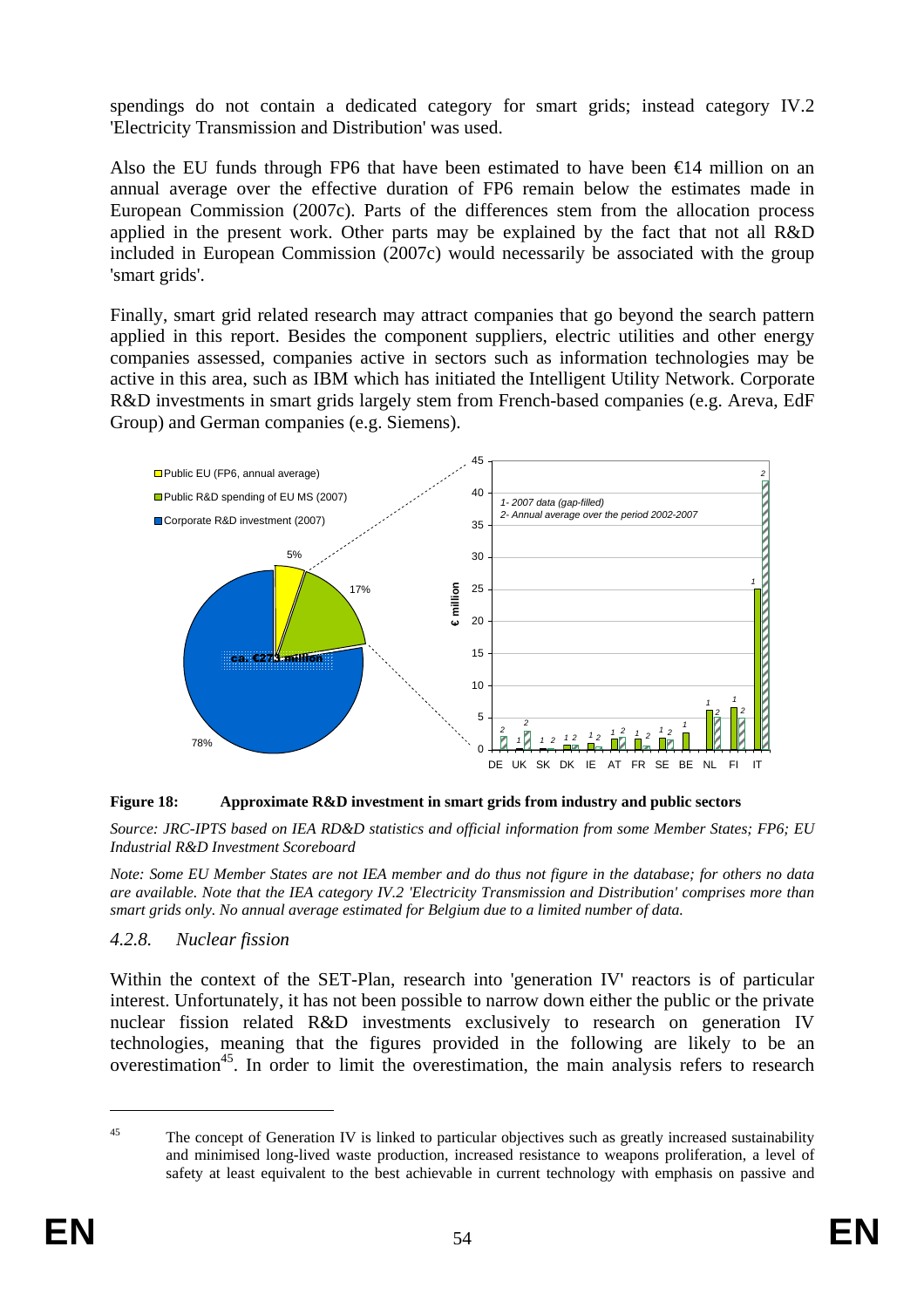spendings do not contain a dedicated category for smart grids; instead category IV.2 'Electricity Transmission and Distribution' was used.

Also the EU funds through FP6 that have been estimated to have been €14 million on an annual average over the effective duration of FP6 remain below the estimates made in European Commission (2007c). Parts of the differences stem from the allocation process applied in the present work. Other parts may be explained by the fact that not all R&D included in European Commission (2007c) would necessarily be associated with the group 'smart grids'.

Finally, smart grid related research may attract companies that go beyond the search pattern applied in this report. Besides the component suppliers, electric utilities and other energy companies assessed, companies active in sectors such as information technologies may be active in this area, such as IBM which has initiated the Intelligent Utility Network. Corporate R&D investments in smart grids largely stem from French-based companies (e.g. Areva, EdF Group) and German companies (e.g. Siemens).

**Figure 18: Approximate R&D investment in smart grids from industry and public sectors**

*Source: JRC-IPTS based on IEA RD&D statistics and official information from some Member States; FP6; EU Industrial R&D Investment Scoreboard*

*Note: Some EU Member States are not IEA member and do thus not figure in the database; for others no data are available. Note that the IEA category IV.2 'Electricity Transmission and Distribution' comprises more than smart grids only. No annual average estimated for Belgium due to a limited number of data.*

### *4.2.8. Nuclear fission*

Within the context of the SET-Plan, research into 'generation IV' reactors is of particular interest. Unfortunately, it has not been possible to narrow down either the public or the private nuclear fission related R&D investments exclusively to research on generation IV technologies, meaning that the figures provided in the following are likely to be an overestimation[45]. In order to limit the overestimation, the main analysis refers to research

[45] The concept of Generation IV is linked to particular objectives such as greatly increased sustainability and minimised long-lived waste production, increased resistance to weapons proliferation, a level of safety at least equivalent to the best achievable in current technology with emphasis on passive and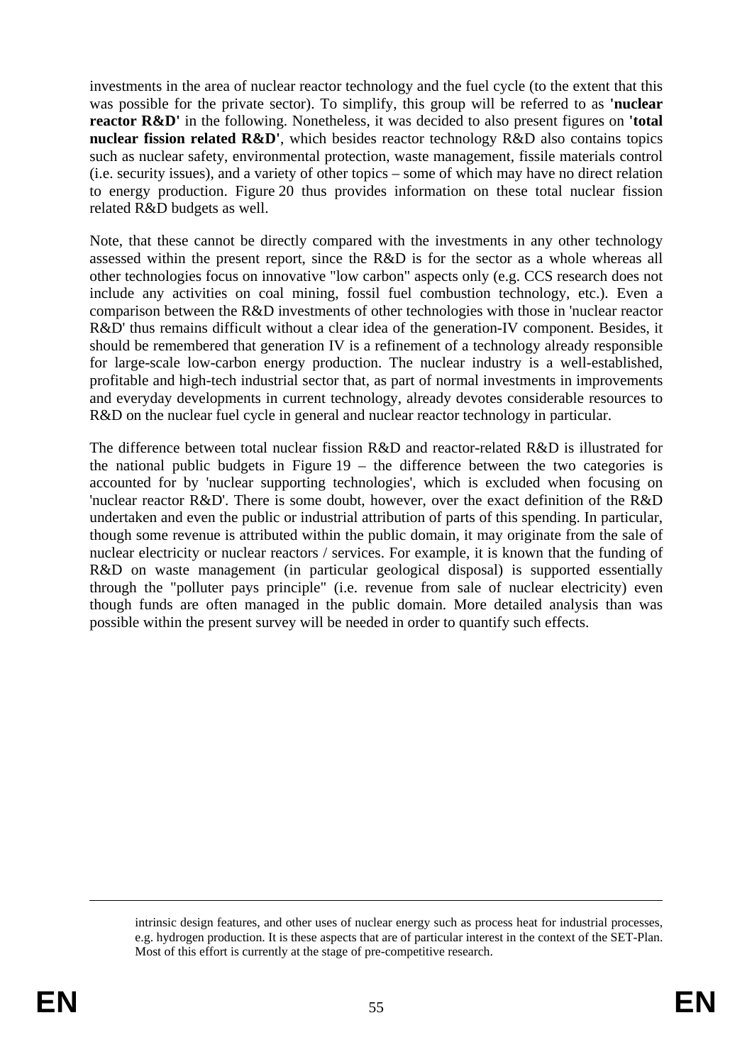investments in the area of nuclear reactor technology and the fuel cycle (to the extent that this was possible for the private sector). To simplify, this group will be referred to as **'nuclear reactor R&D'** in the following. Nonetheless, it was decided to also present figures on **'total nuclear fission related R&D'**, which besides reactor technology R&D also contains topics such as nuclear safety, environmental protection, waste management, fissile materials control (i.e. security issues), and a variety of other topics – some of which may have no direct relation to energy production. Figure 20 thus provides information on these total nuclear fission related R&D budgets as well.

Note, that these cannot be directly compared with the investments in any other technology assessed within the present report, since the R&D is for the sector as a whole whereas all other technologies focus on innovative "low carbon" aspects only (e.g. CCS research does not include any activities on coal mining, fossil fuel combustion technology, etc.). Even a comparison between the R&D investments of other technologies with those in 'nuclear reactor R&D' thus remains difficult without a clear idea of the generation-IV component. Besides, it should be remembered that generation IV is a refinement of a technology already responsible for large-scale low-carbon energy production. The nuclear industry is a well-established, profitable and high-tech industrial sector that, as part of normal investments in improvements and everyday developments in current technology, already devotes considerable resources to R&D on the nuclear fuel cycle in general and nuclear reactor technology in particular.

The difference between total nuclear fission R&D and reactor-related R&D is illustrated for the national public budgets in Figure 19 – the difference between the two categories is accounted for by 'nuclear supporting technologies', which is excluded when focusing on 'nuclear reactor R&D'. There is some doubt, however, over the exact definition of the R&D undertaken and even the public or industrial attribution of parts of this spending. In particular, though some revenue is attributed within the public domain, it may originate from the sale of nuclear electricity or nuclear reactors / services. For example, it is known that the funding of R&D on waste management (in particular geological disposal) is supported essentially through the "polluter pays principle" (i.e. revenue from sale of nuclear electricity) even though funds are often managed in the public domain. More detailed analysis than was possible within the present survey will be needed in order to quantify such effects.

---

intrinsic design features, and other uses of nuclear energy such as process heat for industrial processes, e.g. hydrogen production. It is these aspects that are of particular interest in the context of the SET-Plan. Most of this effort is currently at the stage of pre-competitive research.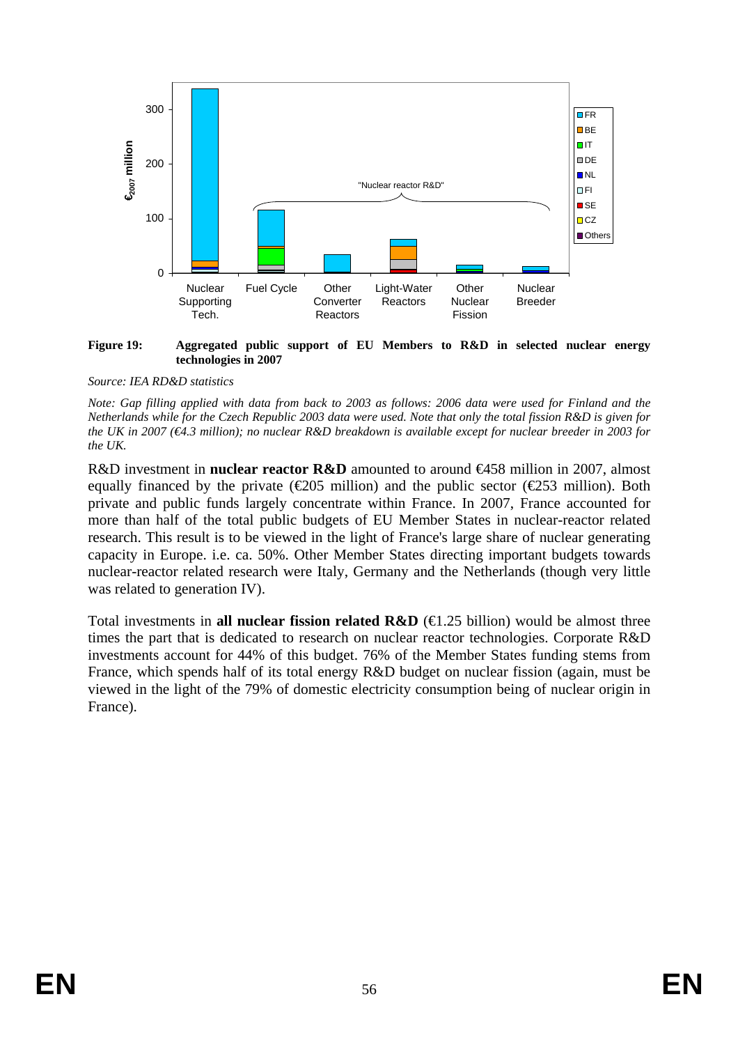**Figure 19: Aggregated public support of EU Members to R&D in selected nuclear energy technologies in 2007**

*Source: IEA RD&D statistics*

*Note: Gap filling applied with data from back to 2003 as follows: 2006 data were used for Finland and the Netherlands while for the Czech Republic 2003 data were used. Note that only the total fission R&D is given for the UK in 2007 (€4.3 million); no nuclear R&D breakdown is available except for nuclear breeder in 2003 for the UK.*

R&D investment in **nuclear reactor R&D** amounted to around €458 million in 2007, almost equally financed by the private (€205 million) and the public sector (€253 million). Both private and public funds largely concentrate within France. In 2007, France accounted for more than half of the total public budgets of EU Member States in nuclear-reactor related research. This result is to be viewed in the light of France's large share of nuclear generating capacity in Europe. i.e. ca. 50%. Other Member States directing important budgets towards nuclear-reactor related research were Italy, Germany and the Netherlands (though very little was related to generation IV).

Total investments in **all nuclear fission related R&D** (€1.25 billion) would be almost three times the part that is dedicated to research on nuclear reactor technologies. Corporate R&D investments account for 44% of this budget. 76% of the Member States funding stems from France, which spends half of its total energy R&D budget on nuclear fission (again, must be viewed in the light of the 79% of domestic electricity consumption being of nuclear origin in France).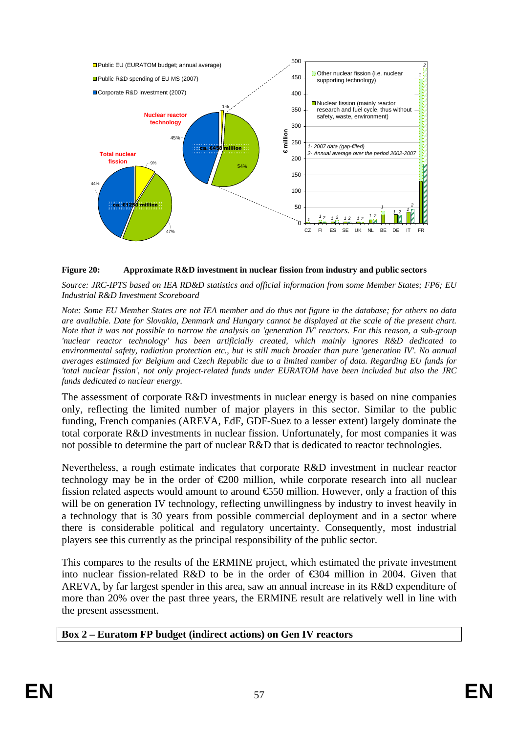**Figure 20: Approximate R&D investment in nuclear fission from industry and public sectors**

*Source: JRC-IPTS based on IEA RD&D statistics and official information from some Member States; FP6; EU Industrial R&D Investment Scoreboard*

*Note: Some EU Member States are not IEA member and do thus not figure in the database; for others no data are available. Date for Slovakia, Denmark and Hungary cannot be displayed at the scale of the present chart. Note that it was not possible to narrow the analysis on 'generation IV' reactors. For this reason, a sub-group 'nuclear reactor technology' has been artificially created, which mainly ignores R&D dedicated to environmental safety, radiation protection etc., but is still much broader than pure 'generation IV'. No annual averages estimated for Belgium and Czech Republic due to a limited number of data. Regarding EU funds for 'total nuclear fission', not only project-related funds under EURATOM have been included but also the JRC funds dedicated to nuclear energy.*

The assessment of corporate R&D investments in nuclear energy is based on nine companies only, reflecting the limited number of major players in this sector. Similar to the public funding, French companies (AREVA, EdF, GDF-Suez to a lesser extent) largely dominate the total corporate R&D investments in nuclear fission. Unfortunately, for most companies it was not possible to determine the part of nuclear R&D that is dedicated to reactor technologies.

Nevertheless, a rough estimate indicates that corporate R&D investment in nuclear reactor technology may be in the order of €200 million, while corporate research into all nuclear fission related aspects would amount to around €550 million. However, only a fraction of this will be on generation IV technology, reflecting unwillingness by industry to invest heavily in a technology that is 30 years from possible commercial deployment and in a sector where there is considerable political and regulatory uncertainty. Consequently, most industrial players see this currently as the principal responsibility of the public sector.

This compares to the results of the ERMINE project, which estimated the private investment into nuclear fission-related R&D to be in the order of €304 million in 2004. Given that AREVA, by far largest spender in this area, saw an annual increase in its R&D expenditure of more than 20% over the past three years, the ERMINE result are relatively well in line with the present assessment.

**Box 2 – Euratom FP budget (indirect actions) on Gen IV reactors**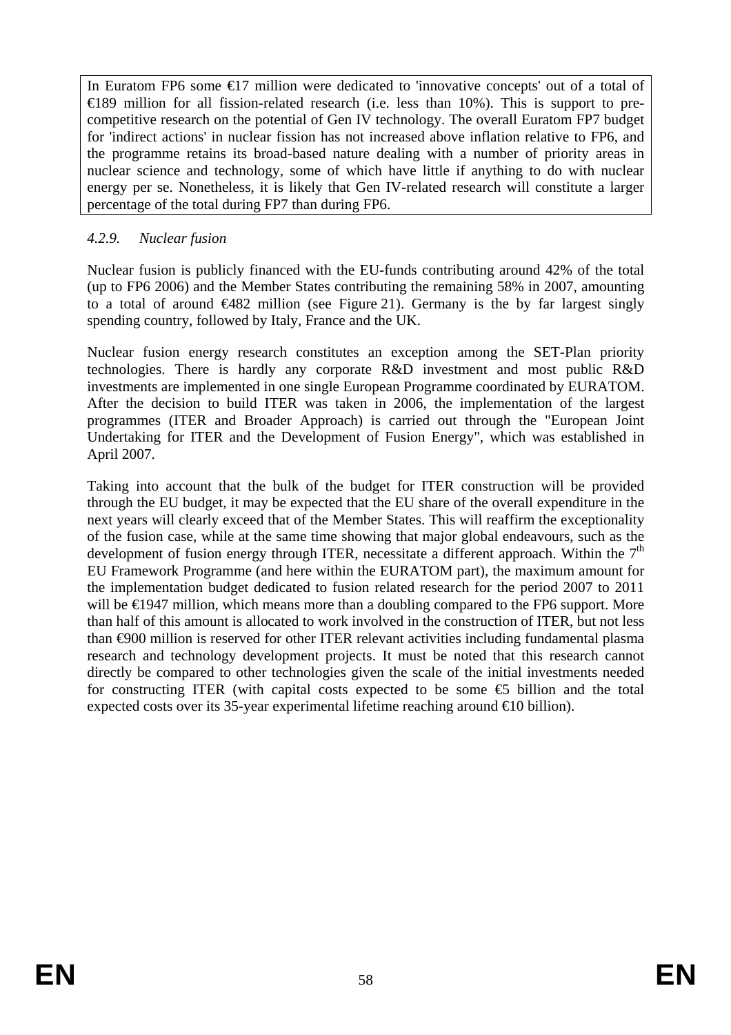In Euratom FP6 some €17 million were dedicated to 'innovative concepts' out of a total of €189 million for all fission-related research (i.e. less than 10%). This is support to pre-competitive research on the potential of Gen IV technology. The overall Euratom FP7 budget for 'indirect actions' in nuclear fission has not increased above inflation relative to FP6, and the programme retains its broad-based nature dealing with a number of priority areas in nuclear science and technology, some of which have little if anything to do with nuclear energy per se. Nonetheless, it is likely that Gen IV-related research will constitute a larger percentage of the total during FP7 than during FP6.

### *4.2.9. Nuclear fusion*

Nuclear fusion is publicly financed with the EU-funds contributing around 42% of the total (up to FP6 2006) and the Member States contributing the remaining 58% in 2007, amounting to a total of around €482 million (see Figure 21). Germany is the by far largest singly spending country, followed by Italy, France and the UK.

Nuclear fusion energy research constitutes an exception among the SET-Plan priority technologies. There is hardly any corporate R&D investment and most public R&D investments are implemented in one single European Programme coordinated by EURATOM. After the decision to build ITER was taken in 2006, the implementation of the largest programmes (ITER and Broader Approach) is carried out through the "European Joint Undertaking for ITER and the Development of Fusion Energy", which was established in April 2007.

Taking into account that the bulk of the budget for ITER construction will be provided through the EU budget, it may be expected that the EU share of the overall expenditure in the next years will clearly exceed that of the Member States. This will reaffirm the exceptionality of the fusion case, while at the same time showing that major global endeavours, such as the development of fusion energy through ITER, necessitate a different approach. Within the 7th EU Framework Programme (and here within the EURATOM part), the maximum amount for the implementation budget dedicated to fusion related research for the period 2007 to 2011 will be €1947 million, which means more than a doubling compared to the FP6 support. More than half of this amount is allocated to work involved in the construction of ITER, but not less than €900 million is reserved for other ITER relevant activities including fundamental plasma research and technology development projects. It must be noted that this research cannot directly be compared to other technologies given the scale of the initial investments needed for constructing ITER (with capital costs expected to be some €5 billion and the total expected costs over its 35-year experimental lifetime reaching around €10 billion).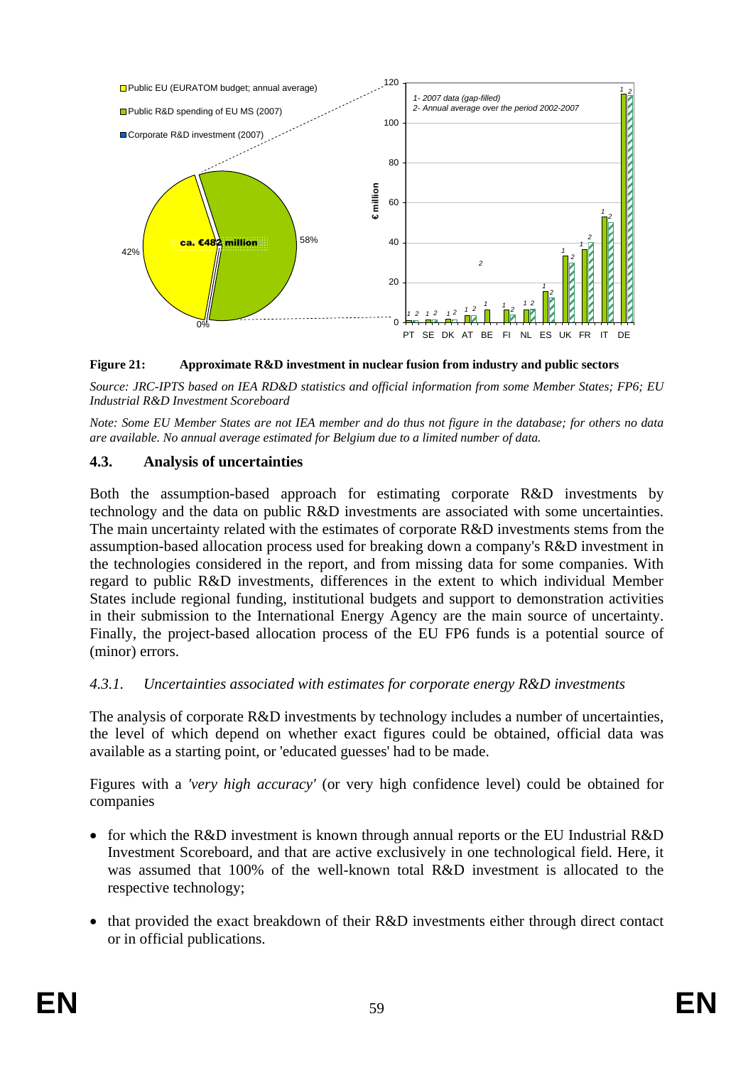**Figure 21: Approximate R&D investment in nuclear fusion from industry and public sectors**

*Source: JRC-IPTS based on IEA RD&D statistics and official information from some Member States; FP6; EU Industrial R&D Investment Scoreboard*

*Note: Some EU Member States are not IEA member and do thus not figure in the database; for others no data are available. No annual average estimated for Belgium due to a limited number of data.*

### 4.3. Analysis of uncertainties

Both the assumption-based approach for estimating corporate R&D investments by technology and the data on public R&D investments are associated with some uncertainties. The main uncertainty related with the estimates of corporate R&D investments stems from the assumption-based allocation process used for breaking down a company's R&D investment in the technologies considered in the report, and from missing data for some companies. With regard to public R&D investments, differences in the extent to which individual Member States include regional funding, institutional budgets and support to demonstration activities in their submission to the International Energy Agency are the main source of uncertainty. Finally, the project-based allocation process of the EU FP6 funds is a potential source of (minor) errors.

#### *4.3.1. Uncertainties associated with estimates for corporate energy R&D investments*

The analysis of corporate R&D investments by technology includes a number of uncertainties, the level of which depend on whether exact figures could be obtained, official data was available as a starting point, or 'educated guesses' had to be made.

Figures with a *'very high accuracy'* (or very high confidence level) could be obtained for companies

- for which the R&D investment is known through annual reports or the EU Industrial R&D Investment Scoreboard, and that are active exclusively in one technological field. Here, it was assumed that 100% of the well-known total R&D investment is allocated to the respective technology;
- that provided the exact breakdown of their R&D investments either through direct contact or in official publications.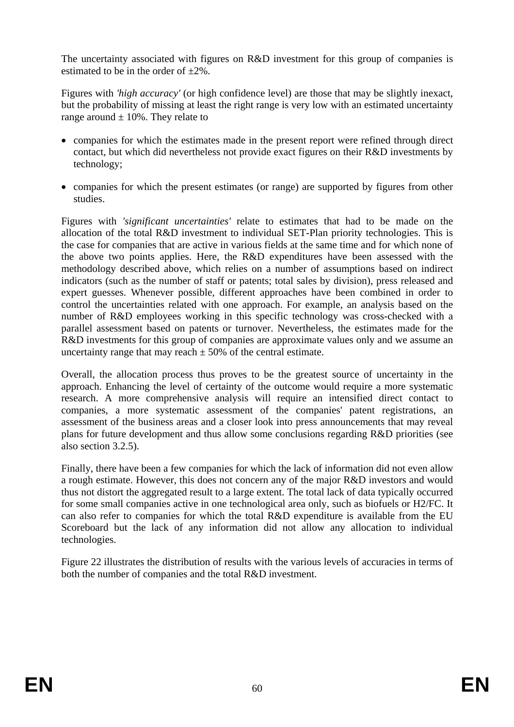The uncertainty associated with figures on R&D investment for this group of companies is estimated to be in the order of ±2%.

Figures with *'high accuracy'* (or high confidence level) are those that may be slightly inexact, but the probability of missing at least the right range is very low with an estimated uncertainty range around ± 10%. They relate to

- companies for which the estimates made in the present report were refined through direct contact, but which did nevertheless not provide exact figures on their R&D investments by technology;
- companies for which the present estimates (or range) are supported by figures from other studies.

Figures with *'significant uncertainties'* relate to estimates that had to be made on the allocation of the total R&D investment to individual SET-Plan priority technologies. This is the case for companies that are active in various fields at the same time and for which none of the above two points applies. Here, the R&D expenditures have been assessed with the methodology described above, which relies on a number of assumptions based on indirect indicators (such as the number of staff or patents; total sales by division), press released and expert guesses. Whenever possible, different approaches have been combined in order to control the uncertainties related with one approach. For example, an analysis based on the number of R&D employees working in this specific technology was cross-checked with a parallel assessment based on patents or turnover. Nevertheless, the estimates made for the R&D investments for this group of companies are approximate values only and we assume an uncertainty range that may reach ± 50% of the central estimate.

Overall, the allocation process thus proves to be the greatest source of uncertainty in the approach. Enhancing the level of certainty of the outcome would require a more systematic research. A more comprehensive analysis will require an intensified direct contact to companies, a more systematic assessment of the companies' patent registrations, an assessment of the business areas and a closer look into press announcements that may reveal plans for future development and thus allow some conclusions regarding R&D priorities (see also section 3.2.5).

Finally, there have been a few companies for which the lack of information did not even allow a rough estimate. However, this does not concern any of the major R&D investors and would thus not distort the aggregated result to a large extent. The total lack of data typically occurred for some small companies active in one technological area only, such as biofuels or H2/FC. It can also refer to companies for which the total R&D expenditure is available from the EU Scoreboard but the lack of any information did not allow any allocation to individual technologies.

Figure 22 illustrates the distribution of results with the various levels of accuracies in terms of both the number of companies and the total R&D investment.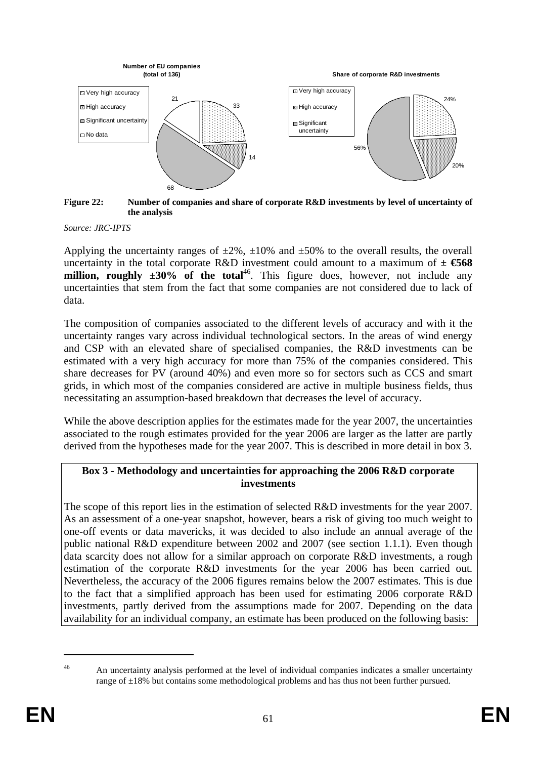**Number of EU companies (total of 136)**

- Very high accuracy: 33
- High accuracy: 14
- Significant uncertainty: 68
- No data: 21

**Share of corporate R&D investments**

- Very high accuracy: 24%
- High accuracy: 20%
- Significant uncertainty: 56%

**Figure 22: Number of companies and share of corporate R&D investments by level of uncertainty of the analysis**

*Source: JRC-IPTS*

Applying the uncertainty ranges of ±2%, ±10% and ±50% to the overall results, the overall uncertainty in the total corporate R&D investment could amount to a maximum of **± €568 million, roughly ±30% of the total**[46]. This figure does, however, not include any uncertainties that stem from the fact that some companies are not considered due to lack of data.

The composition of companies associated to the different levels of accuracy and with it the uncertainty ranges vary across individual technological sectors. In the areas of wind energy and CSP with an elevated share of specialised companies, the R&D investments can be estimated with a very high accuracy for more than 75% of the companies considered. This share decreases for PV (around 40%) and even more so for sectors such as CCS and smart grids, in which most of the companies considered are active in multiple business fields, thus necessitating an assumption-based breakdown that decreases the level of accuracy.

While the above description applies for the estimates made for the year 2007, the uncertainties associated to the rough estimates provided for the year 2006 are larger as the latter are partly derived from the hypotheses made for the year 2007. This is described in more detail in box 3.

**Box 3 - Methodology and uncertainties for approaching the 2006 R&D corporate investments**

The scope of this report lies in the estimation of selected R&D investments for the year 2007. As an assessment of a one-year snapshot, however, bears a risk of giving too much weight to one-off events or data mavericks, it was decided to also include an annual average of the public national R&D expenditure between 2002 and 2007 (see section 1.1.1). Even though data scarcity does not allow for a similar approach on corporate R&D investments, a rough estimation of the corporate R&D investments for the year 2006 has been carried out. Nevertheless, the accuracy of the 2006 figures remains below the 2007 estimates. This is due to the fact that a simplified approach has been used for estimating 2006 corporate R&D investments, partly derived from the assumptions made for 2007. Depending on the data availability for an individual company, an estimate has been produced on the following basis:

[46] An uncertainty analysis performed at the level of individual companies indicates a smaller uncertainty range of ±18% but contains some methodological problems and has thus not been further pursued.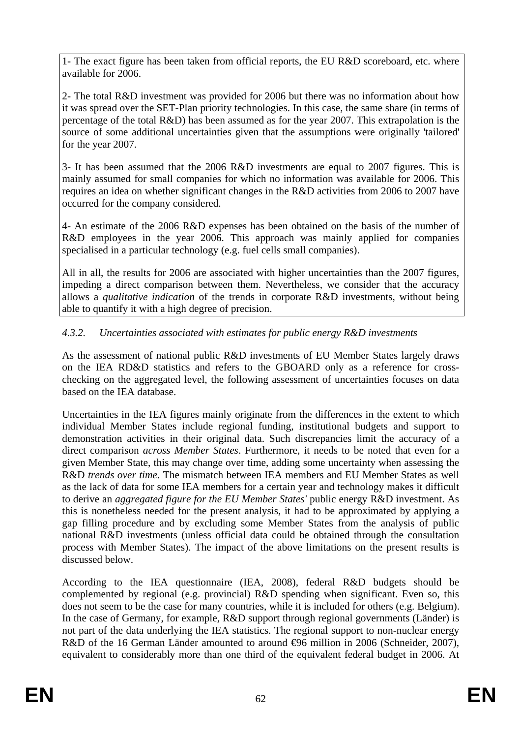1- The exact figure has been taken from official reports, the EU R&D scoreboard, etc. where available for 2006.

2- The total R&D investment was provided for 2006 but there was no information about how it was spread over the SET-Plan priority technologies. In this case, the same share (in terms of percentage of the total R&D) has been assumed as for the year 2007. This extrapolation is the source of some additional uncertainties given that the assumptions were originally 'tailored' for the year 2007.

3- It has been assumed that the 2006 R&D investments are equal to 2007 figures. This is mainly assumed for small companies for which no information was available for 2006. This requires an idea on whether significant changes in the R&D activities from 2006 to 2007 have occurred for the company considered.

4- An estimate of the 2006 R&D expenses has been obtained on the basis of the number of R&D employees in the year 2006. This approach was mainly applied for companies specialised in a particular technology (e.g. fuel cells small companies).

All in all, the results for 2006 are associated with higher uncertainties than the 2007 figures, impeding a direct comparison between them. Nevertheless, we consider that the accuracy allows a *qualitative indication* of the trends in corporate R&D investments, without being able to quantify it with a high degree of precision.

#### *4.3.2. Uncertainties associated with estimates for public energy R&D investments*

As the assessment of national public R&D investments of EU Member States largely draws on the IEA RD&D statistics and refers to the GBOARD only as a reference for cross-checking on the aggregated level, the following assessment of uncertainties focuses on data based on the IEA database.

Uncertainties in the IEA figures mainly originate from the differences in the extent to which individual Member States include regional funding, institutional budgets and support to demonstration activities in their original data. Such discrepancies limit the accuracy of a direct comparison *across Member States*. Furthermore, it needs to be noted that even for a given Member State, this may change over time, adding some uncertainty when assessing the R&D *trends over time*. The mismatch between IEA members and EU Member States as well as the lack of data for some IEA members for a certain year and technology makes it difficult to derive an *aggregated figure for the EU Member States'* public energy R&D investment. As this is nonetheless needed for the present analysis, it had to be approximated by applying a gap filling procedure and by excluding some Member States from the analysis of public national R&D investments (unless official data could be obtained through the consultation process with Member States). The impact of the above limitations on the present results is discussed below.

According to the IEA questionnaire (IEA, 2008), federal R&D budgets should be complemented by regional (e.g. provincial) R&D spending when significant. Even so, this does not seem to be the case for many countries, while it is included for others (e.g. Belgium). In the case of Germany, for example, R&D support through regional governments (Länder) is not part of the data underlying the IEA statistics. The regional support to non-nuclear energy R&D of the 16 German Länder amounted to around €96 million in 2006 (Schneider, 2007), equivalent to considerably more than one third of the equivalent federal budget in 2006. At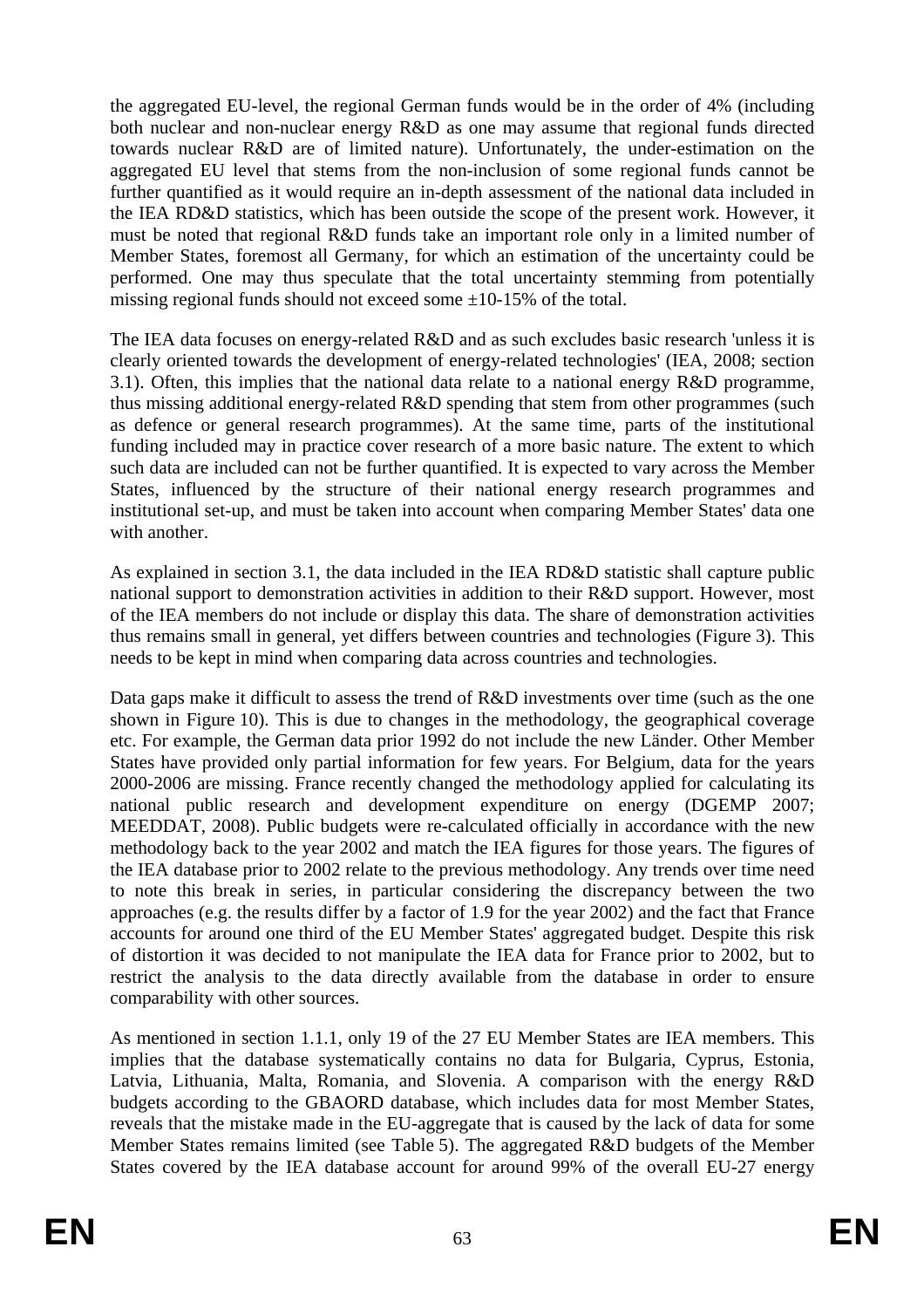the aggregated EU-level, the regional German funds would be in the order of 4% (including both nuclear and non-nuclear energy R&D as one may assume that regional funds directed towards nuclear R&D are of limited nature). Unfortunately, the under-estimation on the aggregated EU level that stems from the non-inclusion of some regional funds cannot be further quantified as it would require an in-depth assessment of the national data included in the IEA RD&D statistics, which has been outside the scope of the present work. However, it must be noted that regional R&D funds take an important role only in a limited number of Member States, foremost all Germany, for which an estimation of the uncertainty could be performed. One may thus speculate that the total uncertainty stemming from potentially missing regional funds should not exceed some ±10-15% of the total.

The IEA data focuses on energy-related R&D and as such excludes basic research 'unless it is clearly oriented towards the development of energy-related technologies' (IEA, 2008; section 3.1). Often, this implies that the national data relate to a national energy R&D programme, thus missing additional energy-related R&D spending that stem from other programmes (such as defence or general research programmes). At the same time, parts of the institutional funding included may in practice cover research of a more basic nature. The extent to which such data are included can not be further quantified. It is expected to vary across the Member States, influenced by the structure of their national energy research programmes and institutional set-up, and must be taken into account when comparing Member States' data one with another.

As explained in section 3.1, the data included in the IEA RD&D statistic shall capture public national support to demonstration activities in addition to their R&D support. However, most of the IEA members do not include or display this data. The share of demonstration activities thus remains small in general, yet differs between countries and technologies (Figure 3). This needs to be kept in mind when comparing data across countries and technologies.

Data gaps make it difficult to assess the trend of R&D investments over time (such as the one shown in Figure 10). This is due to changes in the methodology, the geographical coverage etc. For example, the German data prior 1992 do not include the new Länder. Other Member States have provided only partial information for few years. For Belgium, data for the years 2000-2006 are missing. France recently changed the methodology applied for calculating its national public research and development expenditure on energy (DGEMP 2007; MEEDDAT, 2008). Public budgets were re-calculated officially in accordance with the new methodology back to the year 2002 and match the IEA figures for those years. The figures of the IEA database prior to 2002 relate to the previous methodology. Any trends over time need to note this break in series, in particular considering the discrepancy between the two approaches (e.g. the results differ by a factor of 1.9 for the year 2002) and the fact that France accounts for around one third of the EU Member States' aggregated budget. Despite this risk of distortion it was decided to not manipulate the IEA data for France prior to 2002, but to restrict the analysis to the data directly available from the database in order to ensure comparability with other sources.

As mentioned in section 1.1.1, only 19 of the 27 EU Member States are IEA members. This implies that the database systematically contains no data for Bulgaria, Cyprus, Estonia, Latvia, Lithuania, Malta, Romania, and Slovenia. A comparison with the energy R&D budgets according to the GBAORD database, which includes data for most Member States, reveals that the mistake made in the EU-aggregate that is caused by the lack of data for some Member States remains limited (see Table 5). The aggregated R&D budgets of the Member States covered by the IEA database account for around 99% of the overall EU-27 energy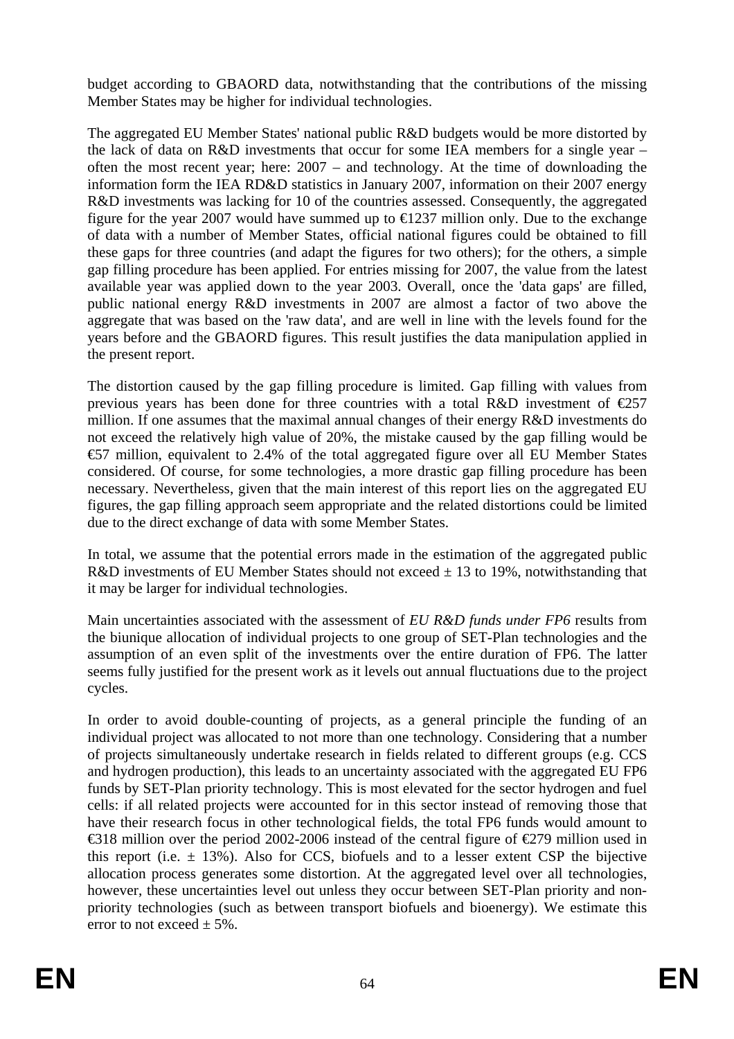budget according to GBAORD data, notwithstanding that the contributions of the missing Member States may be higher for individual technologies.

The aggregated EU Member States' national public R&D budgets would be more distorted by the lack of data on R&D investments that occur for some IEA members for a single year – often the most recent year; here: 2007 – and technology. At the time of downloading the information form the IEA RD&D statistics in January 2007, information on their 2007 energy R&D investments was lacking for 10 of the countries assessed. Consequently, the aggregated figure for the year 2007 would have summed up to €1237 million only. Due to the exchange of data with a number of Member States, official national figures could be obtained to fill these gaps for three countries (and adapt the figures for two others); for the others, a simple gap filling procedure has been applied. For entries missing for 2007, the value from the latest available year was applied down to the year 2003. Overall, once the 'data gaps' are filled, public national energy R&D investments in 2007 are almost a factor of two above the aggregate that was based on the 'raw data', and are well in line with the levels found for the years before and the GBAORD figures. This result justifies the data manipulation applied in the present report.

The distortion caused by the gap filling procedure is limited. Gap filling with values from previous years has been done for three countries with a total R&D investment of €257 million. If one assumes that the maximal annual changes of their energy R&D investments do not exceed the relatively high value of 20%, the mistake caused by the gap filling would be €57 million, equivalent to 2.4% of the total aggregated figure over all EU Member States considered. Of course, for some technologies, a more drastic gap filling procedure has been necessary. Nevertheless, given that the main interest of this report lies on the aggregated EU figures, the gap filling approach seem appropriate and the related distortions could be limited due to the direct exchange of data with some Member States.

In total, we assume that the potential errors made in the estimation of the aggregated public R&D investments of EU Member States should not exceed ± 13 to 19%, notwithstanding that it may be larger for individual technologies.

Main uncertainties associated with the assessment of *EU R&D funds under FP6* results from the biunique allocation of individual projects to one group of SET-Plan technologies and the assumption of an even split of the investments over the entire duration of FP6. The latter seems fully justified for the present work as it levels out annual fluctuations due to the project cycles.

In order to avoid double-counting of projects, as a general principle the funding of an individual project was allocated to not more than one technology. Considering that a number of projects simultaneously undertake research in fields related to different groups (e.g. CCS and hydrogen production), this leads to an uncertainty associated with the aggregated EU FP6 funds by SET-Plan priority technology. This is most elevated for the sector hydrogen and fuel cells: if all related projects were accounted for in this sector instead of removing those that have their research focus in other technological fields, the total FP6 funds would amount to €318 million over the period 2002-2006 instead of the central figure of €279 million used in this report (i.e. ± 13%). Also for CCS, biofuels and to a lesser extent CSP the bijective allocation process generates some distortion. At the aggregated level over all technologies, however, these uncertainties level out unless they occur between SET-Plan priority and non-priority technologies (such as between transport biofuels and bioenergy). We estimate this error to not exceed ± 5%.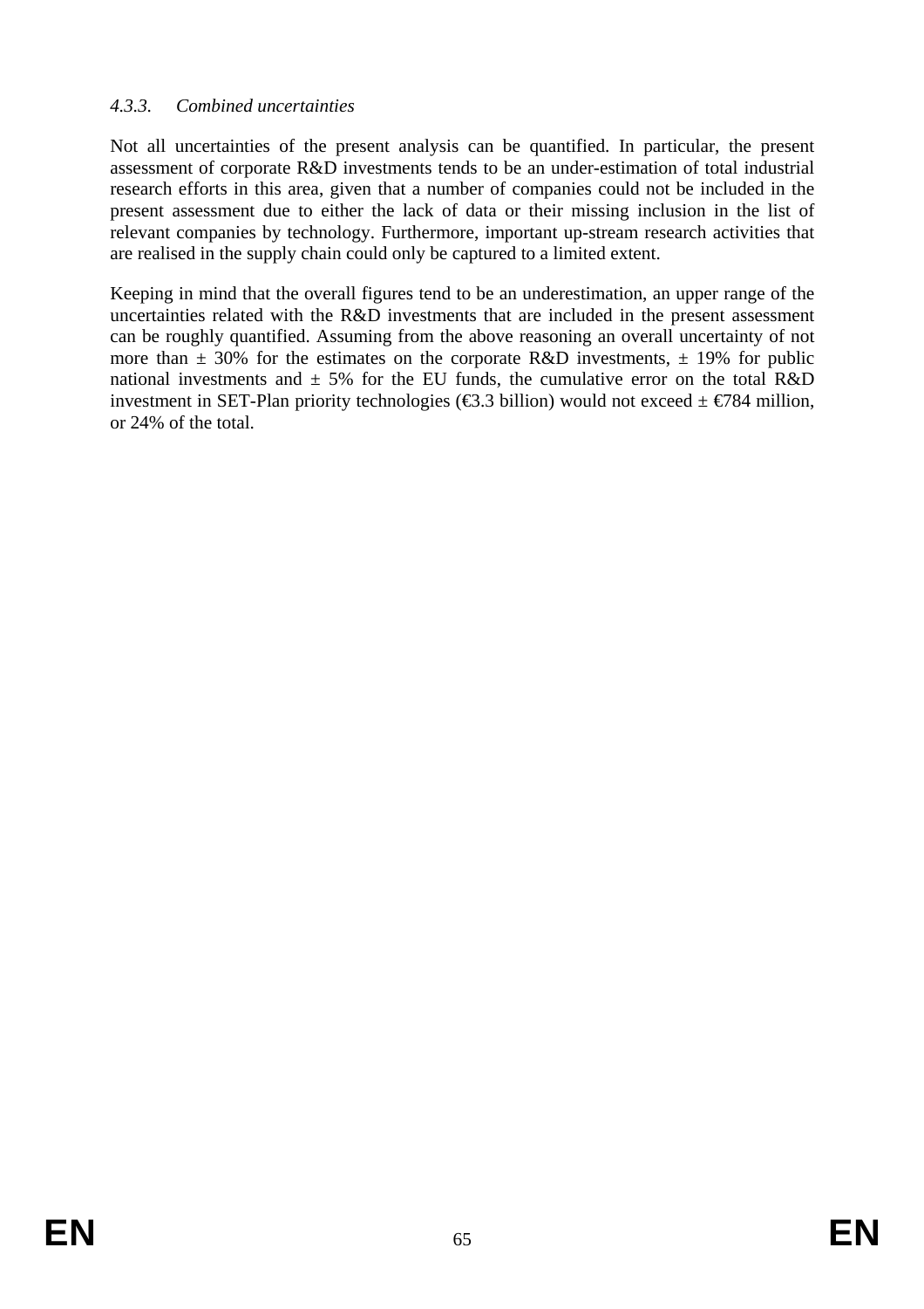#### *4.3.3. Combined uncertainties*

Not all uncertainties of the present analysis can be quantified. In particular, the present assessment of corporate R&D investments tends to be an under-estimation of total industrial research efforts in this area, given that a number of companies could not be included in the present assessment due to either the lack of data or their missing inclusion in the list of relevant companies by technology. Furthermore, important up-stream research activities that are realised in the supply chain could only be captured to a limited extent.

Keeping in mind that the overall figures tend to be an underestimation, an upper range of the uncertainties related with the R&D investments that are included in the present assessment can be roughly quantified. Assuming from the above reasoning an overall uncertainty of not more than ± 30% for the estimates on the corporate R&D investments, ± 19% for public national investments and ± 5% for the EU funds, the cumulative error on the total R&D investment in SET-Plan priority technologies (€3.3 billion) would not exceed ± €784 million, or 24% of the total.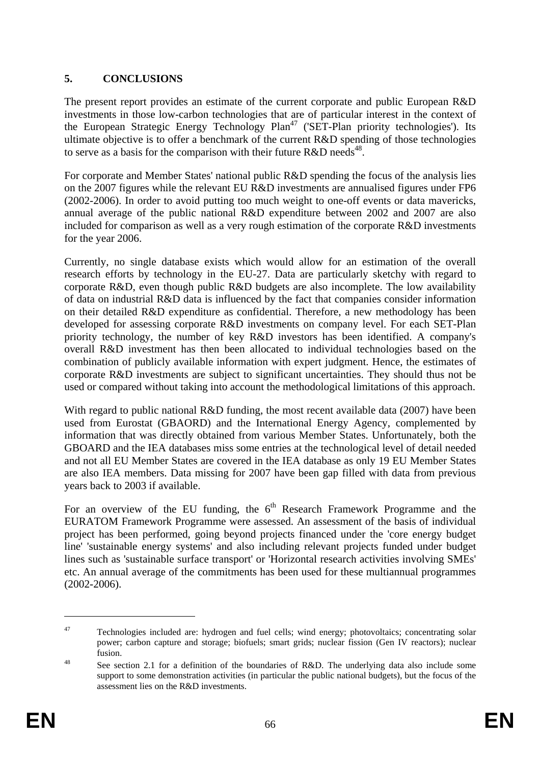## 5. CONCLUSIONS

The present report provides an estimate of the current corporate and public European R&D investments in those low-carbon technologies that are of particular interest in the context of the European Strategic Energy Technology Plan[47] ('SET-Plan priority technologies'). Its ultimate objective is to offer a benchmark of the current R&D spending of those technologies to serve as a basis for the comparison with their future R&D needs[48].

For corporate and Member States' national public R&D spending the focus of the analysis lies on the 2007 figures while the relevant EU R&D investments are annualised figures under FP6 (2002-2006). In order to avoid putting too much weight to one-off events or data mavericks, annual average of the public national R&D expenditure between 2002 and 2007 are also included for comparison as well as a very rough estimation of the corporate R&D investments for the year 2006.

Currently, no single database exists which would allow for an estimation of the overall research efforts by technology in the EU-27. Data are particularly sketchy with regard to corporate R&D, even though public R&D budgets are also incomplete. The low availability of data on industrial R&D data is influenced by the fact that companies consider information on their detailed R&D expenditure as confidential. Therefore, a new methodology has been developed for assessing corporate R&D investments on company level. For each SET-Plan priority technology, the number of key R&D investors has been identified. A company's overall R&D investment has then been allocated to individual technologies based on the combination of publicly available information with expert judgment. Hence, the estimates of corporate R&D investments are subject to significant uncertainties. They should thus not be used or compared without taking into account the methodological limitations of this approach.

With regard to public national R&D funding, the most recent available data (2007) have been used from Eurostat (GBAORD) and the International Energy Agency, complemented by information that was directly obtained from various Member States. Unfortunately, both the GBOARD and the IEA databases miss some entries at the technological level of detail needed and not all EU Member States are covered in the IEA database as only 19 EU Member States are also IEA members. Data missing for 2007 have been gap filled with data from previous years back to 2003 if available.

For an overview of the EU funding, the 6th Research Framework Programme and the EURATOM Framework Programme were assessed. An assessment of the basis of individual project has been performed, going beyond projects financed under the 'core energy budget line' 'sustainable energy systems' and also including relevant projects funded under budget lines such as 'sustainable surface transport' or 'Horizontal research activities involving SMEs' etc. An annual average of the commitments has been used for these multiannual programmes (2002-2006).

---

[47] Technologies included are: hydrogen and fuel cells; wind energy; photovoltaics; concentrating solar power; carbon capture and storage; biofuels; smart grids; nuclear fission (Gen IV reactors); nuclear fusion.

[48] See section 2.1 for a definition of the boundaries of R&D. The underlying data also include some support to some demonstration activities (in particular the public national budgets), but the focus of the assessment lies on the R&D investments.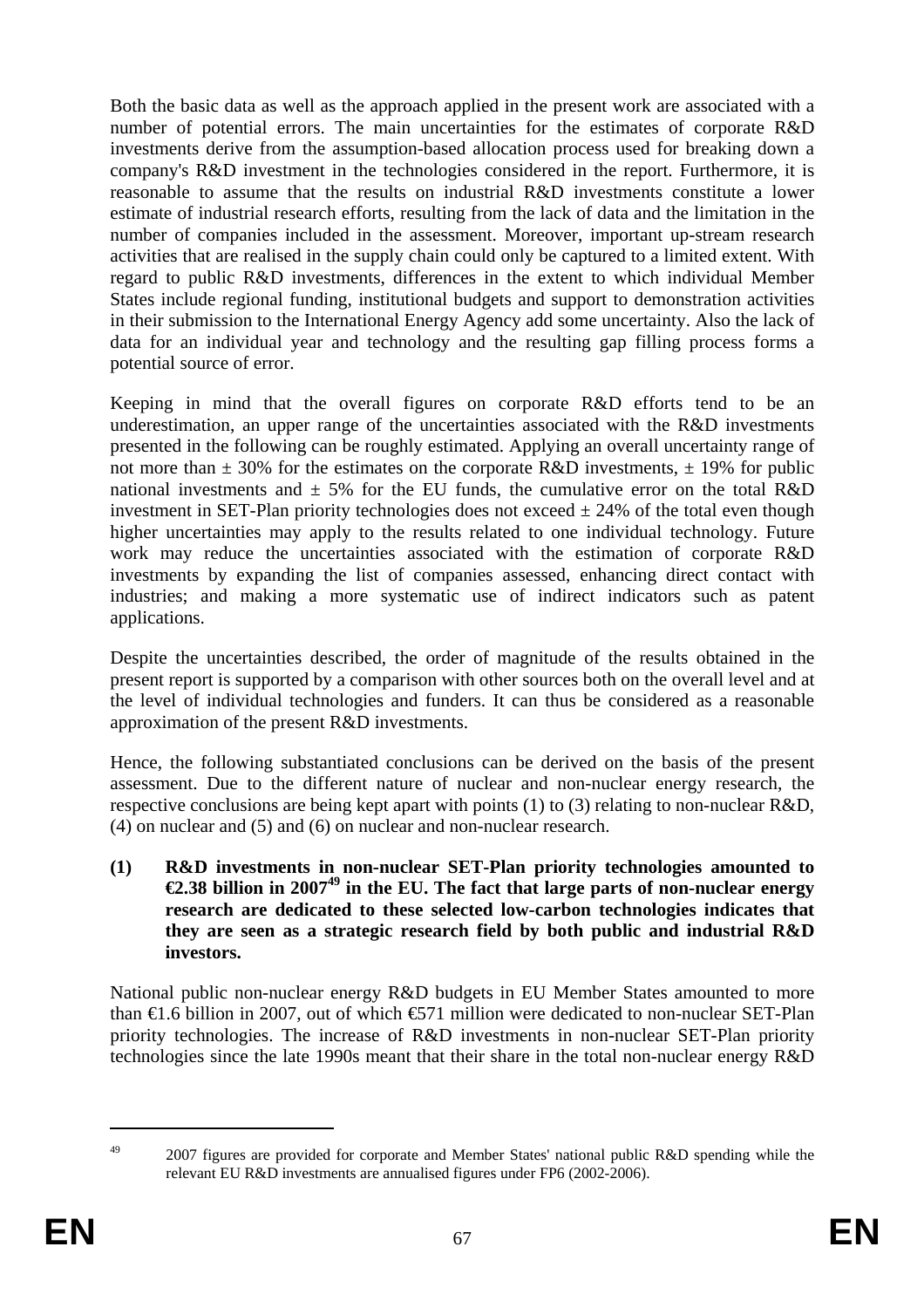Both the basic data as well as the approach applied in the present work are associated with a number of potential errors. The main uncertainties for the estimates of corporate R&D investments derive from the assumption-based allocation process used for breaking down a company's R&D investment in the technologies considered in the report. Furthermore, it is reasonable to assume that the results on industrial R&D investments constitute a lower estimate of industrial research efforts, resulting from the lack of data and the limitation in the number of companies included in the assessment. Moreover, important up-stream research activities that are realised in the supply chain could only be captured to a limited extent. With regard to public R&D investments, differences in the extent to which individual Member States include regional funding, institutional budgets and support to demonstration activities in their submission to the International Energy Agency add some uncertainty. Also the lack of data for an individual year and technology and the resulting gap filling process forms a potential source of error.

Keeping in mind that the overall figures on corporate R&D efforts tend to be an underestimation, an upper range of the uncertainties associated with the R&D investments presented in the following can be roughly estimated. Applying an overall uncertainty range of not more than ± 30% for the estimates on the corporate R&D investments, ± 19% for public national investments and ± 5% for the EU funds, the cumulative error on the total R&D investment in SET-Plan priority technologies does not exceed ± 24% of the total even though higher uncertainties may apply to the results related to one individual technology. Future work may reduce the uncertainties associated with the estimation of corporate R&D investments by expanding the list of companies assessed, enhancing direct contact with industries; and making a more systematic use of indirect indicators such as patent applications.

Despite the uncertainties described, the order of magnitude of the results obtained in the present report is supported by a comparison with other sources both on the overall level and at the level of individual technologies and funders. It can thus be considered as a reasonable approximation of the present R&D investments.

Hence, the following substantiated conclusions can be derived on the basis of the present assessment. Due to the different nature of nuclear and non-nuclear energy research, the respective conclusions are being kept apart with points (1) to (3) relating to non-nuclear R&D, (4) on nuclear and (5) and (6) on nuclear and non-nuclear research.

**(1) R&D investments in non-nuclear SET-Plan priority technologies amounted to €2.38 billion in 2007[49] in the EU. The fact that large parts of non-nuclear energy research are dedicated to these selected low-carbon technologies indicates that they are seen as a strategic research field by both public and industrial R&D investors.**

National public non-nuclear energy R&D budgets in EU Member States amounted to more than €1.6 billion in 2007, out of which €571 million were dedicated to non-nuclear SET-Plan priority technologies. The increase of R&D investments in non-nuclear SET-Plan priority technologies since the late 1990s meant that their share in the total non-nuclear energy R&D

---

[49] 2007 figures are provided for corporate and Member States' national public R&D spending while the relevant EU R&D investments are annualised figures under FP6 (2002-2006).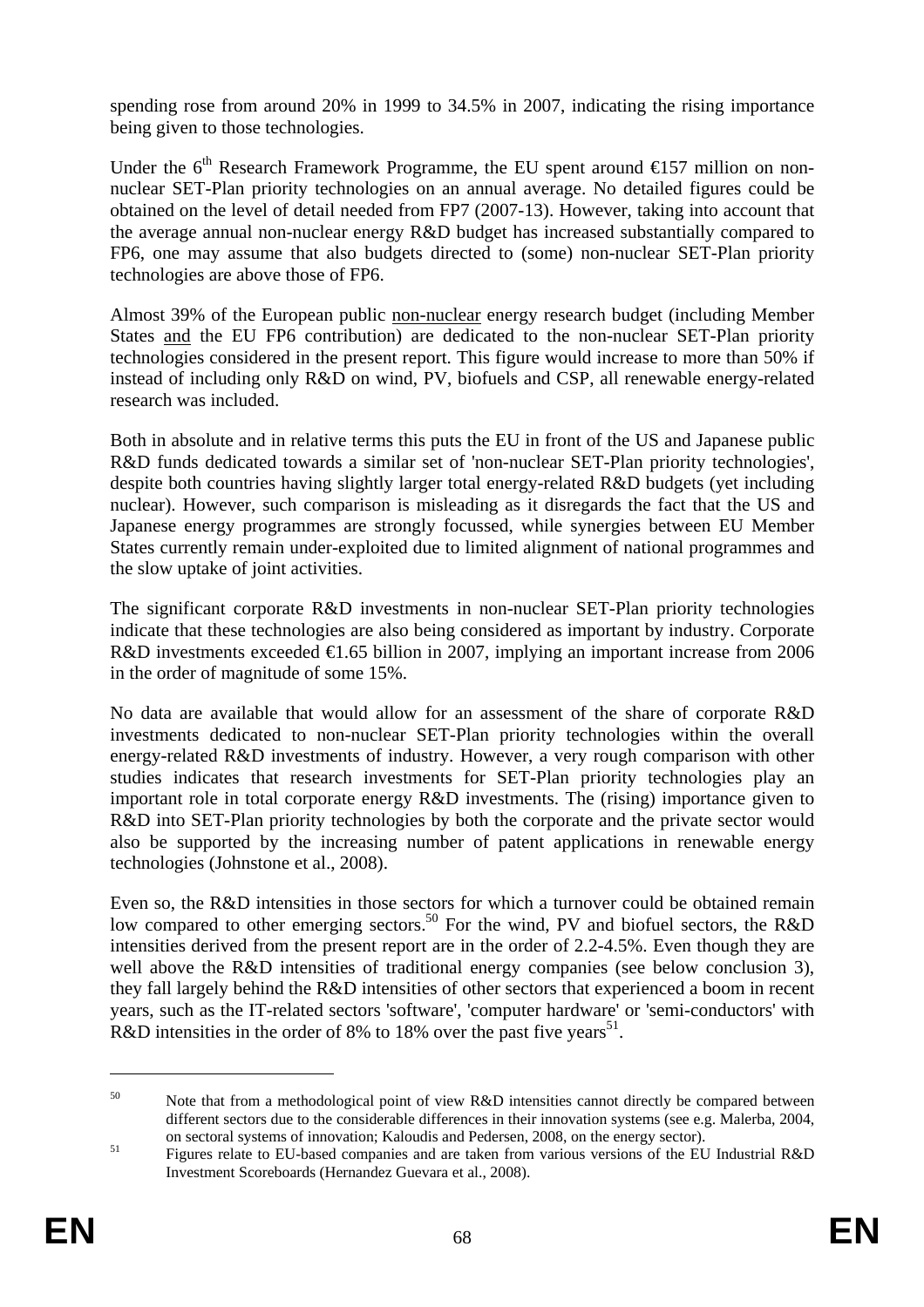spending rose from around 20% in 1999 to 34.5% in 2007, indicating the rising importance being given to those technologies.

Under the 6th Research Framework Programme, the EU spent around €157 million on non-nuclear SET-Plan priority technologies on an annual average. No detailed figures could be obtained on the level of detail needed from FP7 (2007-13). However, taking into account that the average annual non-nuclear energy R&D budget has increased substantially compared to FP6, one may assume that also budgets directed to (some) non-nuclear SET-Plan priority technologies are above those of FP6.

Almost 39% of the European public non-nuclear energy research budget (including Member States and the EU FP6 contribution) are dedicated to the non-nuclear SET-Plan priority technologies considered in the present report. This figure would increase to more than 50% if instead of including only R&D on wind, PV, biofuels and CSP, all renewable energy-related research was included.

Both in absolute and in relative terms this puts the EU in front of the US and Japanese public R&D funds dedicated towards a similar set of 'non-nuclear SET-Plan priority technologies', despite both countries having slightly larger total energy-related R&D budgets (yet including nuclear). However, such comparison is misleading as it disregards the fact that the US and Japanese energy programmes are strongly focussed, while synergies between EU Member States currently remain under-exploited due to limited alignment of national programmes and the slow uptake of joint activities.

The significant corporate R&D investments in non-nuclear SET-Plan priority technologies indicate that these technologies are also being considered as important by industry. Corporate R&D investments exceeded €1.65 billion in 2007, implying an important increase from 2006 in the order of magnitude of some 15%.

No data are available that would allow for an assessment of the share of corporate R&D investments dedicated to non-nuclear SET-Plan priority technologies within the overall energy-related R&D investments of industry. However, a very rough comparison with other studies indicates that research investments for SET-Plan priority technologies play an important role in total corporate energy R&D investments. The (rising) importance given to R&D into SET-Plan priority technologies by both the corporate and the private sector would also be supported by the increasing number of patent applications in renewable energy technologies (Johnstone et al., 2008).

Even so, the R&D intensities in those sectors for which a turnover could be obtained remain low compared to other emerging sectors.[50] For the wind, PV and biofuel sectors, the R&D intensities derived from the present report are in the order of 2.2-4.5%. Even though they are well above the R&D intensities of traditional energy companies (see below conclusion 3), they fall largely behind the R&D intensities of other sectors that experienced a boom in recent years, such as the IT-related sectors 'software', 'computer hardware' or 'semi-conductors' with R&D intensities in the order of 8% to 18% over the past five years[51].

---

[50] Note that from a methodological point of view R&D intensities cannot directly be compared between different sectors due to the considerable differences in their innovation systems (see e.g. Malerba, 2004, on sectoral systems of innovation; Kaloudis and Pedersen, 2008, on the energy sector).

[51] Figures relate to EU-based companies and are taken from various versions of the EU Industrial R&D Investment Scoreboards (Hernandez Guevara et al., 2008).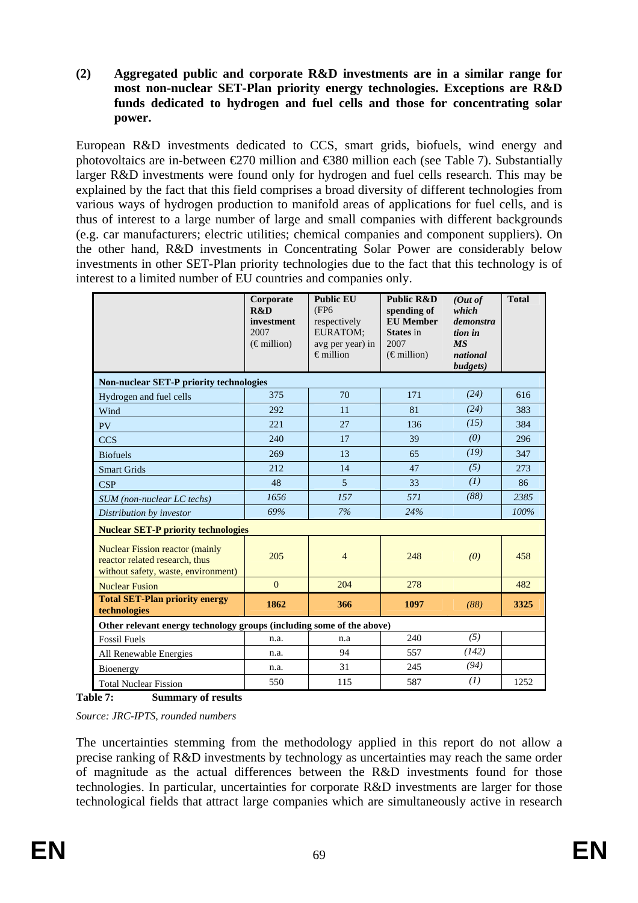**(2) Aggregated public and corporate R&D investments are in a similar range for most non-nuclear SET-Plan priority energy technologies. Exceptions are R&D funds dedicated to hydrogen and fuel cells and those for concentrating solar power.**

European R&D investments dedicated to CCS, smart grids, biofuels, wind energy and photovoltaics are in-between €270 million and €380 million each (see Table 7). Substantially larger R&D investments were found only for hydrogen and fuel cells research. This may be explained by the fact that this field comprises a broad diversity of different technologies from various ways of hydrogen production to manifold areas of applications for fuel cells, and is thus of interest to a large number of large and small companies with different backgrounds (e.g. car manufacturers; electric utilities; chemical companies and component suppliers). On the other hand, R&D investments in Concentrating Solar Power are considerably below investments in other SET-Plan priority technologies due to the fact that this technology is of interest to a limited number of EU countries and companies only.

| | **Corporate R&D investment** 2007 (€ million) | **Public EU** (FP6 respectively EURATOM; avg per year) in € million | **Public R&D spending of EU Member States** in 2007 (€ million) | ***(Out of which demonstration in MS national budgets)*** | **Total** |
|---|---|---|---|---|---|
| **Non-nuclear SET-P priority technologies** | | | | | |
| Hydrogen and fuel cells | 375 | 70 | 171 | *(24)* | 616 |
| Wind | 292 | 11 | 81 | *(24)* | 383 |
| PV | 221 | 27 | 136 | *(15)* | 384 |
| CCS | 240 | 17 | 39 | *(0)* | 296 |
| Biofuels | 269 | 13 | 65 | *(19)* | 347 |
| Smart Grids | 212 | 14 | 47 | *(5)* | 273 |
| CSP | 48 | 5 | 33 | *(1)* | 86 |
| *SUM (non-nuclear LC techs)* | *1656* | *157* | *571* | *(88)* | *2385* |
| *Distribution by investor* | *69%* | *7%* | *24%* | | *100%* |
| **Nuclear SET-P priority technologies** | | | | | |
| Nuclear Fission reactor (mainly reactor related research, thus without safety, waste, environment) | 205 | 4 | 248 | *(0)* | 458 |
| Nuclear Fusion | 0 | 204 | 278 | | 482 |
| **Total SET-Plan priority energy technologies** | **1862** | **366** | **1097** | ***(88)*** | **3325** |
| **Other relevant energy technology groups (including some of the above)** | | | | | |
| Fossil Fuels | n.a. | n.a | 240 | *(5)* | |
| All Renewable Energies | n.a. | 94 | 557 | *(142)* | |
| Bioenergy | n.a. | 31 | 245 | *(94)* | |
| Total Nuclear Fission | 550 | 115 | 587 | *(1)* | 1252 |

**Table 7: Summary of results**

*Source: JRC-IPTS, rounded numbers*

The uncertainties stemming from the methodology applied in this report do not allow a precise ranking of R&D investments by technology as uncertainties may reach the same order of magnitude as the actual differences between the R&D investments found for those technologies. In particular, uncertainties for corporate R&D investments are larger for those technological fields that attract large companies which are simultaneously active in research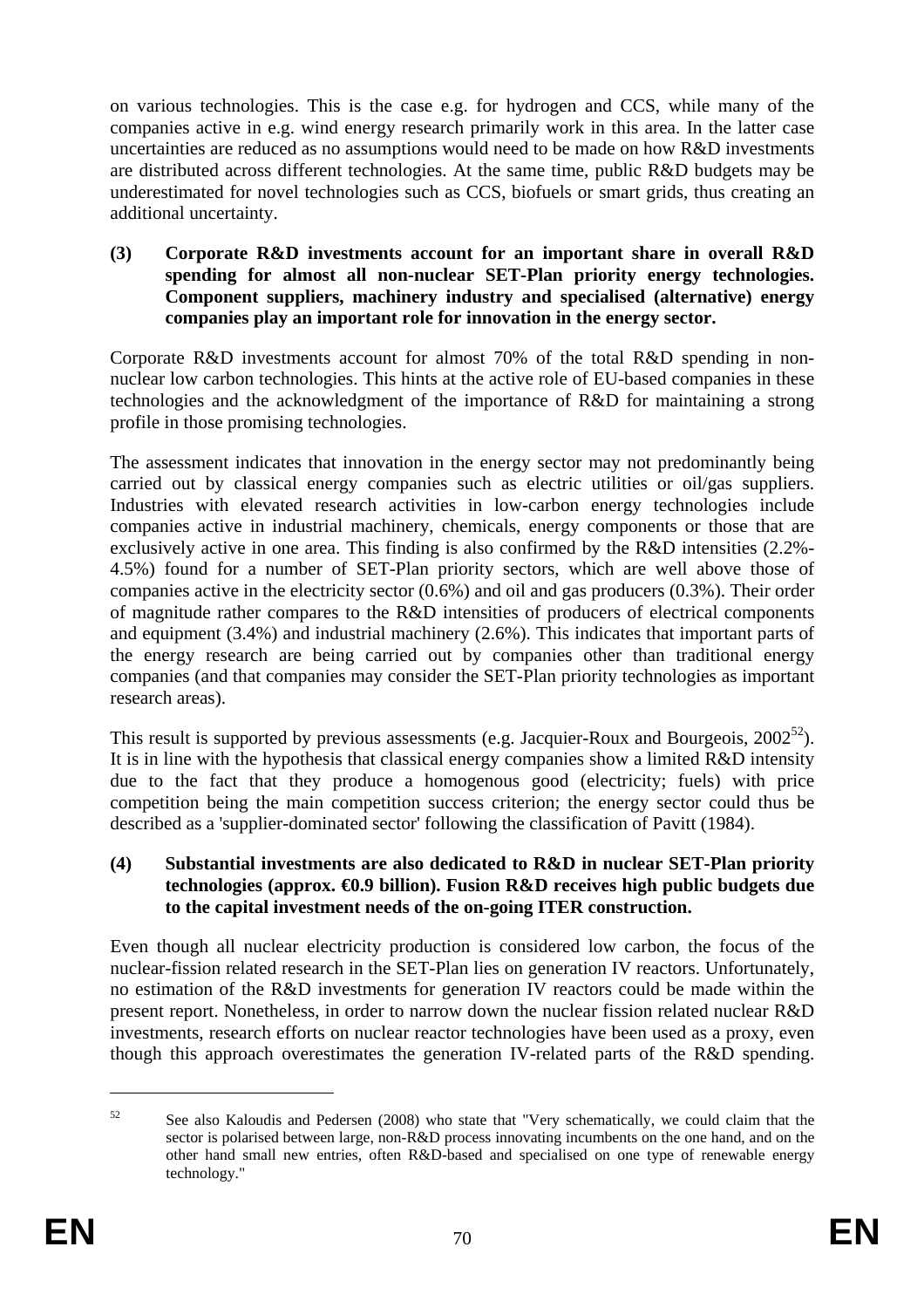on various technologies. This is the case e.g. for hydrogen and CCS, while many of the companies active in e.g. wind energy research primarily work in this area. In the latter case uncertainties are reduced as no assumptions would need to be made on how R&D investments are distributed across different technologies. At the same time, public R&D budgets may be underestimated for novel technologies such as CCS, biofuels or smart grids, thus creating an additional uncertainty.

**(3) Corporate R&D investments account for an important share in overall R&D spending for almost all non-nuclear SET-Plan priority energy technologies. Component suppliers, machinery industry and specialised (alternative) energy companies play an important role for innovation in the energy sector.**

Corporate R&D investments account for almost 70% of the total R&D spending in non-nuclear low carbon technologies. This hints at the active role of EU-based companies in these technologies and the acknowledgment of the importance of R&D for maintaining a strong profile in those promising technologies.

The assessment indicates that innovation in the energy sector may not predominantly being carried out by classical energy companies such as electric utilities or oil/gas suppliers. Industries with elevated research activities in low-carbon energy technologies include companies active in industrial machinery, chemicals, energy components or those that are exclusively active in one area. This finding is also confirmed by the R&D intensities (2.2%-4.5%) found for a number of SET-Plan priority sectors, which are well above those of companies active in the electricity sector (0.6%) and oil and gas producers (0.3%). Their order of magnitude rather compares to the R&D intensities of producers of electrical components and equipment (3.4%) and industrial machinery (2.6%). This indicates that important parts of the energy research are being carried out by companies other than traditional energy companies (and that companies may consider the SET-Plan priority technologies as important research areas).

This result is supported by previous assessments (e.g. Jacquier-Roux and Bourgeois, 2002[52]). It is in line with the hypothesis that classical energy companies show a limited R&D intensity due to the fact that they produce a homogenous good (electricity; fuels) with price competition being the main competition success criterion; the energy sector could thus be described as a 'supplier-dominated sector' following the classification of Pavitt (1984).

**(4) Substantial investments are also dedicated to R&D in nuclear SET-Plan priority technologies (approx. €0.9 billion). Fusion R&D receives high public budgets due to the capital investment needs of the on-going ITER construction.**

Even though all nuclear electricity production is considered low carbon, the focus of the nuclear-fission related research in the SET-Plan lies on generation IV reactors. Unfortunately, no estimation of the R&D investments for generation IV reactors could be made within the present report. Nonetheless, in order to narrow down the nuclear fission related nuclear R&D investments, research efforts on nuclear reactor technologies have been used as a proxy, even though this approach overestimates the generation IV-related parts of the R&D spending.

---

[52] See also Kaloudis and Pedersen (2008) who state that "Very schematically, we could claim that the sector is polarised between large, non-R&D process innovating incumbents on the one hand, and on the other hand small new entries, often R&D-based and specialised on one type of renewable energy technology."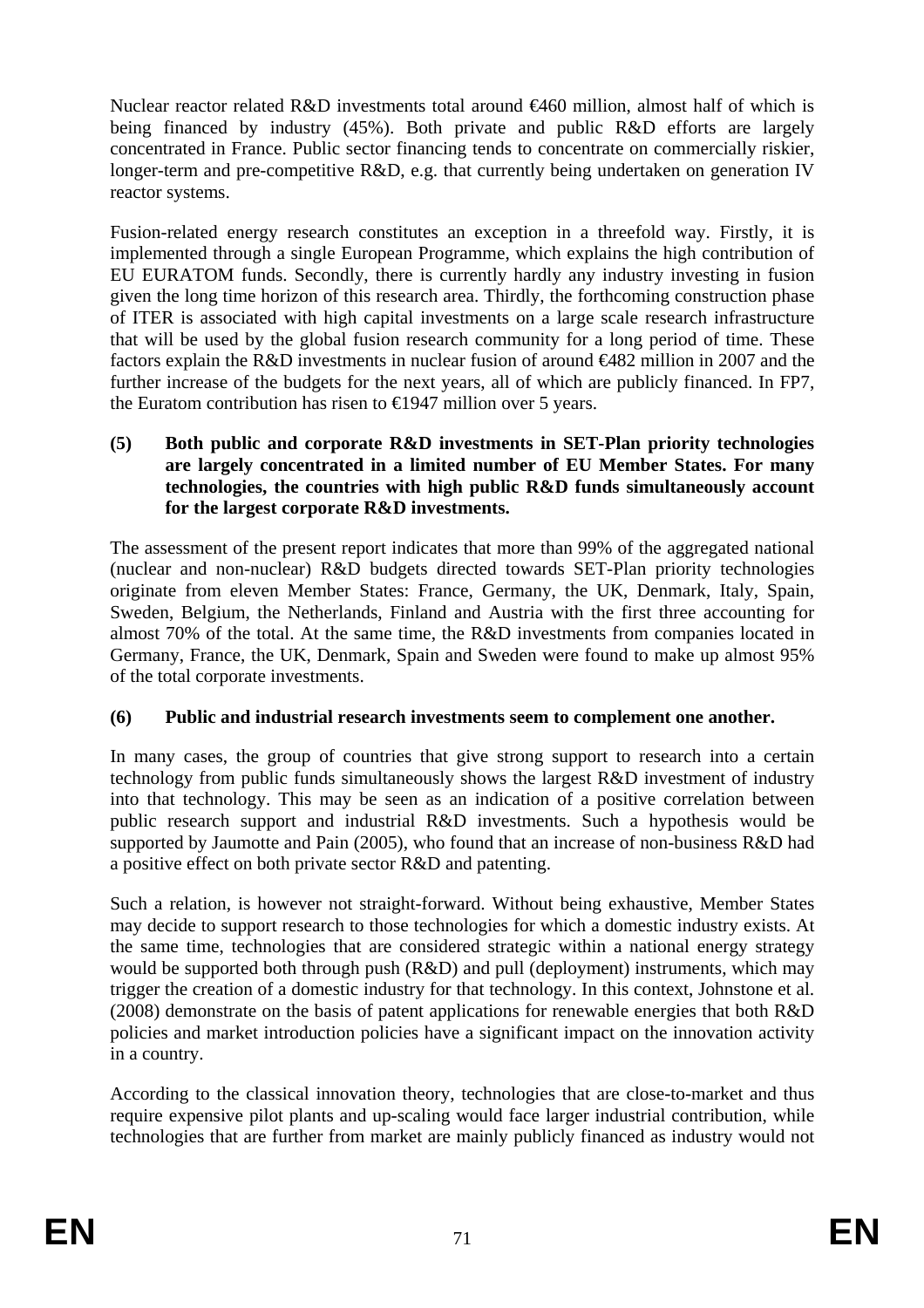Nuclear reactor related R&D investments total around €460 million, almost half of which is being financed by industry (45%). Both private and public R&D efforts are largely concentrated in France. Public sector financing tends to concentrate on commercially riskier, longer-term and pre-competitive R&D, e.g. that currently being undertaken on generation IV reactor systems.

Fusion-related energy research constitutes an exception in a threefold way. Firstly, it is implemented through a single European Programme, which explains the high contribution of EU EURATOM funds. Secondly, there is currently hardly any industry investing in fusion given the long time horizon of this research area. Thirdly, the forthcoming construction phase of ITER is associated with high capital investments on a large scale research infrastructure that will be used by the global fusion research community for a long period of time. These factors explain the R&D investments in nuclear fusion of around €482 million in 2007 and the further increase of the budgets for the next years, all of which are publicly financed. In FP7, the Euratom contribution has risen to €1947 million over 5 years.

**(5) Both public and corporate R&D investments in SET-Plan priority technologies are largely concentrated in a limited number of EU Member States. For many technologies, the countries with high public R&D funds simultaneously account for the largest corporate R&D investments.**

The assessment of the present report indicates that more than 99% of the aggregated national (nuclear and non-nuclear) R&D budgets directed towards SET-Plan priority technologies originate from eleven Member States: France, Germany, the UK, Denmark, Italy, Spain, Sweden, Belgium, the Netherlands, Finland and Austria with the first three accounting for almost 70% of the total. At the same time, the R&D investments from companies located in Germany, France, the UK, Denmark, Spain and Sweden were found to make up almost 95% of the total corporate investments.

**(6) Public and industrial research investments seem to complement one another.**

In many cases, the group of countries that give strong support to research into a certain technology from public funds simultaneously shows the largest R&D investment of industry into that technology. This may be seen as an indication of a positive correlation between public research support and industrial R&D investments. Such a hypothesis would be supported by Jaumotte and Pain (2005), who found that an increase of non-business R&D had a positive effect on both private sector R&D and patenting.

Such a relation, is however not straight-forward. Without being exhaustive, Member States may decide to support research to those technologies for which a domestic industry exists. At the same time, technologies that are considered strategic within a national energy strategy would be supported both through push (R&D) and pull (deployment) instruments, which may trigger the creation of a domestic industry for that technology. In this context, Johnstone et al. (2008) demonstrate on the basis of patent applications for renewable energies that both R&D policies and market introduction policies have a significant impact on the innovation activity in a country.

According to the classical innovation theory, technologies that are close-to-market and thus require expensive pilot plants and up-scaling would face larger industrial contribution, while technologies that are further from market are mainly publicly financed as industry would not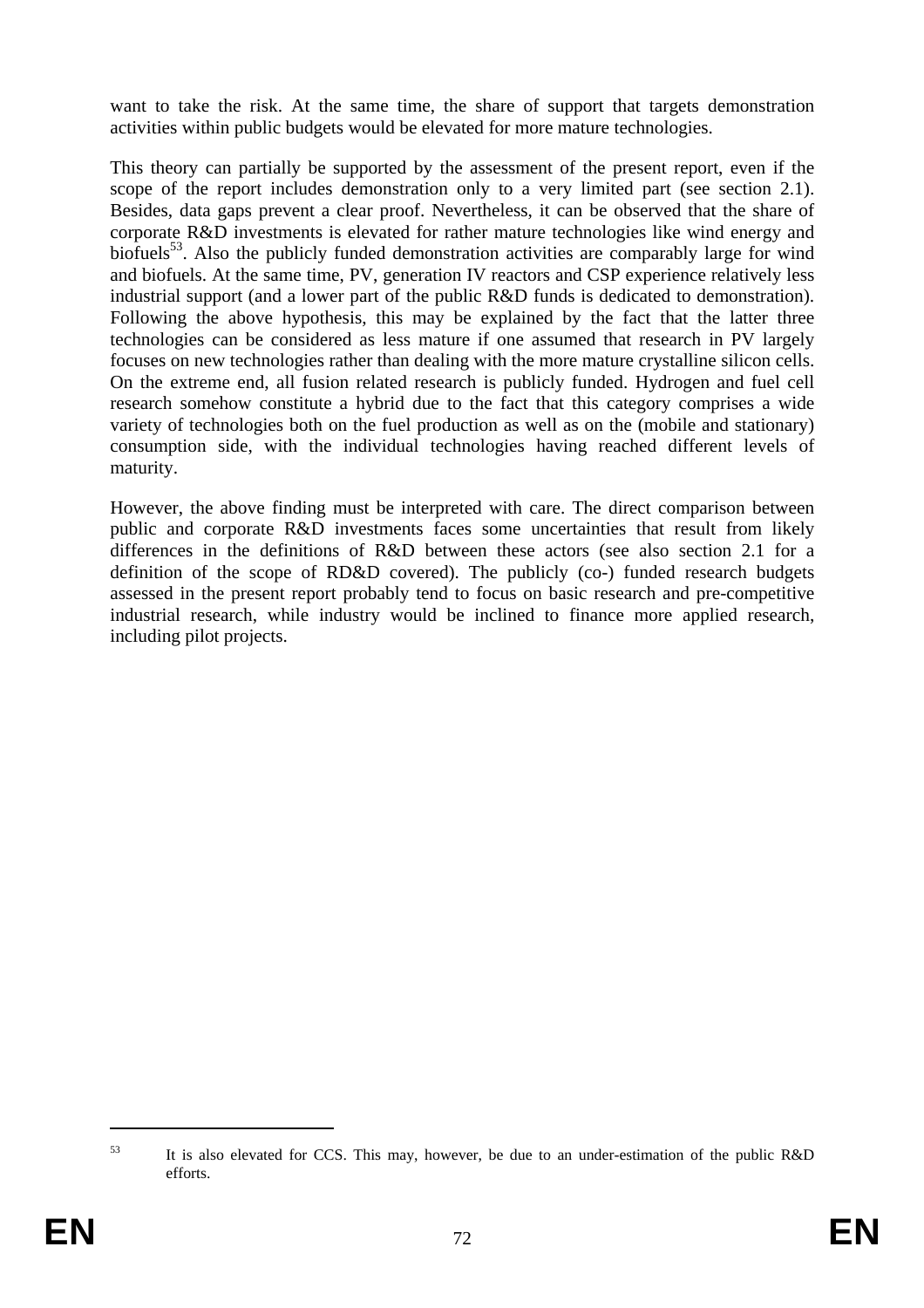want to take the risk. At the same time, the share of support that targets demonstration activities within public budgets would be elevated for more mature technologies.

This theory can partially be supported by the assessment of the present report, even if the scope of the report includes demonstration only to a very limited part (see section 2.1). Besides, data gaps prevent a clear proof. Nevertheless, it can be observed that the share of corporate R&D investments is elevated for rather mature technologies like wind energy and biofuels[53]. Also the publicly funded demonstration activities are comparably large for wind and biofuels. At the same time, PV, generation IV reactors and CSP experience relatively less industrial support (and a lower part of the public R&D funds is dedicated to demonstration). Following the above hypothesis, this may be explained by the fact that the latter three technologies can be considered as less mature if one assumed that research in PV largely focuses on new technologies rather than dealing with the more mature crystalline silicon cells. On the extreme end, all fusion related research is publicly funded. Hydrogen and fuel cell research somehow constitute a hybrid due to the fact that this category comprises a wide variety of technologies both on the fuel production as well as on the (mobile and stationary) consumption side, with the individual technologies having reached different levels of maturity.

However, the above finding must be interpreted with care. The direct comparison between public and corporate R&D investments faces some uncertainties that result from likely differences in the definitions of R&D between these actors (see also section 2.1 for a definition of the scope of RD&D covered). The publicly (co-) funded research budgets assessed in the present report probably tend to focus on basic research and pre-competitive industrial research, while industry would be inclined to finance more applied research, including pilot projects.

---

[53] It is also elevated for CCS. This may, however, be due to an under-estimation of the public R&D efforts.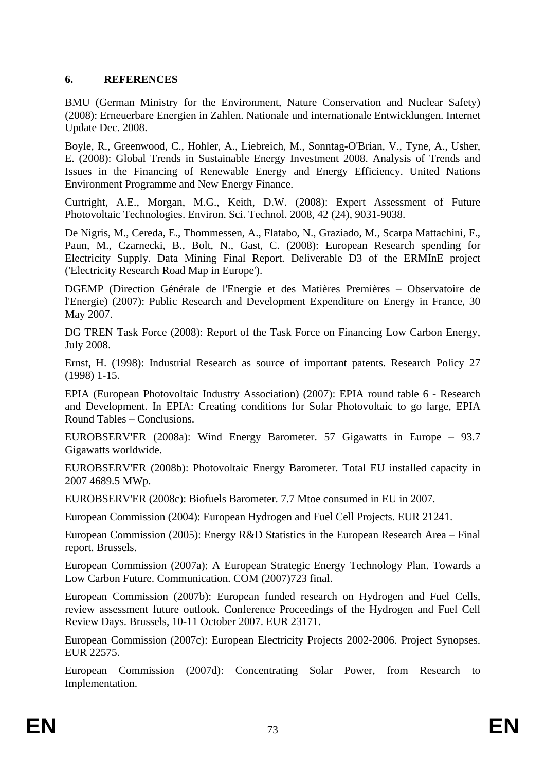## 6. REFERENCES

BMU (German Ministry for the Environment, Nature Conservation and Nuclear Safety) (2008): Erneuerbare Energien in Zahlen. Nationale und internationale Entwicklungen. Internet Update Dec. 2008.

Boyle, R., Greenwood, C., Hohler, A., Liebreich, M., Sonntag-O'Brian, V., Tyne, A., Usher, E. (2008): Global Trends in Sustainable Energy Investment 2008. Analysis of Trends and Issues in the Financing of Renewable Energy and Energy Efficiency. United Nations Environment Programme and New Energy Finance.

Curtright, A.E., Morgan, M.G., Keith, D.W. (2008): Expert Assessment of Future Photovoltaic Technologies. Environ. Sci. Technol. 2008, 42 (24), 9031-9038.

De Nigris, M., Cereda, E., Thommessen, A., Flatabo, N., Graziado, M., Scarpa Mattachini, F., Paun, M., Czarnecki, B., Bolt, N., Gast, C. (2008): European Research spending for Electricity Supply. Data Mining Final Report. Deliverable D3 of the ERMInE project ('Electricity Research Road Map in Europe').

DGEMP (Direction Générale de l'Energie et des Matières Premières – Observatoire de l'Energie) (2007): Public Research and Development Expenditure on Energy in France, 30 May 2007.

DG TREN Task Force (2008): Report of the Task Force on Financing Low Carbon Energy, July 2008.

Ernst, H. (1998): Industrial Research as source of important patents. Research Policy 27 (1998) 1-15.

EPIA (European Photovoltaic Industry Association) (2007): EPIA round table 6 - Research and Development. In EPIA: Creating conditions for Solar Photovoltaic to go large, EPIA Round Tables – Conclusions.

EUROBSERV'ER (2008a): Wind Energy Barometer. 57 Gigawatts in Europe – 93.7 Gigawatts worldwide.

EUROBSERV'ER (2008b): Photovoltaic Energy Barometer. Total EU installed capacity in 2007 4689.5 MWp.

EUROBSERV'ER (2008c): Biofuels Barometer. 7.7 Mtoe consumed in EU in 2007.

European Commission (2004): European Hydrogen and Fuel Cell Projects. EUR 21241.

European Commission (2005): Energy R&D Statistics in the European Research Area – Final report. Brussels.

European Commission (2007a): A European Strategic Energy Technology Plan. Towards a Low Carbon Future. Communication. COM (2007)723 final.

European Commission (2007b): European funded research on Hydrogen and Fuel Cells, review assessment future outlook. Conference Proceedings of the Hydrogen and Fuel Cell Review Days. Brussels, 10-11 October 2007. EUR 23171.

European Commission (2007c): European Electricity Projects 2002-2006. Project Synopses. EUR 22575.

European Commission (2007d): Concentrating Solar Power, from Research to Implementation.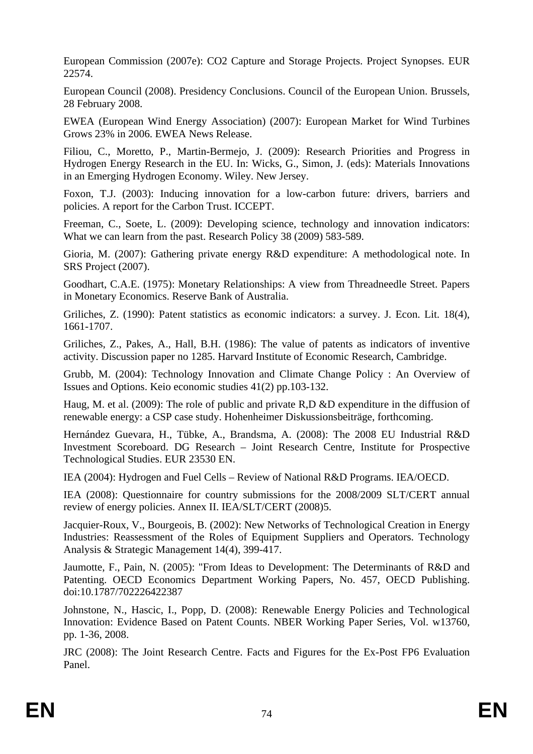European Commission (2007e): CO2 Capture and Storage Projects. Project Synopses. EUR 22574.

European Council (2008). Presidency Conclusions. Council of the European Union. Brussels, 28 February 2008.

EWEA (European Wind Energy Association) (2007): European Market for Wind Turbines Grows 23% in 2006. EWEA News Release.

Filiou, C., Moretto, P., Martin-Bermejo, J. (2009): Research Priorities and Progress in Hydrogen Energy Research in the EU. In: Wicks, G., Simon, J. (eds): Materials Innovations in an Emerging Hydrogen Economy. Wiley. New Jersey.

Foxon, T.J. (2003): Inducing innovation for a low-carbon future: drivers, barriers and policies. A report for the Carbon Trust. ICCEPT.

Freeman, C., Soete, L. (2009): Developing science, technology and innovation indicators: What we can learn from the past. Research Policy 38 (2009) 583-589.

Gioria, M. (2007): Gathering private energy R&D expenditure: A methodological note. In SRS Project (2007).

Goodhart, C.A.E. (1975): Monetary Relationships: A view from Threadneedle Street. Papers in Monetary Economics. Reserve Bank of Australia.

Griliches, Z. (1990): Patent statistics as economic indicators: a survey. J. Econ. Lit. 18(4), 1661-1707.

Griliches, Z., Pakes, A., Hall, B.H. (1986): The value of patents as indicators of inventive activity. Discussion paper no 1285. Harvard Institute of Economic Research, Cambridge.

Grubb, M. (2004): Technology Innovation and Climate Change Policy : An Overview of Issues and Options. Keio economic studies 41(2) pp.103-132.

Haug, M. et al. (2009): The role of public and private R,D &D expenditure in the diffusion of renewable energy: a CSP case study. Hohenheimer Diskussionsbeiträge, forthcoming.

Hernández Guevara, H., Tübke, A., Brandsma, A. (2008): The 2008 EU Industrial R&D Investment Scoreboard. DG Research – Joint Research Centre, Institute for Prospective Technological Studies. EUR 23530 EN.

IEA (2004): Hydrogen and Fuel Cells – Review of National R&D Programs. IEA/OECD.

IEA (2008): Questionnaire for country submissions for the 2008/2009 SLT/CERT annual review of energy policies. Annex II. IEA/SLT/CERT (2008)5.

Jacquier-Roux, V., Bourgeois, B. (2002): New Networks of Technological Creation in Energy Industries: Reassessment of the Roles of Equipment Suppliers and Operators. Technology Analysis & Strategic Management 14(4), 399-417.

Jaumotte, F., Pain, N. (2005): "From Ideas to Development: The Determinants of R&D and Patenting. OECD Economics Department Working Papers, No. 457, OECD Publishing. doi:10.1787/702226422387

Johnstone, N., Hascic, I., Popp, D. (2008): Renewable Energy Policies and Technological Innovation: Evidence Based on Patent Counts. NBER Working Paper Series, Vol. w13760, pp. 1-36, 2008.

JRC (2008): The Joint Research Centre. Facts and Figures for the Ex-Post FP6 Evaluation Panel.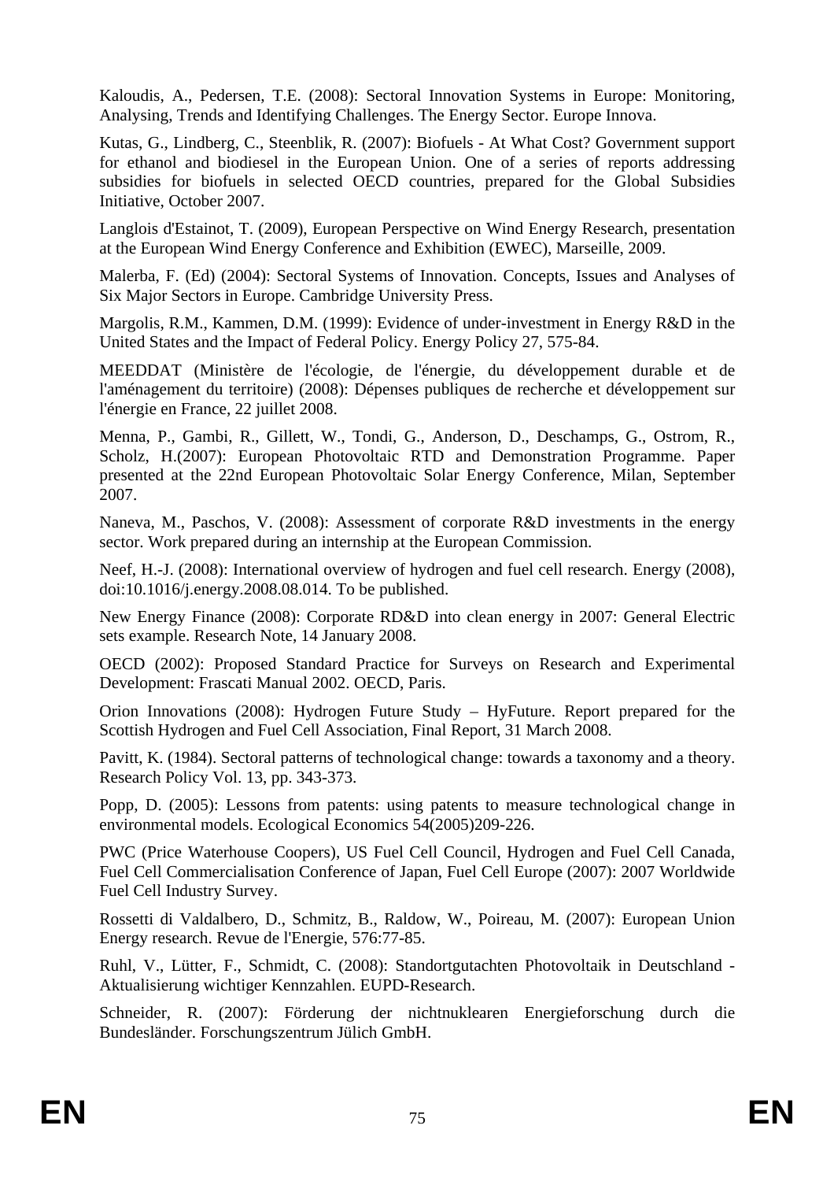Kaloudis, A., Pedersen, T.E. (2008): Sectoral Innovation Systems in Europe: Monitoring, Analysing, Trends and Identifying Challenges. The Energy Sector. Europe Innova.

Kutas, G., Lindberg, C., Steenblik, R. (2007): Biofuels - At What Cost? Government support for ethanol and biodiesel in the European Union. One of a series of reports addressing subsidies for biofuels in selected OECD countries, prepared for the Global Subsidies Initiative, October 2007.

Langlois d'Estainot, T. (2009), European Perspective on Wind Energy Research, presentation at the European Wind Energy Conference and Exhibition (EWEC), Marseille, 2009.

Malerba, F. (Ed) (2004): Sectoral Systems of Innovation. Concepts, Issues and Analyses of Six Major Sectors in Europe. Cambridge University Press.

Margolis, R.M., Kammen, D.M. (1999): Evidence of under-investment in Energy R&D in the United States and the Impact of Federal Policy. Energy Policy 27, 575-84.

MEEDDAT (Ministère de l'écologie, de l'énergie, du développement durable et de l'aménagement du territoire) (2008): Dépenses publiques de recherche et développement sur l'énergie en France, 22 juillet 2008.

Menna, P., Gambi, R., Gillett, W., Tondi, G., Anderson, D., Deschamps, G., Ostrom, R., Scholz, H.(2007): European Photovoltaic RTD and Demonstration Programme. Paper presented at the 22nd European Photovoltaic Solar Energy Conference, Milan, September 2007.

Naneva, M., Paschos, V. (2008): Assessment of corporate R&D investments in the energy sector. Work prepared during an internship at the European Commission.

Neef, H.-J. (2008): International overview of hydrogen and fuel cell research. Energy (2008), doi:10.1016/j.energy.2008.08.014. To be published.

New Energy Finance (2008): Corporate RD&D into clean energy in 2007: General Electric sets example. Research Note, 14 January 2008.

OECD (2002): Proposed Standard Practice for Surveys on Research and Experimental Development: Frascati Manual 2002. OECD, Paris.

Orion Innovations (2008): Hydrogen Future Study – HyFuture. Report prepared for the Scottish Hydrogen and Fuel Cell Association, Final Report, 31 March 2008.

Pavitt, K. (1984). Sectoral patterns of technological change: towards a taxonomy and a theory. Research Policy Vol. 13, pp. 343-373.

Popp, D. (2005): Lessons from patents: using patents to measure technological change in environmental models. Ecological Economics 54(2005)209-226.

PWC (Price Waterhouse Coopers), US Fuel Cell Council, Hydrogen and Fuel Cell Canada, Fuel Cell Commercialisation Conference of Japan, Fuel Cell Europe (2007): 2007 Worldwide Fuel Cell Industry Survey.

Rossetti di Valdalbero, D., Schmitz, B., Raldow, W., Poireau, M. (2007): European Union Energy research. Revue de l'Energie, 576:77-85.

Ruhl, V., Lütter, F., Schmidt, C. (2008): Standortgutachten Photovoltaik in Deutschland - Aktualisierung wichtiger Kennzahlen. EUPD-Research.

Schneider, R. (2007): Förderung der nichtnuklearen Energieforschung durch die Bundesländer. Forschungszentrum Jülich GmbH.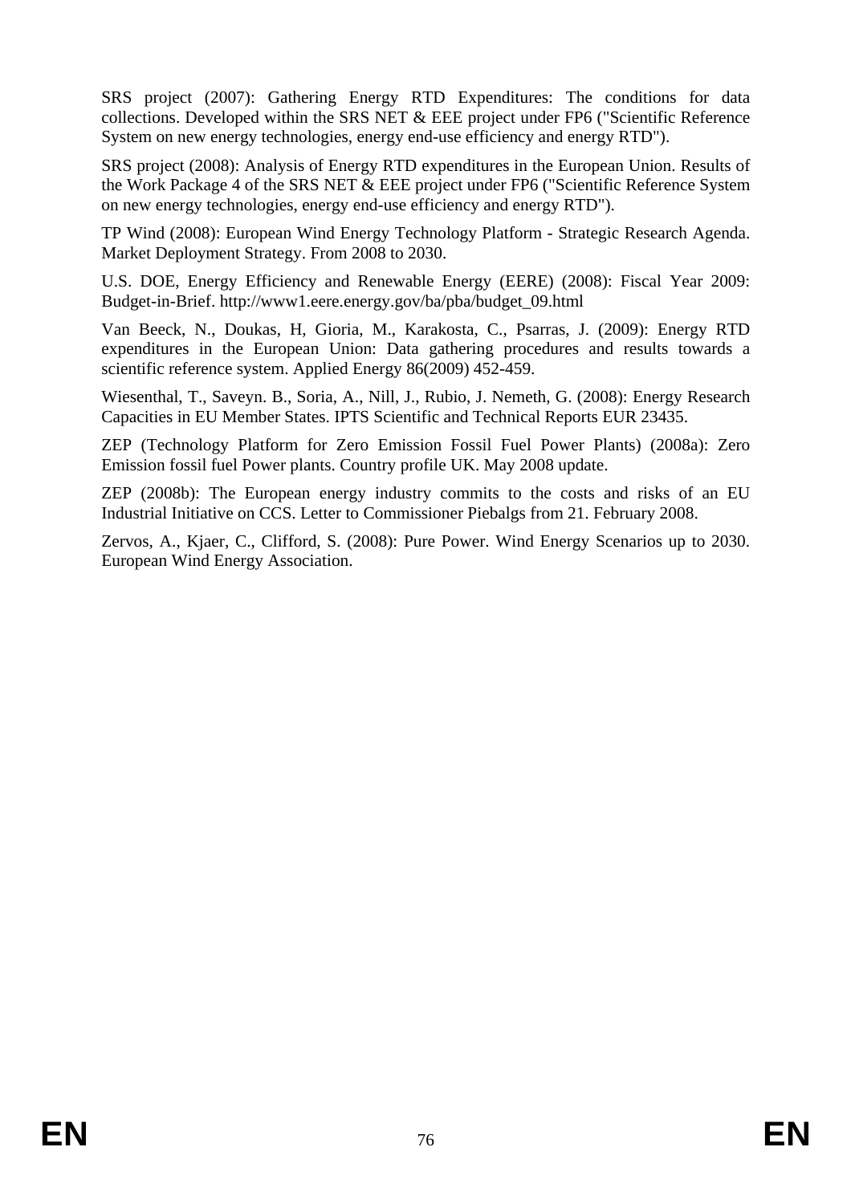SRS project (2007): Gathering Energy RTD Expenditures: The conditions for data collections. Developed within the SRS NET & EEE project under FP6 ("Scientific Reference System on new energy technologies, energy end-use efficiency and energy RTD").

SRS project (2008): Analysis of Energy RTD expenditures in the European Union. Results of the Work Package 4 of the SRS NET & EEE project under FP6 ("Scientific Reference System on new energy technologies, energy end-use efficiency and energy RTD").

TP Wind (2008): European Wind Energy Technology Platform - Strategic Research Agenda. Market Deployment Strategy. From 2008 to 2030.

U.S. DOE, Energy Efficiency and Renewable Energy (EERE) (2008): Fiscal Year 2009: Budget-in-Brief. http://www1.eere.energy.gov/ba/pba/budget_09.html

Van Beeck, N., Doukas, H, Gioria, M., Karakosta, C., Psarras, J. (2009): Energy RTD expenditures in the European Union: Data gathering procedures and results towards a scientific reference system. Applied Energy 86(2009) 452-459.

Wiesenthal, T., Saveyn. B., Soria, A., Nill, J., Rubio, J. Nemeth, G. (2008): Energy Research Capacities in EU Member States. IPTS Scientific and Technical Reports EUR 23435.

ZEP (Technology Platform for Zero Emission Fossil Fuel Power Plants) (2008a): Zero Emission fossil fuel Power plants. Country profile UK. May 2008 update.

ZEP (2008b): The European energy industry commits to the costs and risks of an EU Industrial Initiative on CCS. Letter to Commissioner Piebalgs from 21. February 2008.

Zervos, A., Kjaer, C., Clifford, S. (2008): Pure Power. Wind Energy Scenarios up to 2030. European Wind Energy Association.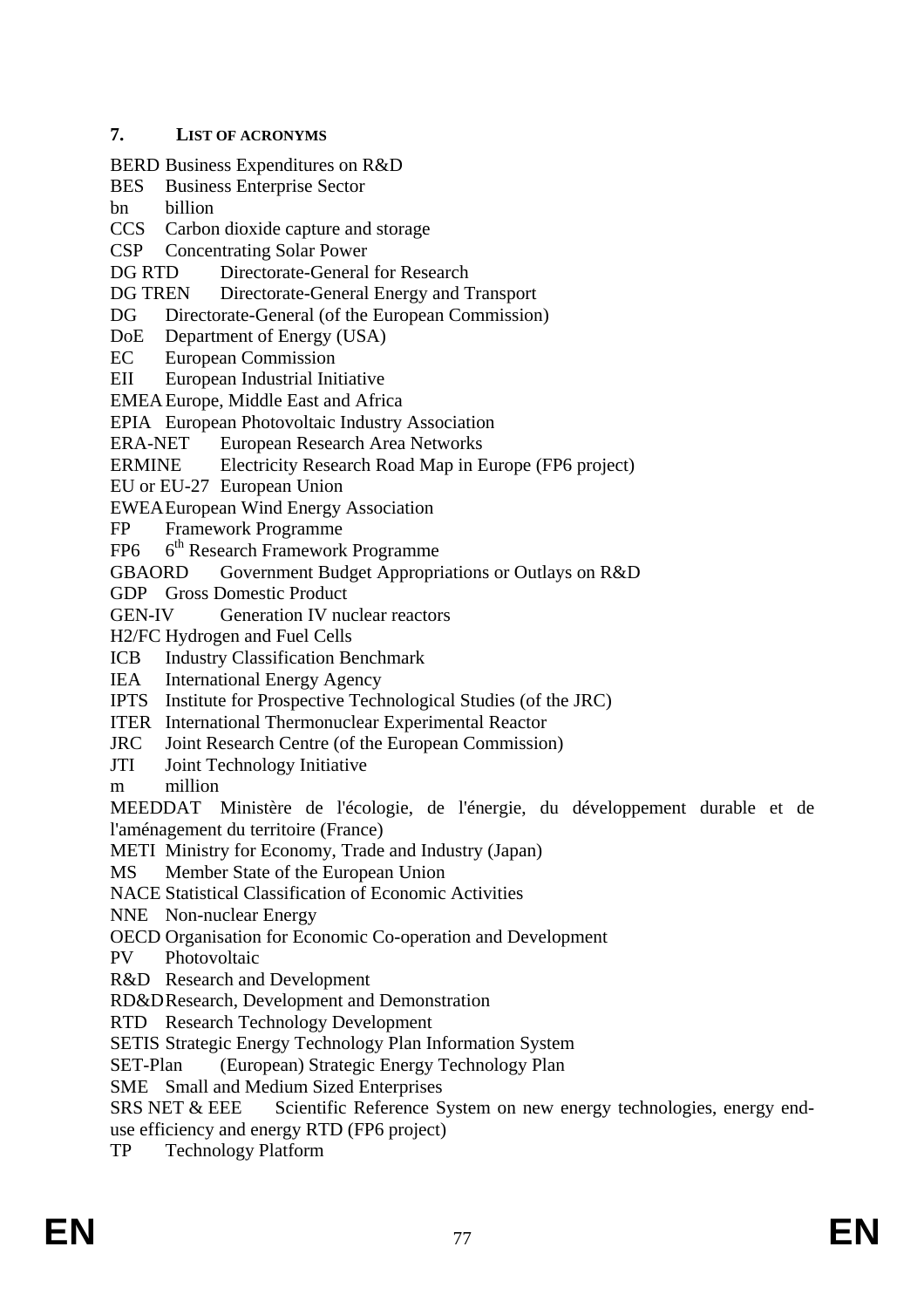## 7. LIST OF ACRONYMS

BERD Business Expenditures on R&D
BES Business Enterprise Sector
bn billion
CCS Carbon dioxide capture and storage
CSP Concentrating Solar Power
DG RTD Directorate-General for Research
DG TREN Directorate-General Energy and Transport
DG Directorate-General (of the European Commission)
DoE Department of Energy (USA)
EC European Commission
EII European Industrial Initiative
EMEA Europe, Middle East and Africa
EPIA European Photovoltaic Industry Association
ERA-NET European Research Area Networks
ERMINE Electricity Research Road Map in Europe (FP6 project)
EU or EU-27 European Union
EWEA European Wind Energy Association
FP Framework Programme
FP6 6th Research Framework Programme
GBAORD Government Budget Appropriations or Outlays on R&D
GDP Gross Domestic Product
GEN-IV Generation IV nuclear reactors
H2/FC Hydrogen and Fuel Cells
ICB Industry Classification Benchmark
IEA International Energy Agency
IPTS Institute for Prospective Technological Studies (of the JRC)
ITER International Thermonuclear Experimental Reactor
JRC Joint Research Centre (of the European Commission)
JTI Joint Technology Initiative
m million
MEEDDAT Ministère de l'écologie, de l'énergie, du développement durable et de l'aménagement du territoire (France)
METI Ministry for Economy, Trade and Industry (Japan)
MS Member State of the European Union
NACE Statistical Classification of Economic Activities
NNE Non-nuclear Energy
OECD Organisation for Economic Co-operation and Development
PV Photovoltaic
R&D Research and Development
RD&D Research, Development and Demonstration
RTD Research Technology Development
SETIS Strategic Energy Technology Plan Information System
SET-Plan (European) Strategic Energy Technology Plan
SME Small and Medium Sized Enterprises
SRS NET & EEE Scientific Reference System on new energy technologies, energy end-use efficiency and energy RTD (FP6 project)
TP Technology Platform